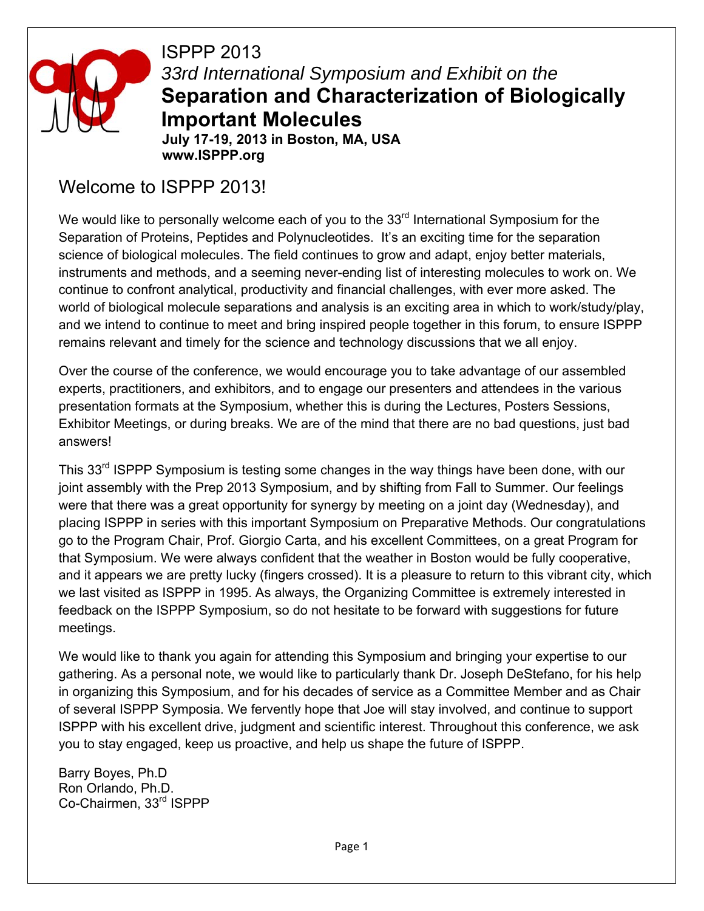# ISPPP 2013

*33rd International Symposium and Exhibit on the*

## Separation and Characterization of Biologically Important Molecules

**July 17-19, 2013 in Boston, MA, USA**
**www.ISPPP.org**

## Welcome to ISPPP 2013!

We would like to personally welcome each of you to the 33rd International Symposium for the Separation of Proteins, Peptides and Polynucleotides. It's an exciting time for the separation science of biological molecules. The field continues to grow and adapt, enjoy better materials, instruments and methods, and a seeming never-ending list of interesting molecules to work on. We continue to confront analytical, productivity and financial challenges, with ever more asked. The world of biological molecule separations and analysis is an exciting area in which to work/study/play, and we intend to continue to meet and bring inspired people together in this forum, to ensure ISPPP remains relevant and timely for the science and technology discussions that we all enjoy.

Over the course of the conference, we would encourage you to take advantage of our assembled experts, practitioners, and exhibitors, and to engage our presenters and attendees in the various presentation formats at the Symposium, whether this is during the Lectures, Posters Sessions, Exhibitor Meetings, or during breaks. We are of the mind that there are no bad questions, just bad answers!

This 33rd ISPPP Symposium is testing some changes in the way things have been done, with our joint assembly with the Prep 2013 Symposium, and by shifting from Fall to Summer. Our feelings were that there was a great opportunity for synergy by meeting on a joint day (Wednesday), and placing ISPPP in series with this important Symposium on Preparative Methods. Our congratulations go to the Program Chair, Prof. Giorgio Carta, and his excellent Committees, on a great Program for that Symposium. We were always confident that the weather in Boston would be fully cooperative, and it appears we are pretty lucky (fingers crossed). It is a pleasure to return to this vibrant city, which we last visited as ISPPP in 1995. As always, the Organizing Committee is extremely interested in feedback on the ISPPP Symposium, so do not hesitate to be forward with suggestions for future meetings.

We would like to thank you again for attending this Symposium and bringing your expertise to our gathering. As a personal note, we would like to particularly thank Dr. Joseph DeStefano, for his help in organizing this Symposium, and for his decades of service as a Committee Member and as Chair of several ISPPP Symposia. We fervently hope that Joe will stay involved, and continue to support ISPPP with his excellent drive, judgment and scientific interest. Throughout this conference, we ask you to stay engaged, keep us proactive, and help us shape the future of ISPPP.

Barry Boyes, Ph.D
Ron Orlando, Ph.D.
Co-Chairmen, 33rd ISPPP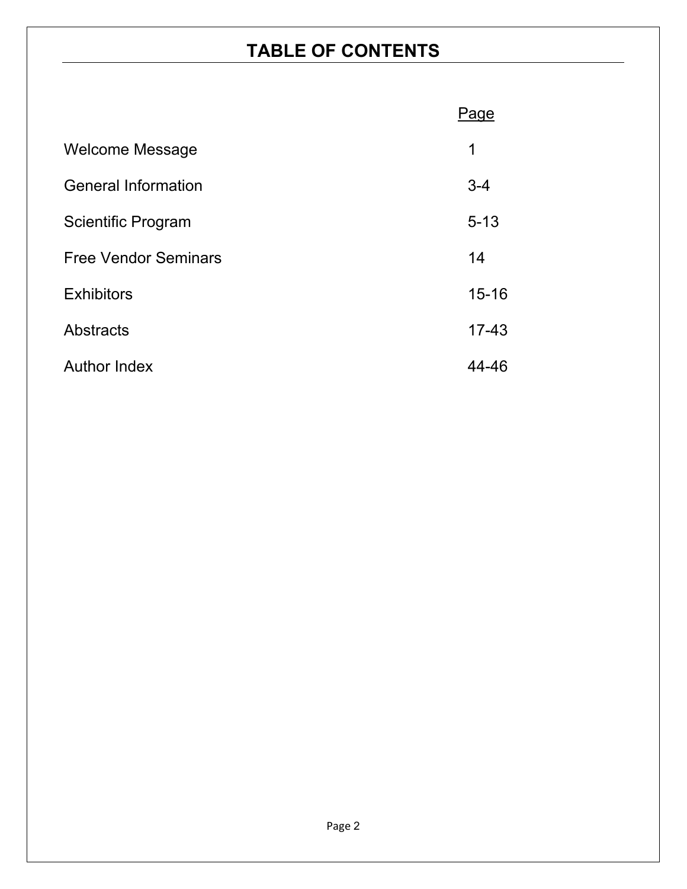# TABLE OF CONTENTS

| | Page |
|---|---|
| Welcome Message | 1 |
| General Information | 3-4 |
| Scientific Program | 5-13 |
| Free Vendor Seminars | 14 |
| Exhibitors | 15-16 |
| Abstracts | 17-43 |
| Author Index | 44-46 |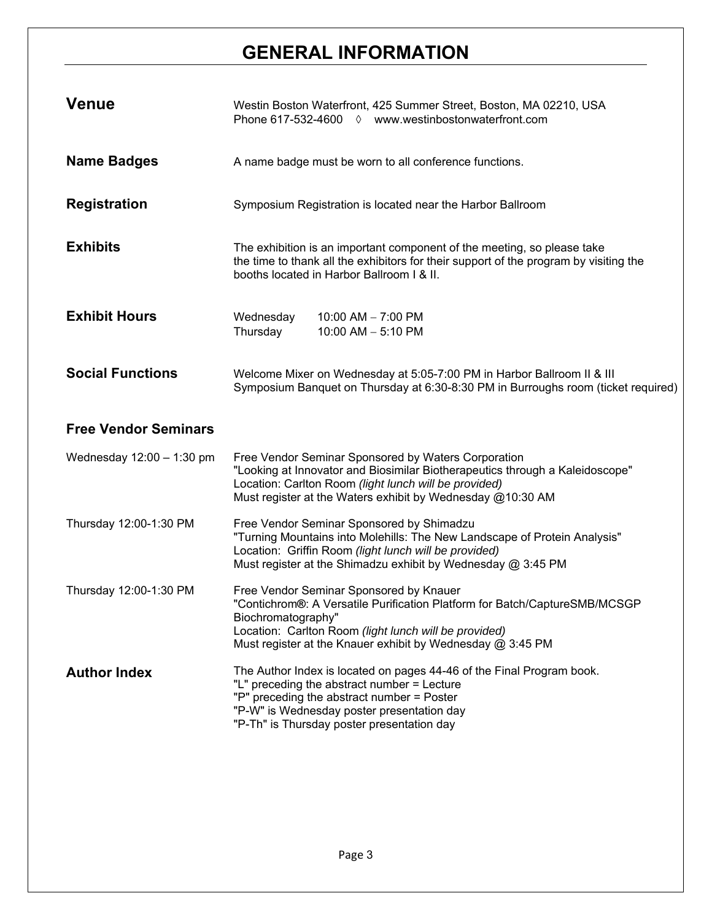# GENERAL INFORMATION

**Venue**

Westin Boston Waterfront, 425 Summer Street, Boston, MA 02210, USA
Phone 617-532-4600 ◊ www.westinbostonwaterfront.com

**Name Badges**

A name badge must be worn to all conference functions.

**Registration**

Symposium Registration is located near the Harbor Ballroom

**Exhibits**

The exhibition is an important component of the meeting, so please take the time to thank all the exhibitors for their support of the program by visiting the booths located in Harbor Ballroom I & II.

**Exhibit Hours**

Wednesday 10:00 AM – 7:00 PM
Thursday 10:00 AM – 5:10 PM

**Social Functions**

Welcome Mixer on Wednesday at 5:05-7:00 PM in Harbor Ballroom II & III
Symposium Banquet on Thursday at 6:30-8:30 PM in Burroughs room (ticket required)

## Free Vendor Seminars

**Wednesday 12:00 – 1:30 pm**

Free Vendor Seminar Sponsored by Waters Corporation
"Looking at Innovator and Biosimilar Biotherapeutics through a Kaleidoscope"
Location: Carlton Room *(light lunch will be provided)*
Must register at the Waters exhibit by Wednesday @10:30 AM

**Thursday 12:00-1:30 PM**

Free Vendor Seminar Sponsored by Shimadzu
"Turning Mountains into Molehills: The New Landscape of Protein Analysis"
Location: Griffin Room *(light lunch will be provided)*
Must register at the Shimadzu exhibit by Wednesday @ 3:45 PM

**Thursday 12:00-1:30 PM**

Free Vendor Seminar Sponsored by Knauer
"Contichrom®: A Versatile Purification Platform for Batch/CaptureSMB/MCSGP Biochromatography"
Location: Carlton Room *(light lunch will be provided)*
Must register at the Knauer exhibit by Wednesday @ 3:45 PM

**Author Index**

The Author Index is located on pages 44-46 of the Final Program book.
"L" preceding the abstract number = Lecture
"P" preceding the abstract number = Poster
"P-W" is Wednesday poster presentation day
"P-Th" is Thursday poster presentation day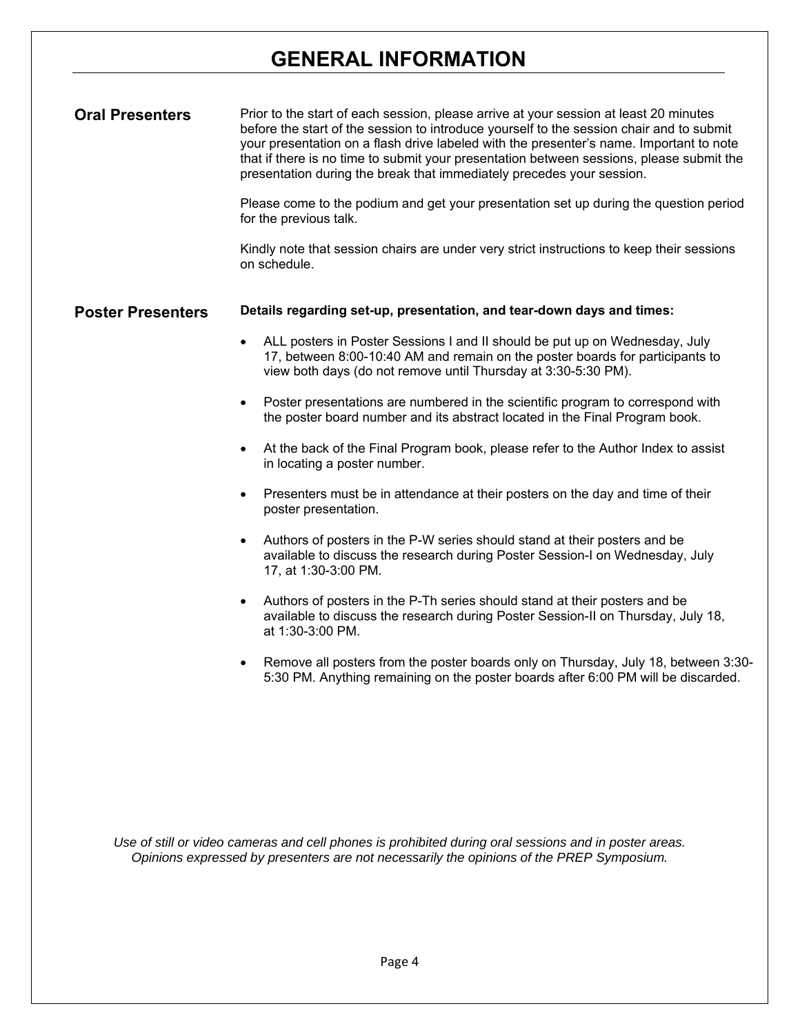# GENERAL INFORMATION

## Oral Presenters

Prior to the start of each session, please arrive at your session at least 20 minutes before the start of the session to introduce yourself to the session chair and to submit your presentation on a flash drive labeled with the presenter's name. Important to note that if there is no time to submit your presentation between sessions, please submit the presentation during the break that immediately precedes your session.

Please come to the podium and get your presentation set up during the question period for the previous talk.

Kindly note that session chairs are under very strict instructions to keep their sessions on schedule.

## Poster Presenters

**Details regarding set-up, presentation, and tear-down days and times:**

- ALL posters in Poster Sessions I and II should be put up on Wednesday, July 17, between 8:00-10:40 AM and remain on the poster boards for participants to view both days (do not remove until Thursday at 3:30-5:30 PM).
- Poster presentations are numbered in the scientific program to correspond with the poster board number and its abstract located in the Final Program book.
- At the back of the Final Program book, please refer to the Author Index to assist in locating a poster number.
- Presenters must be in attendance at their posters on the day and time of their poster presentation.
- Authors of posters in the P-W series should stand at their posters and be available to discuss the research during Poster Session-I on Wednesday, July 17, at 1:30-3:00 PM.
- Authors of posters in the P-Th series should stand at their posters and be available to discuss the research during Poster Session-II on Thursday, July 18, at 1:30-3:00 PM.
- Remove all posters from the poster boards only on Thursday, July 18, between 3:30-5:30 PM. Anything remaining on the poster boards after 6:00 PM will be discarded.

*Use of still or video cameras and cell phones is prohibited during oral sessions and in poster areas. Opinions expressed by presenters are not necessarily the opinions of the PREP Symposium.*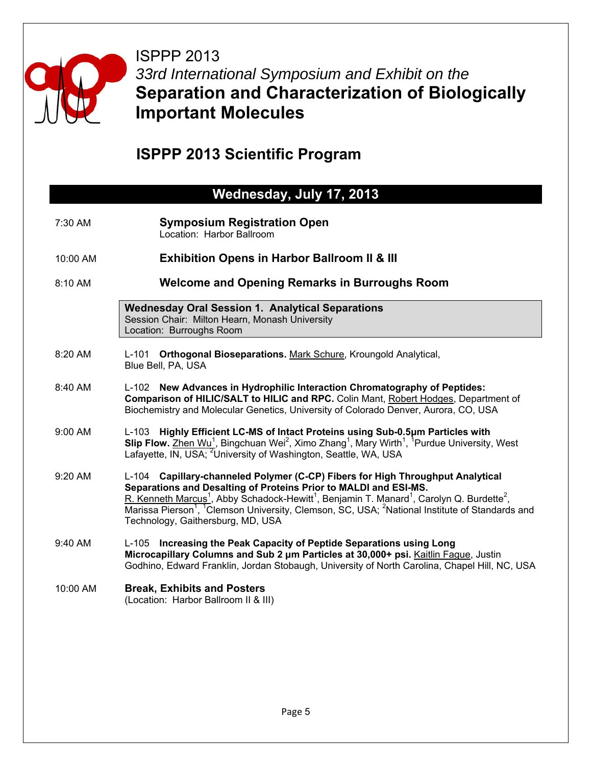# ISPPP 2013

*33rd International Symposium and Exhibit on the*

**Separation and Characterization of Biologically Important Molecules**

## ISPPP 2013 Scientific Program

### Wednesday, July 17, 2013

7:30 AM **Symposium Registration Open**
Location: Harbor Ballroom

10:00 AM **Exhibition Opens in Harbor Ballroom II & III**

8:10 AM **Welcome and Opening Remarks in Burroughs Room**

**Wednesday Oral Session 1. Analytical Separations**
Session Chair: Milton Hearn, Monash University
Location: Burroughs Room

8:20 AM L-101 **Orthogonal Bioseparations.** Mark Schure, Kroungold Analytical, Blue Bell, PA, USA

8:40 AM L-102 **New Advances in Hydrophilic Interaction Chromatography of Peptides: Comparison of HILIC/SALT to HILIC and RPC.** Colin Mant, Robert Hodges, Department of Biochemistry and Molecular Genetics, University of Colorado Denver, Aurora, CO, USA

9:00 AM L-103 **Highly Efficient LC-MS of Intact Proteins using Sub-0.5µm Particles with Slip Flow.** Zhen Wu[1], Bingchuan Wei[2], Ximo Zhang[1], Mary Wirth[1], [1]Purdue University, West Lafayette, IN, USA; [2]University of Washington, Seattle, WA, USA

9:20 AM L-104 **Capillary-channeled Polymer (C-CP) Fibers for High Throughput Analytical Separations and Desalting of Proteins Prior to MALDI and ESI-MS.** R. Kenneth Marcus[1], Abby Schadock-Hewitt[1], Benjamin T. Manard[1], Carolyn Q. Burdette[2], Marissa Pierson[1], [1]Clemson University, Clemson, SC, USA; [2]National Institute of Standards and Technology, Gaithersburg, MD, USA

9:40 AM L-105 **Increasing the Peak Capacity of Peptide Separations using Long Microcapillary Columns and Sub 2 µm Particles at 30,000+ psi.** Kaitlin Fague, Justin Godhino, Edward Franklin, Jordan Stobaugh, University of North Carolina, Chapel Hill, NC, USA

10:00 AM **Break, Exhibits and Posters**
(Location: Harbor Ballroom II & III)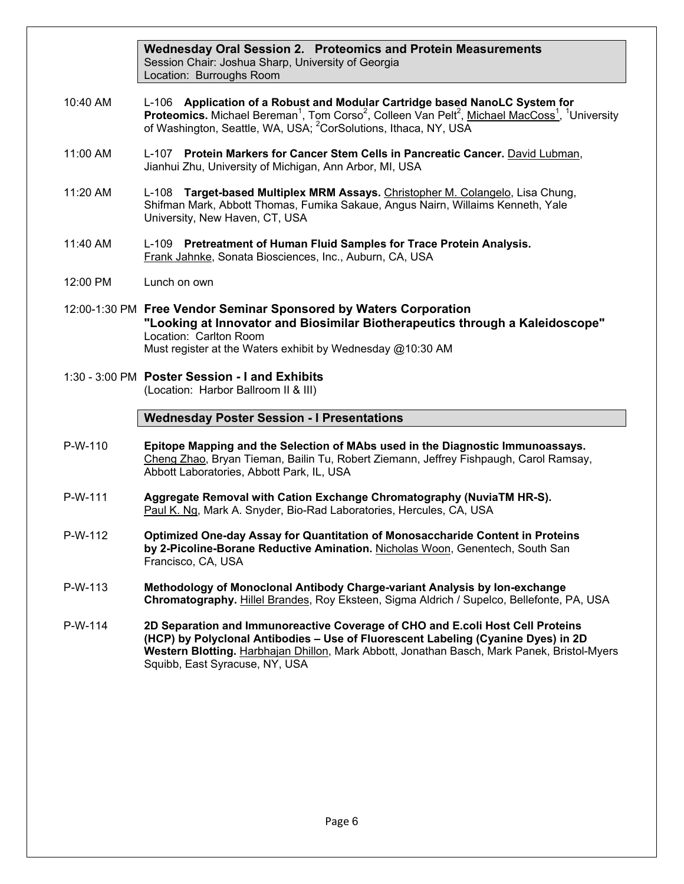## Wednesday Oral Session 2. Proteomics and Protein Measurements

Session Chair: Joshua Sharp, University of Georgia
Location: Burroughs Room

10:40 AM L-106 **Application of a Robust and Modular Cartridge based NanoLC System for Proteomics.** Michael Bereman[1], Tom Corso[2], Colleen Van Pelt[2], Michael MacCoss[1], [1]University of Washington, Seattle, WA, USA; [2]CorSolutions, Ithaca, NY, USA

11:00 AM L-107 **Protein Markers for Cancer Stem Cells in Pancreatic Cancer.** David Lubman, Jianhui Zhu, University of Michigan, Ann Arbor, MI, USA

11:20 AM L-108 **Target-based Multiplex MRM Assays.** Christopher M. Colangelo, Lisa Chung, Shifman Mark, Abbott Thomas, Fumika Sakaue, Angus Nairn, Willaims Kenneth, Yale University, New Haven, CT, USA

11:40 AM L-109 **Pretreatment of Human Fluid Samples for Trace Protein Analysis.** Frank Jahnke, Sonata Biosciences, Inc., Auburn, CA, USA

12:00 PM Lunch on own

12:00-1:30 PM **Free Vendor Seminar Sponsored by Waters Corporation "Looking at Innovator and Biosimilar Biotherapeutics through a Kaleidoscope"**
Location: Carlton Room
Must register at the Waters exhibit by Wednesday @10:30 AM

1:30 - 3:00 PM **Poster Session - I and Exhibits**
(Location: Harbor Ballroom II & III)

## Wednesday Poster Session - I Presentations

P-W-110 **Epitope Mapping and the Selection of MAbs used in the Diagnostic Immunoassays.** Cheng Zhao, Bryan Tieman, Bailin Tu, Robert Ziemann, Jeffrey Fishpaugh, Carol Ramsay, Abbott Laboratories, Abbott Park, IL, USA

P-W-111 **Aggregate Removal with Cation Exchange Chromatography (NuviaTM HR-S).** Paul K. Ng, Mark A. Snyder, Bio-Rad Laboratories, Hercules, CA, USA

P-W-112 **Optimized One-day Assay for Quantitation of Monosaccharide Content in Proteins by 2-Picoline-Borane Reductive Amination.** Nicholas Woon, Genentech, South San Francisco, CA, USA

P-W-113 **Methodology of Monoclonal Antibody Charge-variant Analysis by Ion-exchange Chromatography.** Hillel Brandes, Roy Eksteen, Sigma Aldrich / Supelco, Bellefonte, PA, USA

P-W-114 **2D Separation and Immunoreactive Coverage of CHO and E.coli Host Cell Proteins (HCP) by Polyclonal Antibodies – Use of Fluorescent Labeling (Cyanine Dyes) in 2D Western Blotting.** Harbhajan Dhillon, Mark Abbott, Jonathan Basch, Mark Panek, Bristol-Myers Squibb, East Syracuse, NY, USA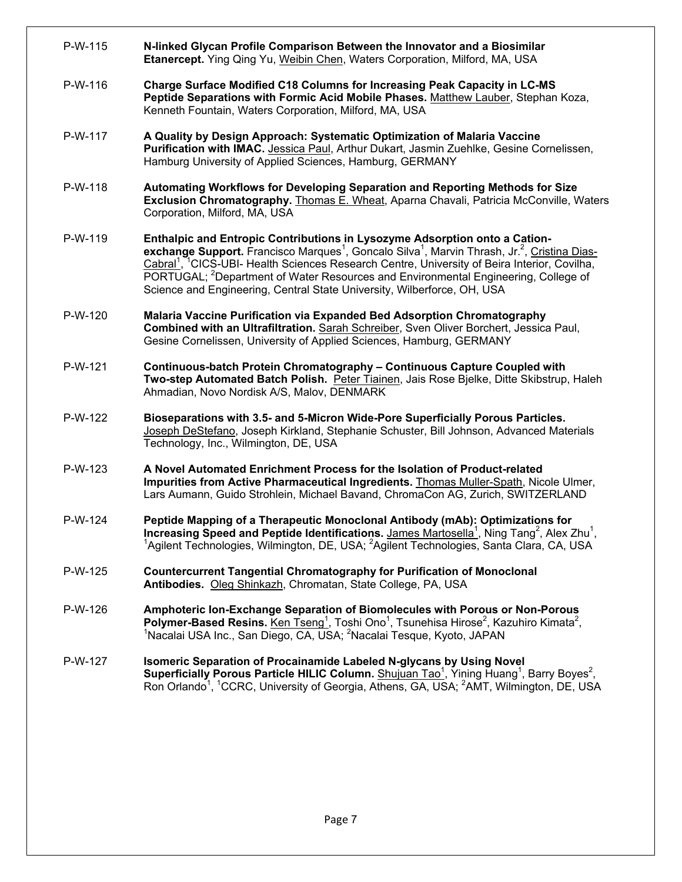P-W-115 **N-linked Glycan Profile Comparison Between the Innovator and a Biosimilar Etanercept.** Ying Qing Yu, Weibin Chen, Waters Corporation, Milford, MA, USA

P-W-116 **Charge Surface Modified C18 Columns for Increasing Peak Capacity in LC-MS Peptide Separations with Formic Acid Mobile Phases.** Matthew Lauber, Stephan Koza, Kenneth Fountain, Waters Corporation, Milford, MA, USA

P-W-117 **A Quality by Design Approach: Systematic Optimization of Malaria Vaccine Purification with IMAC.** Jessica Paul, Arthur Dukart, Jasmin Zuehlke, Gesine Cornelissen, Hamburg University of Applied Sciences, Hamburg, GERMANY

P-W-118 **Automating Workflows for Developing Separation and Reporting Methods for Size Exclusion Chromatography.** Thomas E. Wheat, Aparna Chavali, Patricia McConville, Waters Corporation, Milford, MA, USA

P-W-119 **Enthalpic and Entropic Contributions in Lysozyme Adsorption onto a Cation-exchange Support.** Francisco Marques[1], Goncalo Silva[1], Marvin Thrash, Jr.[2], Cristina Dias-Cabral[1], [1]CICS-UBI- Health Sciences Research Centre, University of Beira Interior, Covilha, PORTUGAL; [2]Department of Water Resources and Environmental Engineering, College of Science and Engineering, Central State University, Wilberforce, OH, USA

P-W-120 **Malaria Vaccine Purification via Expanded Bed Adsorption Chromatography Combined with an Ultrafiltration.** Sarah Schreiber, Sven Oliver Borchert, Jessica Paul, Gesine Cornelissen, University of Applied Sciences, Hamburg, GERMANY

P-W-121 **Continuous-batch Protein Chromatography – Continuous Capture Coupled with Two-step Automated Batch Polish.** Peter Tiainen, Jais Rose Bjelke, Ditte Skibstrup, Haleh Ahmadian, Novo Nordisk A/S, Malov, DENMARK

P-W-122 **Bioseparations with 3.5- and 5-Micron Wide-Pore Superficially Porous Particles.** Joseph DeStefano, Joseph Kirkland, Stephanie Schuster, Bill Johnson, Advanced Materials Technology, Inc., Wilmington, DE, USA

P-W-123 **A Novel Automated Enrichment Process for the Isolation of Product-related Impurities from Active Pharmaceutical Ingredients.** Thomas Muller-Spath, Nicole Ulmer, Lars Aumann, Guido Strohlein, Michael Bavand, ChromaCon AG, Zurich, SWITZERLAND

P-W-124 **Peptide Mapping of a Therapeutic Monoclonal Antibody (mAb): Optimizations for Increasing Speed and Peptide Identifications.** James Martosella[1], Ning Tang[2], Alex Zhu[1], [1]Agilent Technologies, Wilmington, DE, USA; [2]Agilent Technologies, Santa Clara, CA, USA

P-W-125 **Countercurrent Tangential Chromatography for Purification of Monoclonal Antibodies.** Oleg Shinkazh, Chromatan, State College, PA, USA

P-W-126 **Amphoteric Ion-Exchange Separation of Biomolecules with Porous or Non-Porous Polymer-Based Resins.** Ken Tseng[1], Toshi Ono[1], Tsunehisa Hirose[2], Kazuhiro Kimata[2], [1]Nacalai USA Inc., San Diego, CA, USA; [2]Nacalai Tesque, Kyoto, JAPAN

P-W-127 **Isomeric Separation of Procainamide Labeled N-glycans by Using Novel Superficially Porous Particle HILIC Column.** Shujuan Tao[1], Yining Huang[1], Barry Boyes[2], Ron Orlando[1], [1]CCRC, University of Georgia, Athens, GA, USA; [2]AMT, Wilmington, DE, USA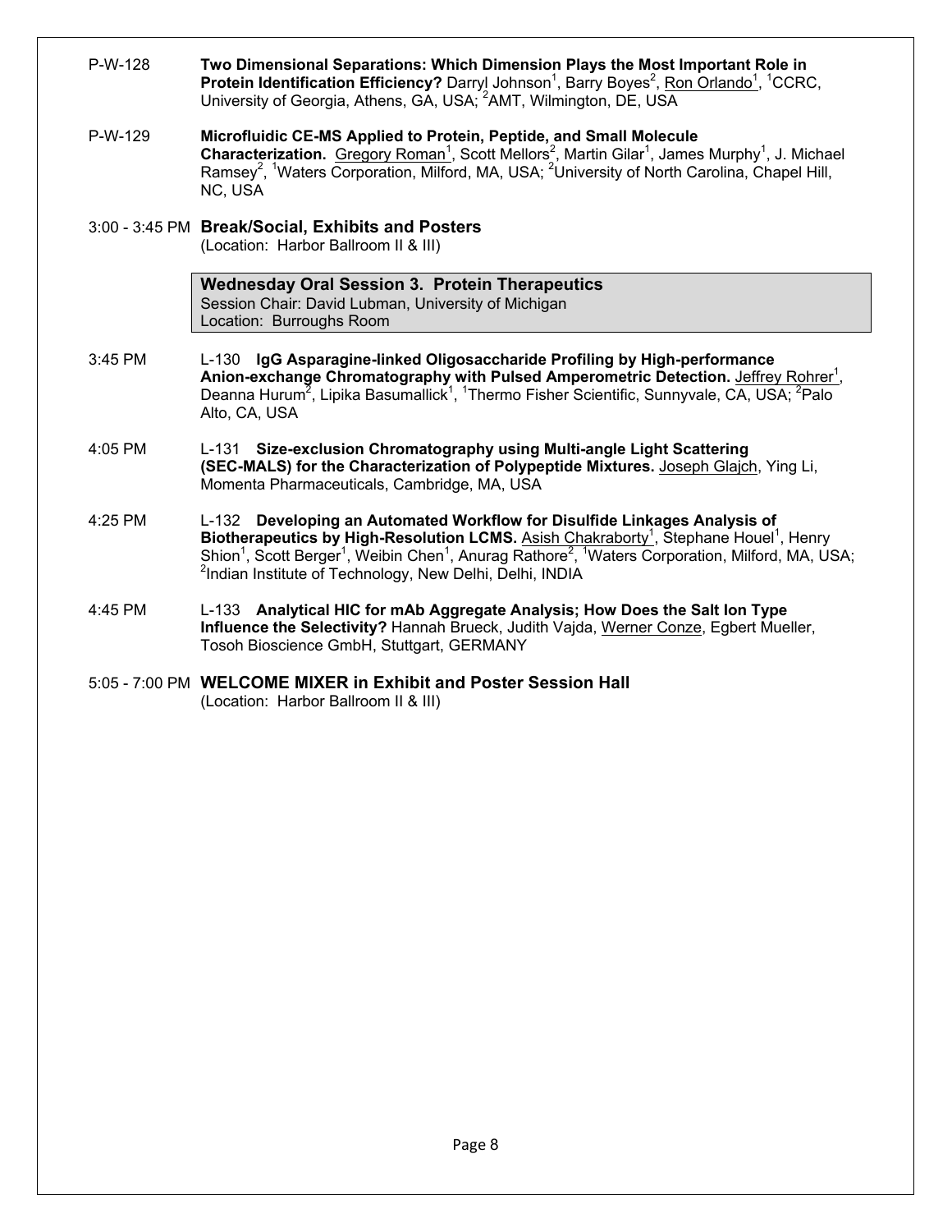P-W-128 **Two Dimensional Separations: Which Dimension Plays the Most Important Role in Protein Identification Efficiency?** Darryl Johnson[1], Barry Boyes[2], Ron Orlando[1], [1]CCRC, University of Georgia, Athens, GA, USA; [2]AMT, Wilmington, DE, USA

P-W-129 **Microfluidic CE-MS Applied to Protein, Peptide, and Small Molecule Characterization.** Gregory Roman[1], Scott Mellors[2], Martin Gilar[1], James Murphy[1], J. Michael Ramsey[2], [1]Waters Corporation, Milford, MA, USA; [2]University of North Carolina, Chapel Hill, NC, USA

3:00 - 3:45 PM **Break/Social, Exhibits and Posters**
(Location: Harbor Ballroom II & III)

**Wednesday Oral Session 3. Protein Therapeutics**
Session Chair: David Lubman, University of Michigan
Location: Burroughs Room

3:45 PM L-130 **IgG Asparagine-linked Oligosaccharide Profiling by High-performance Anion-exchange Chromatography with Pulsed Amperometric Detection.** Jeffrey Rohrer[1], Deanna Hurum[2], Lipika Basumallick[1], [1]Thermo Fisher Scientific, Sunnyvale, CA, USA; [2]Palo Alto, CA, USA

4:05 PM L-131 **Size-exclusion Chromatography using Multi-angle Light Scattering (SEC-MALS) for the Characterization of Polypeptide Mixtures.** Joseph Glajch, Ying Li, Momenta Pharmaceuticals, Cambridge, MA, USA

4:25 PM L-132 **Developing an Automated Workflow for Disulfide Linkages Analysis of Biotherapeutics by High-Resolution LCMS.** Asish Chakraborty[1], Stephane Houel[1], Henry Shion[1], Scott Berger[1], Weibin Chen[1], Anurag Rathore[2], [1]Waters Corporation, Milford, MA, USA; [2]Indian Institute of Technology, New Delhi, Delhi, INDIA

4:45 PM L-133 **Analytical HIC for mAb Aggregate Analysis; How Does the Salt Ion Type Influence the Selectivity?** Hannah Brueck, Judith Vajda, Werner Conze, Egbert Mueller, Tosoh Bioscience GmbH, Stuttgart, GERMANY

5:05 - 7:00 PM **WELCOME MIXER in Exhibit and Poster Session Hall**
(Location: Harbor Ballroom II & III)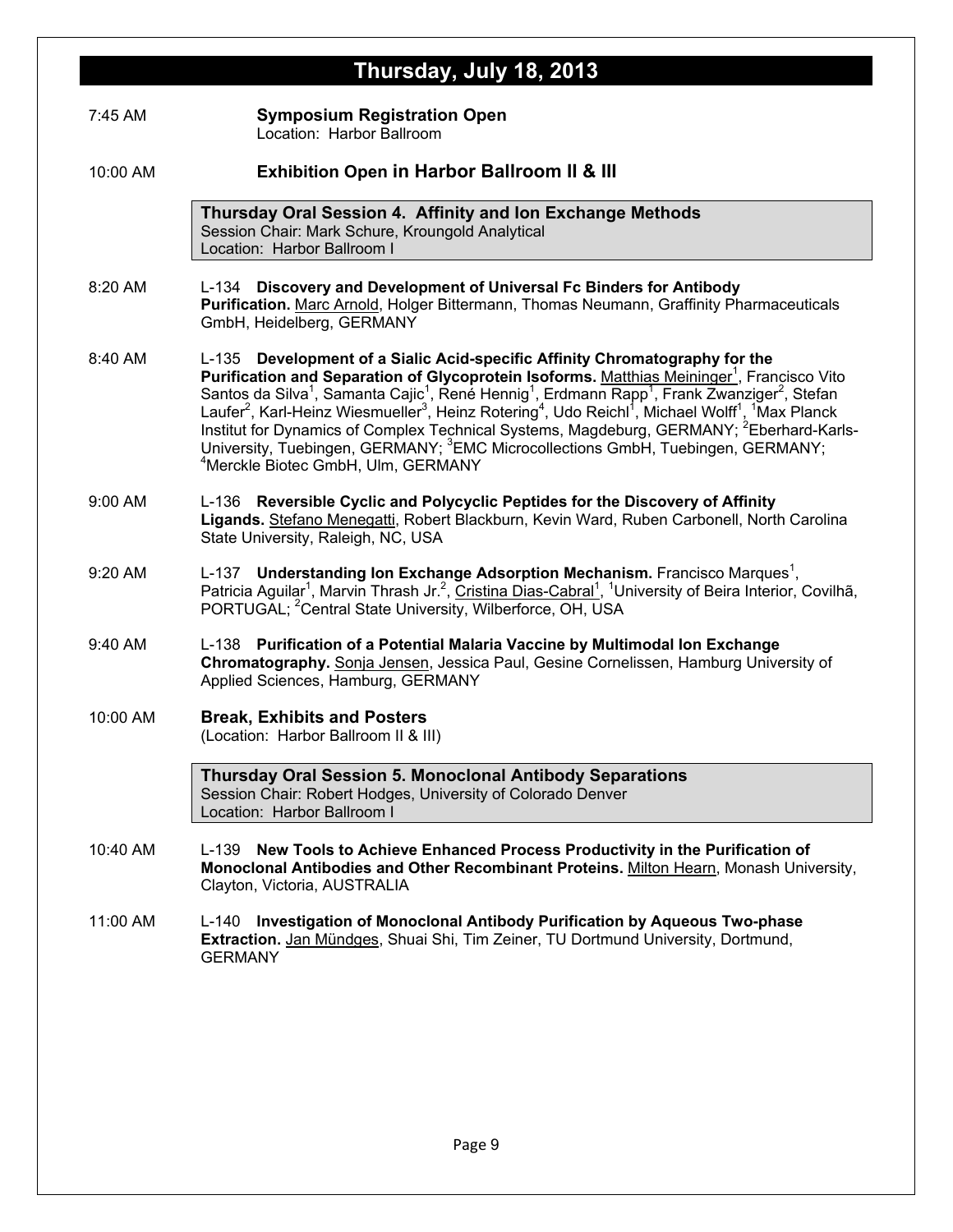# Thursday, July 18, 2013

7:45 AM **Symposium Registration Open**
Location: Harbor Ballroom

10:00 AM **Exhibition Open in Harbor Ballroom II & III**

## Thursday Oral Session 4. Affinity and Ion Exchange Methods

Session Chair: Mark Schure, Kroungold Analytical
Location: Harbor Ballroom I

8:20 AM L-134 **Discovery and Development of Universal Fc Binders for Antibody Purification.** Marc Arnold, Holger Bittermann, Thomas Neumann, Graffinity Pharmaceuticals GmbH, Heidelberg, GERMANY

8:40 AM L-135 **Development of a Sialic Acid-specific Affinity Chromatography for the Purification and Separation of Glycoprotein Isoforms.** Matthias Meininger[1], Francisco Vito Santos da Silva[1], Samanta Cajic[1], René Hennig[1], Erdmann Rapp[1], Frank Zwanziger[2], Stefan Laufer[2], Karl-Heinz Wiesmueller[3], Heinz Rotering[4], Udo Reichl[1], Michael Wolff[1], [1]Max Planck Institut for Dynamics of Complex Technical Systems, Magdeburg, GERMANY; [2]Eberhard-Karls-University, Tuebingen, GERMANY; [3]EMC Microcollections GmbH, Tuebingen, GERMANY; [4]Merckle Biotec GmbH, Ulm, GERMANY

9:00 AM L-136 **Reversible Cyclic and Polycyclic Peptides for the Discovery of Affinity Ligands.** Stefano Menegatti, Robert Blackburn, Kevin Ward, Ruben Carbonell, North Carolina State University, Raleigh, NC, USA

9:20 AM L-137 **Understanding Ion Exchange Adsorption Mechanism.** Francisco Marques[1], Patricia Aguilar[1], Marvin Thrash Jr.[2], Cristina Dias-Cabral[1], [1]University of Beira Interior, Covilhã, PORTUGAL; [2]Central State University, Wilberforce, OH, USA

9:40 AM L-138 **Purification of a Potential Malaria Vaccine by Multimodal Ion Exchange Chromatography.** Sonja Jensen, Jessica Paul, Gesine Cornelissen, Hamburg University of Applied Sciences, Hamburg, GERMANY

10:00 AM **Break, Exhibits and Posters**
(Location: Harbor Ballroom II & III)

## Thursday Oral Session 5. Monoclonal Antibody Separations

Session Chair: Robert Hodges, University of Colorado Denver
Location: Harbor Ballroom I

10:40 AM L-139 **New Tools to Achieve Enhanced Process Productivity in the Purification of Monoclonal Antibodies and Other Recombinant Proteins.** Milton Hearn, Monash University, Clayton, Victoria, AUSTRALIA

11:00 AM L-140 **Investigation of Monoclonal Antibody Purification by Aqueous Two-phase Extraction.** Jan Mündges, Shuai Shi, Tim Zeiner, TU Dortmund University, Dortmund, GERMANY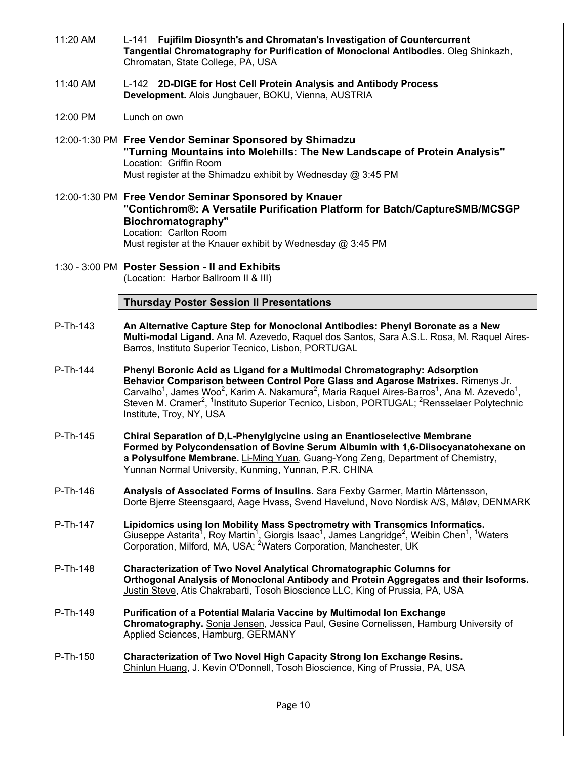11:20 AM L-141 **Fujifilm Diosynth's and Chromatan's Investigation of Countercurrent Tangential Chromatography for Purification of Monoclonal Antibodies.** Oleg Shinkazh, Chromatan, State College, PA, USA

11:40 AM L-142 **2D-DIGE for Host Cell Protein Analysis and Antibody Process Development.** Alois Jungbauer, BOKU, Vienna, AUSTRIA

12:00 PM Lunch on own

12:00-1:30 PM **Free Vendor Seminar Sponsored by Shimadzu**
**"Turning Mountains into Molehills: The New Landscape of Protein Analysis"**
Location: Griffin Room
Must register at the Shimadzu exhibit by Wednesday @ 3:45 PM

12:00-1:30 PM **Free Vendor Seminar Sponsored by Knauer**
**"Contichrom®: A Versatile Purification Platform for Batch/CaptureSMB/MCSGP Biochromatography"**
Location: Carlton Room
Must register at the Knauer exhibit by Wednesday @ 3:45 PM

1:30 - 3:00 PM **Poster Session - II and Exhibits**
(Location: Harbor Ballroom II & III)

## Thursday Poster Session II Presentations

P-Th-143 **An Alternative Capture Step for Monoclonal Antibodies: Phenyl Boronate as a New Multi-modal Ligand.** Ana M. Azevedo, Raquel dos Santos, Sara A.S.L. Rosa, M. Raquel Aires-Barros, Instituto Superior Tecnico, Lisbon, PORTUGAL

P-Th-144 **Phenyl Boronic Acid as Ligand for a Multimodal Chromatography: Adsorption Behavior Comparison between Control Pore Glass and Agarose Matrixes.** Rimenys Jr. Carvalho[1], James Woo[2], Karim A. Nakamura[2], Maria Raquel Aires-Barros[1], Ana M. Azevedo[1], Steven M. Cramer[2], [1]Instituto Superior Tecnico, Lisbon, PORTUGAL; [2]Rensselaer Polytechnic Institute, Troy, NY, USA

P-Th-145 **Chiral Separation of D,L-Phenylglycine using an Enantioselective Membrane Formed by Polycondensation of Bovine Serum Albumin with 1,6-Diisocyanatohexane on a Polysulfone Membrane.** Li-Ming Yuan, Guang-Yong Zeng, Department of Chemistry, Yunnan Normal University, Kunming, Yunnan, P.R. CHINA

P-Th-146 **Analysis of Associated Forms of Insulins.** Sara Fexby Garmer, Martin Mårtensson, Dorte Bjerre Steensgaard, Aage Hvass, Svend Havelund, Novo Nordisk A/S, Måløv, DENMARK

P-Th-147 **Lipidomics using Ion Mobility Mass Spectrometry with Transomics Informatics.** Giuseppe Astarita[1], Roy Martin[1], Giorgis Isaac[1], James Langridge[2], Weibin Chen[1], [1]Waters Corporation, Milford, MA, USA; [2]Waters Corporation, Manchester, UK

P-Th-148 **Characterization of Two Novel Analytical Chromatographic Columns for Orthogonal Analysis of Monoclonal Antibody and Protein Aggregates and their Isoforms.** Justin Steve, Atis Chakrabarti, Tosoh Bioscience LLC, King of Prussia, PA, USA

P-Th-149 **Purification of a Potential Malaria Vaccine by Multimodal Ion Exchange Chromatography.** Sonja Jensen, Jessica Paul, Gesine Cornelissen, Hamburg University of Applied Sciences, Hamburg, GERMANY

P-Th-150 **Characterization of Two Novel High Capacity Strong Ion Exchange Resins.** Chinlun Huang, J. Kevin O'Donnell, Tosoh Bioscience, King of Prussia, PA, USA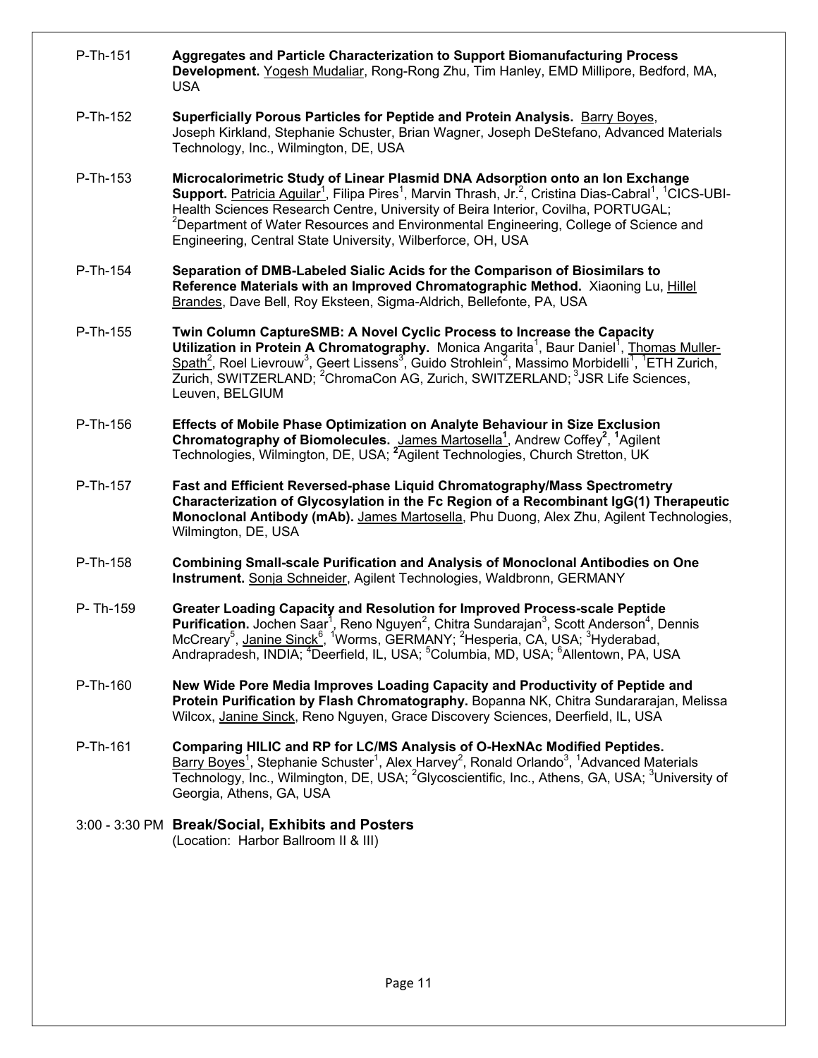P-Th-151 **Aggregates and Particle Characterization to Support Biomanufacturing Process Development.** Yogesh Mudaliar, Rong-Rong Zhu, Tim Hanley, EMD Millipore, Bedford, MA, USA

P-Th-152 **Superficially Porous Particles for Peptide and Protein Analysis.** Barry Boyes, Joseph Kirkland, Stephanie Schuster, Brian Wagner, Joseph DeStefano, Advanced Materials Technology, Inc., Wilmington, DE, USA

P-Th-153 **Microcalorimetric Study of Linear Plasmid DNA Adsorption onto an Ion Exchange Support.** Patricia Aguilar[1], Filipa Pires[1], Marvin Thrash, Jr.[2], Cristina Dias-Cabral[1], [1]CICS-UBI-Health Sciences Research Centre, University of Beira Interior, Covilha, PORTUGAL; [2]Department of Water Resources and Environmental Engineering, College of Science and Engineering, Central State University, Wilberforce, OH, USA

P-Th-154 **Separation of DMB-Labeled Sialic Acids for the Comparison of Biosimilars to Reference Materials with an Improved Chromatographic Method.** Xiaoning Lu, Hillel Brandes, Dave Bell, Roy Eksteen, Sigma-Aldrich, Bellefonte, PA, USA

P-Th-155 **Twin Column CaptureSMB: A Novel Cyclic Process to Increase the Capacity Utilization in Protein A Chromatography.** Monica Angarita[1], Baur Daniel[1], Thomas Muller-Spath[2], Roel Lievrouw[3], Geert Lissens[3], Guido Strohlein[2], Massimo Morbidelli[1], [1]ETH Zurich, Zurich, SWITZERLAND; [2]ChromaCon AG, Zurich, SWITZERLAND; [3]JSR Life Sciences, Leuven, BELGIUM

P-Th-156 **Effects of Mobile Phase Optimization on Analyte Behaviour in Size Exclusion Chromatography of Biomolecules.** James Martosella[1], Andrew Coffey[2], [1]Agilent Technologies, Wilmington, DE, USA; [2]Agilent Technologies, Church Stretton, UK

P-Th-157 **Fast and Efficient Reversed-phase Liquid Chromatography/Mass Spectrometry Characterization of Glycosylation in the Fc Region of a Recombinant IgG(1) Therapeutic Monoclonal Antibody (mAb).** James Martosella, Phu Duong, Alex Zhu, Agilent Technologies, Wilmington, DE, USA

P-Th-158 **Combining Small-scale Purification and Analysis of Monoclonal Antibodies on One Instrument.** Sonja Schneider, Agilent Technologies, Waldbronn, GERMANY

P- Th-159 **Greater Loading Capacity and Resolution for Improved Process-scale Peptide Purification.** Jochen Saar[1], Reno Nguyen[2], Chitra Sundarajan[3], Scott Anderson[4], Dennis McCreary[5], Janine Sinck[6], [1]Worms, GERMANY; [2]Hesperia, CA, USA; [3]Hyderabad, Andrapradesh, INDIA; [4]Deerfield, IL, USA; [5]Columbia, MD, USA; [6]Allentown, PA, USA

P-Th-160 **New Wide Pore Media Improves Loading Capacity and Productivity of Peptide and Protein Purification by Flash Chromatography.** Bopanna NK, Chitra Sundararajan, Melissa Wilcox, Janine Sinck, Reno Nguyen, Grace Discovery Sciences, Deerfield, IL, USA

P-Th-161 **Comparing HILIC and RP for LC/MS Analysis of O-HexNAc Modified Peptides.** Barry Boyes[1], Stephanie Schuster[1], Alex Harvey[2], Ronald Orlando[3], [1]Advanced Materials Technology, Inc., Wilmington, DE, USA; [2]Glycoscientific, Inc., Athens, GA, USA; [3]University of Georgia, Athens, GA, USA

3:00 - 3:30 PM **Break/Social, Exhibits and Posters**
(Location: Harbor Ballroom II & III)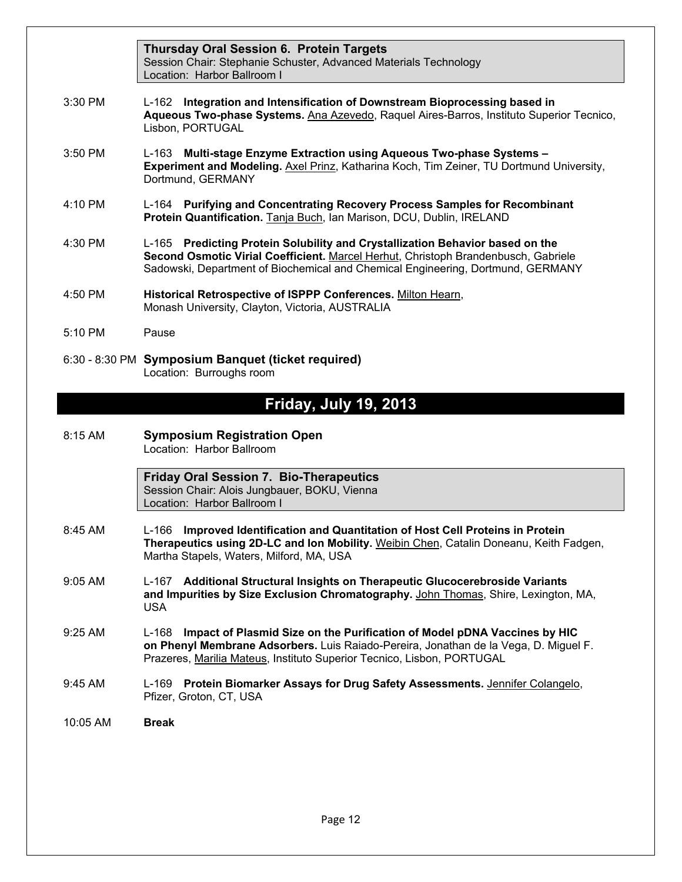**Thursday Oral Session 6. Protein Targets**
Session Chair: Stephanie Schuster, Advanced Materials Technology
Location: Harbor Ballroom I

3:30 PM — L-162 **Integration and Intensification of Downstream Bioprocessing based in Aqueous Two-phase Systems.** Ana Azevedo, Raquel Aires-Barros, Instituto Superior Tecnico, Lisbon, PORTUGAL

3:50 PM — L-163 **Multi-stage Enzyme Extraction using Aqueous Two-phase Systems – Experiment and Modeling.** Axel Prinz, Katharina Koch, Tim Zeiner, TU Dortmund University, Dortmund, GERMANY

4:10 PM — L-164 **Purifying and Concentrating Recovery Process Samples for Recombinant Protein Quantification.** Tanja Buch, Ian Marison, DCU, Dublin, IRELAND

4:30 PM — L-165 **Predicting Protein Solubility and Crystallization Behavior based on the Second Osmotic Virial Coefficient.** Marcel Herhut, Christoph Brandenbusch, Gabriele Sadowski, Department of Biochemical and Chemical Engineering, Dortmund, GERMANY

4:50 PM — **Historical Retrospective of ISPPP Conferences.** Milton Hearn, Monash University, Clayton, Victoria, AUSTRALIA

5:10 PM — Pause

6:30 - 8:30 PM — **Symposium Banquet (ticket required)**
Location: Burroughs room

## Friday, July 19, 2013

8:15 AM — **Symposium Registration Open**
Location: Harbor Ballroom

**Friday Oral Session 7. Bio-Therapeutics**
Session Chair: Alois Jungbauer, BOKU, Vienna
Location: Harbor Ballroom I

8:45 AM — L-166 **Improved Identification and Quantitation of Host Cell Proteins in Protein Therapeutics using 2D-LC and Ion Mobility.** Weibin Chen, Catalin Doneanu, Keith Fadgen, Martha Stapels, Waters, Milford, MA, USA

9:05 AM — L-167 **Additional Structural Insights on Therapeutic Glucocerebroside Variants and Impurities by Size Exclusion Chromatography.** John Thomas, Shire, Lexington, MA, USA

9:25 AM — L-168 **Impact of Plasmid Size on the Purification of Model pDNA Vaccines by HIC on Phenyl Membrane Adsorbers.** Luis Raiado-Pereira, Jonathan de la Vega, D. Miguel F. Prazeres, Marilia Mateus, Instituto Superior Tecnico, Lisbon, PORTUGAL

9:45 AM — L-169 **Protein Biomarker Assays for Drug Safety Assessments.** Jennifer Colangelo, Pfizer, Groton, CT, USA

10:05 AM — **Break**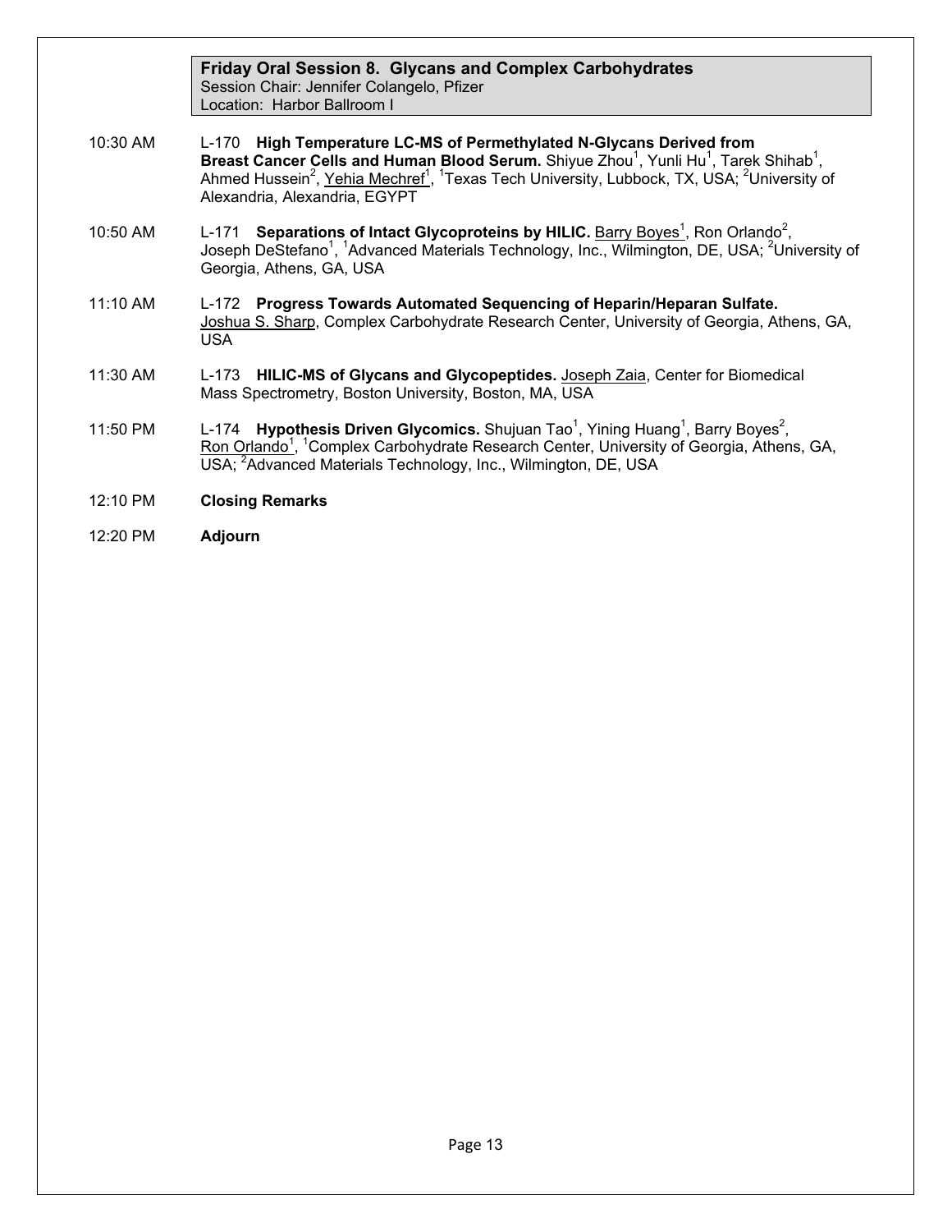## Friday Oral Session 8. Glycans and Complex Carbohydrates

Session Chair: Jennifer Colangelo, Pfizer
Location: Harbor Ballroom I

10:30 AM L-170 **High Temperature LC-MS of Permethylated N-Glycans Derived from Breast Cancer Cells and Human Blood Serum.** Shiyue Zhou[1], Yunli Hu[1], Tarek Shihab[1], Ahmed Hussein[2], Yehia Mechref[1], [1]Texas Tech University, Lubbock, TX, USA; [2]University of Alexandria, Alexandria, EGYPT

10:50 AM L-171 **Separations of Intact Glycoproteins by HILIC.** Barry Boyes[1], Ron Orlando[2], Joseph DeStefano[1], [1]Advanced Materials Technology, Inc., Wilmington, DE, USA; [2]University of Georgia, Athens, GA, USA

11:10 AM L-172 **Progress Towards Automated Sequencing of Heparin/Heparan Sulfate.** Joshua S. Sharp, Complex Carbohydrate Research Center, University of Georgia, Athens, GA, USA

11:30 AM L-173 **HILIC-MS of Glycans and Glycopeptides.** Joseph Zaia, Center for Biomedical Mass Spectrometry, Boston University, Boston, MA, USA

11:50 PM L-174 **Hypothesis Driven Glycomics.** Shujuan Tao[1], Yining Huang[1], Barry Boyes[2], Ron Orlando[1], [1]Complex Carbohydrate Research Center, University of Georgia, Athens, GA, USA; [2]Advanced Materials Technology, Inc., Wilmington, DE, USA

12:10 PM **Closing Remarks**

12:20 PM **Adjourn**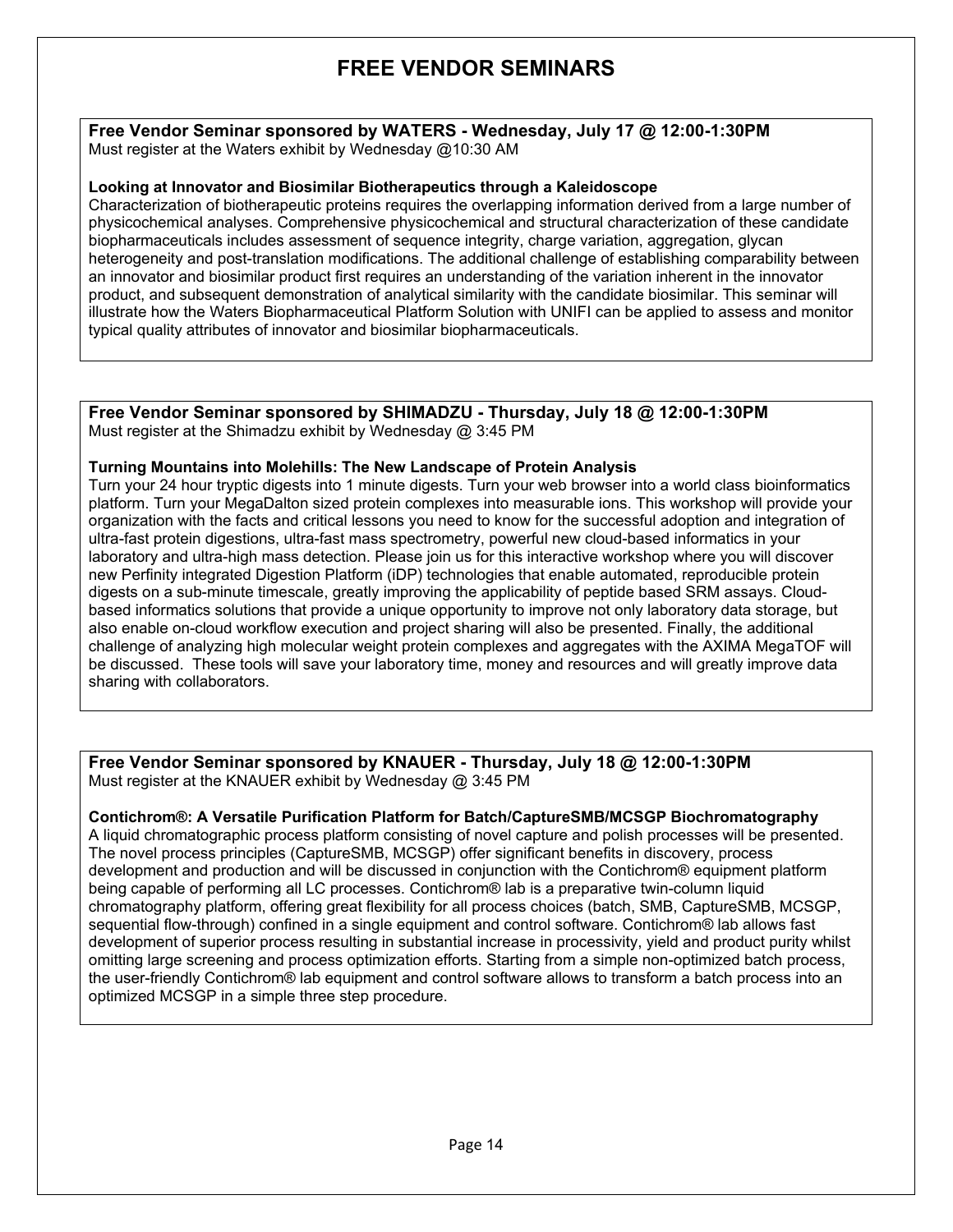# FREE VENDOR SEMINARS

**Free Vendor Seminar sponsored by WATERS - Wednesday, July 17 @ 12:00-1:30PM**
Must register at the Waters exhibit by Wednesday @10:30 AM

**Looking at Innovator and Biosimilar Biotherapeutics through a Kaleidoscope**

Characterization of biotherapeutic proteins requires the overlapping information derived from a large number of physicochemical analyses. Comprehensive physicochemical and structural characterization of these candidate biopharmaceuticals includes assessment of sequence integrity, charge variation, aggregation, glycan heterogeneity and post-translation modifications. The additional challenge of establishing comparability between an innovator and biosimilar product first requires an understanding of the variation inherent in the innovator product, and subsequent demonstration of analytical similarity with the candidate biosimilar. This seminar will illustrate how the Waters Biopharmaceutical Platform Solution with UNIFI can be applied to assess and monitor typical quality attributes of innovator and biosimilar biopharmaceuticals.

**Free Vendor Seminar sponsored by SHIMADZU - Thursday, July 18 @ 12:00-1:30PM**
Must register at the Shimadzu exhibit by Wednesday @ 3:45 PM

**Turning Mountains into Molehills: The New Landscape of Protein Analysis**

Turn your 24 hour tryptic digests into 1 minute digests. Turn your web browser into a world class bioinformatics platform. Turn your MegaDalton sized protein complexes into measurable ions. This workshop will provide your organization with the facts and critical lessons you need to know for the successful adoption and integration of ultra-fast protein digestions, ultra-fast mass spectrometry, powerful new cloud-based informatics in your laboratory and ultra-high mass detection. Please join us for this interactive workshop where you will discover new Perfinity integrated Digestion Platform (iDP) technologies that enable automated, reproducible protein digests on a sub-minute timescale, greatly improving the applicability of peptide based SRM assays. Cloud-based informatics solutions that provide a unique opportunity to improve not only laboratory data storage, but also enable on-cloud workflow execution and project sharing will also be presented. Finally, the additional challenge of analyzing high molecular weight protein complexes and aggregates with the AXIMA MegaTOF will be discussed. These tools will save your laboratory time, money and resources and will greatly improve data sharing with collaborators.

**Free Vendor Seminar sponsored by KNAUER - Thursday, July 18 @ 12:00-1:30PM**
Must register at the KNAUER exhibit by Wednesday @ 3:45 PM

**Contichrom®: A Versatile Purification Platform for Batch/CaptureSMB/MCSGP Biochromatography**

A liquid chromatographic process platform consisting of novel capture and polish processes will be presented. The novel process principles (CaptureSMB, MCSGP) offer significant benefits in discovery, process development and production and will be discussed in conjunction with the Contichrom® equipment platform being capable of performing all LC processes. Contichrom® lab is a preparative twin-column liquid chromatography platform, offering great flexibility for all process choices (batch, SMB, CaptureSMB, MCSGP, sequential flow-through) confined in a single equipment and control software. Contichrom® lab allows fast development of superior process resulting in substantial increase in processivity, yield and product purity whilst omitting large screening and process optimization efforts. Starting from a simple non-optimized batch process, the user-friendly Contichrom® lab equipment and control software allows to transform a batch process into an optimized MCSGP in a simple three step procedure.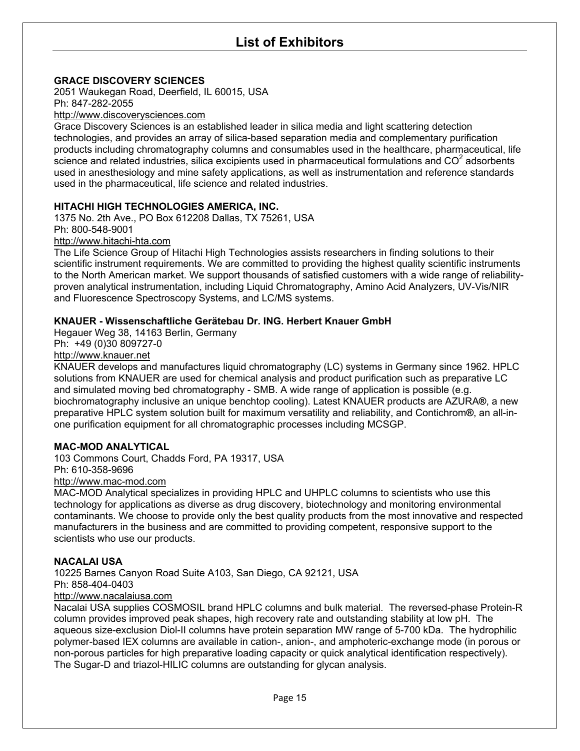# List of Exhibitors

**GRACE DISCOVERY SCIENCES**
2051 Waukegan Road, Deerfield, IL 60015, USA
Ph: 847-282-2055
http://www.discoverysciences.com
Grace Discovery Sciences is an established leader in silica media and light scattering detection technologies, and provides an array of silica-based separation media and complementary purification products including chromatography columns and consumables used in the healthcare, pharmaceutical, life science and related industries, silica excipients used in pharmaceutical formulations and $CO^2$ adsorbents used in anesthesiology and mine safety applications, as well as instrumentation and reference standards used in the pharmaceutical, life science and related industries.

**HITACHI HIGH TECHNOLOGIES AMERICA, INC.**
1375 No. 2th Ave., PO Box 612208 Dallas, TX 75261, USA
Ph: 800-548-9001
http://www.hitachi-hta.com
The Life Science Group of Hitachi High Technologies assists researchers in finding solutions to their scientific instrument requirements. We are committed to providing the highest quality scientific instruments to the North American market. We support thousands of satisfied customers with a wide range of reliability-proven analytical instrumentation, including Liquid Chromatography, Amino Acid Analyzers, UV-Vis/NIR and Fluorescence Spectroscopy Systems, and LC/MS systems.

**KNAUER - Wissenschaftliche Gerätebau Dr. ING. Herbert Knauer GmbH**
Hegauer Weg 38, 14163 Berlin, Germany
Ph: +49 (0)30 809727-0
http://www.knauer.net
KNAUER develops and manufactures liquid chromatography (LC) systems in Germany since 1962. HPLC solutions from KNAUER are used for chemical analysis and product purification such as preparative LC and simulated moving bed chromatography - SMB. A wide range of application is possible (e.g. biochromatography inclusive an unique benchtop cooling). Latest KNAUER products are AZURA®, a new preparative HPLC system solution built for maximum versatility and reliability, and Contichrom®, an all-in-one purification equipment for all chromatographic processes including MCSGP.

**MAC-MOD ANALYTICAL**
103 Commons Court, Chadds Ford, PA 19317, USA
Ph: 610-358-9696
http://www.mac-mod.com
MAC-MOD Analytical specializes in providing HPLC and UHPLC columns to scientists who use this technology for applications as diverse as drug discovery, biotechnology and monitoring environmental contaminants. We choose to provide only the best quality products from the most innovative and respected manufacturers in the business and are committed to providing competent, responsive support to the scientists who use our products.

**NACALAI USA**
10225 Barnes Canyon Road Suite A103, San Diego, CA 92121, USA
Ph: 858-404-0403
http://www.nacalaiusa.com
Nacalai USA supplies COSMOSIL brand HPLC columns and bulk material. The reversed-phase Protein-R column provides improved peak shapes, high recovery rate and outstanding stability at low pH. The aqueous size-exclusion Diol-II columns have protein separation MW range of 5-700 kDa. The hydrophilic polymer-based IEX columns are available in cation-, anion-, and amphoteric-exchange mode (in porous or non-porous particles for high preparative loading capacity or quick analytical identification respectively). The Sugar-D and triazol-HILIC columns are outstanding for glycan analysis.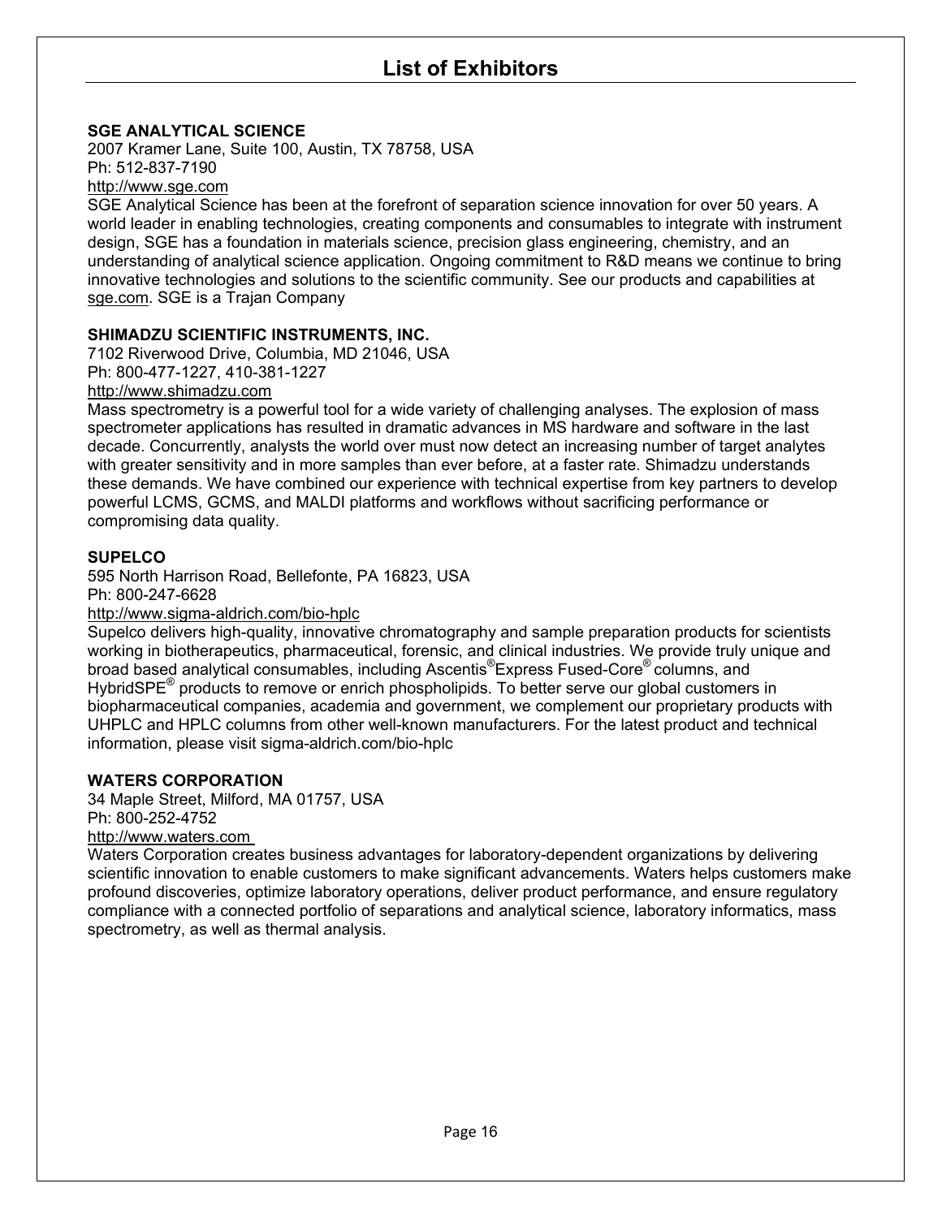# List of Exhibitors

**SGE ANALYTICAL SCIENCE**
2007 Kramer Lane, Suite 100, Austin, TX 78758, USA
Ph: 512-837-7190
http://www.sge.com
SGE Analytical Science has been at the forefront of separation science innovation for over 50 years. A world leader in enabling technologies, creating components and consumables to integrate with instrument design, SGE has a foundation in materials science, precision glass engineering, chemistry, and an understanding of analytical science application. Ongoing commitment to R&D means we continue to bring innovative technologies and solutions to the scientific community. See our products and capabilities at sge.com. SGE is a Trajan Company

**SHIMADZU SCIENTIFIC INSTRUMENTS, INC.**
7102 Riverwood Drive, Columbia, MD 21046, USA
Ph: 800-477-1227, 410-381-1227
http://www.shimadzu.com
Mass spectrometry is a powerful tool for a wide variety of challenging analyses. The explosion of mass spectrometer applications has resulted in dramatic advances in MS hardware and software in the last decade. Concurrently, analysts the world over must now detect an increasing number of target analytes with greater sensitivity and in more samples than ever before, at a faster rate. Shimadzu understands these demands. We have combined our experience with technical expertise from key partners to develop powerful LCMS, GCMS, and MALDI platforms and workflows without sacrificing performance or compromising data quality.

**SUPELCO**
595 North Harrison Road, Bellefonte, PA 16823, USA
Ph: 800-247-6628
http://www.sigma-aldrich.com/bio-hplc
Supelco delivers high-quality, innovative chromatography and sample preparation products for scientists working in biotherapeutics, pharmaceutical, forensic, and clinical industries. We provide truly unique and broad based analytical consumables, including Ascentis®Express Fused-Core® columns, and HybridSPE® products to remove or enrich phospholipids. To better serve our global customers in biopharmaceutical companies, academia and government, we complement our proprietary products with UHPLC and HPLC columns from other well-known manufacturers. For the latest product and technical information, please visit sigma-aldrich.com/bio-hplc

**WATERS CORPORATION**
34 Maple Street, Milford, MA 01757, USA
Ph: 800-252-4752
http://www.waters.com
Waters Corporation creates business advantages for laboratory-dependent organizations by delivering scientific innovation to enable customers to make significant advancements. Waters helps customers make profound discoveries, optimize laboratory operations, deliver product performance, and ensure regulatory compliance with a connected portfolio of separations and analytical science, laboratory informatics, mass spectrometry, as well as thermal analysis.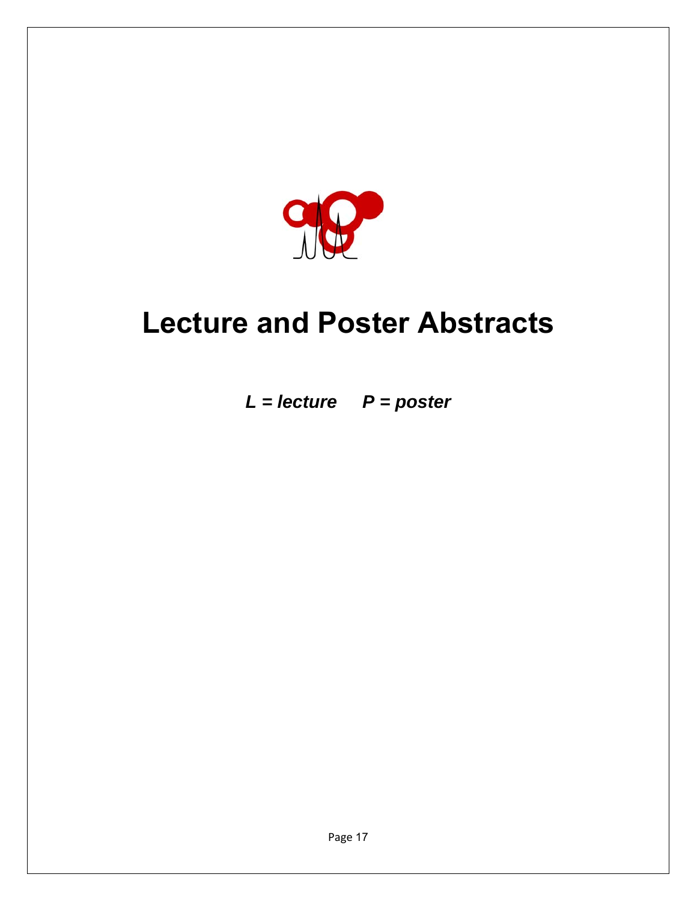# Lecture and Poster Abstracts

***L = lecture     P = poster***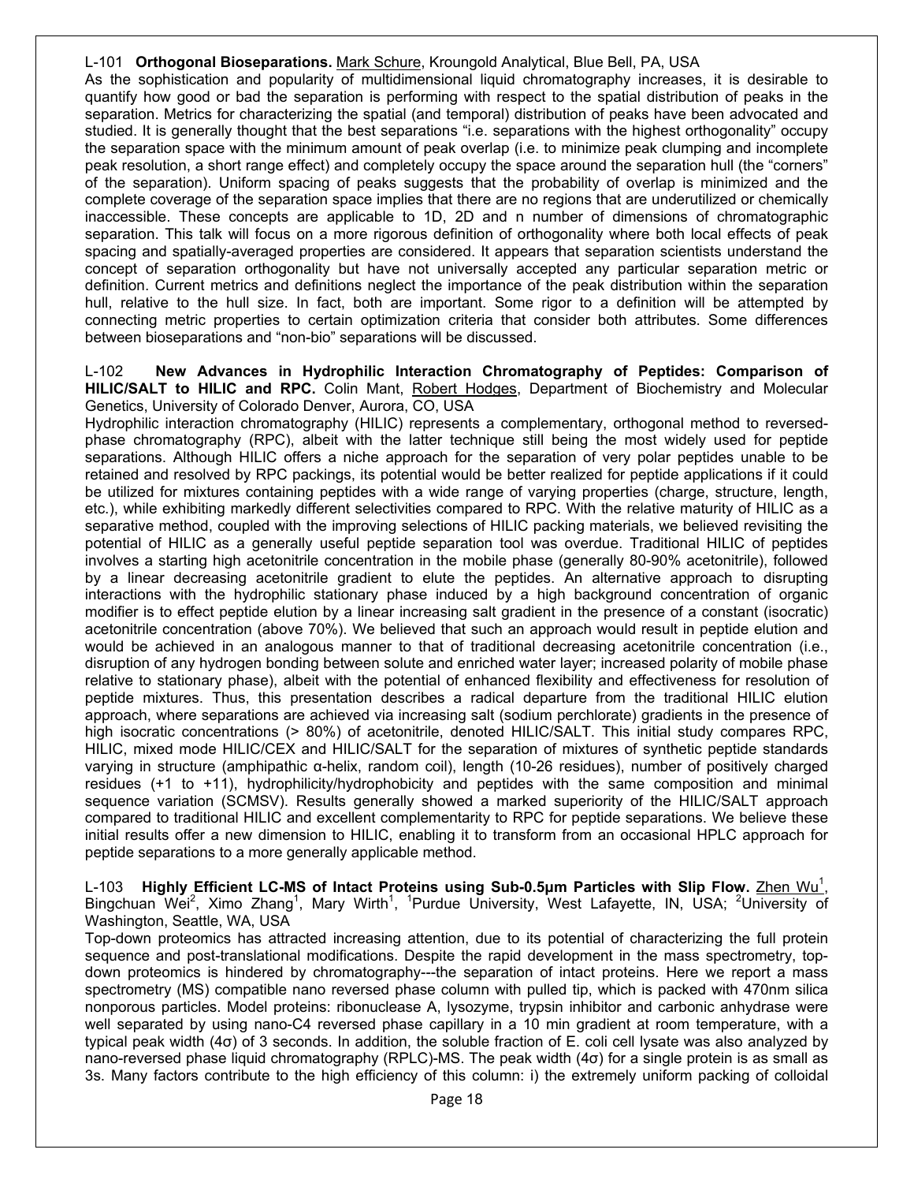L-101 **Orthogonal Bioseparations.** Mark Schure, Kroungold Analytical, Blue Bell, PA, USA

As the sophistication and popularity of multidimensional liquid chromatography increases, it is desirable to quantify how good or bad the separation is performing with respect to the spatial distribution of peaks in the separation. Metrics for characterizing the spatial (and temporal) distribution of peaks have been advocated and studied. It is generally thought that the best separations "i.e. separations with the highest orthogonality" occupy the separation space with the minimum amount of peak overlap (i.e. to minimize peak clumping and incomplete peak resolution, a short range effect) and completely occupy the space around the separation hull (the "corners" of the separation). Uniform spacing of peaks suggests that the probability of overlap is minimized and the complete coverage of the separation space implies that there are no regions that are underutilized or chemically inaccessible. These concepts are applicable to 1D, 2D and n number of dimensions of chromatographic separation. This talk will focus on a more rigorous definition of orthogonality where both local effects of peak spacing and spatially-averaged properties are considered. It appears that separation scientists understand the concept of separation orthogonality but have not universally accepted any particular separation metric or definition. Current metrics and definitions neglect the importance of the peak distribution within the separation hull, relative to the hull size. In fact, both are important. Some rigor to a definition will be attempted by connecting metric properties to certain optimization criteria that consider both attributes. Some differences between bioseparations and "non-bio" separations will be discussed.

L-102 **New Advances in Hydrophilic Interaction Chromatography of Peptides: Comparison of HILIC/SALT to HILIC and RPC.** Colin Mant, Robert Hodges, Department of Biochemistry and Molecular Genetics, University of Colorado Denver, Aurora, CO, USA

Hydrophilic interaction chromatography (HILIC) represents a complementary, orthogonal method to reversed-phase chromatography (RPC), albeit with the latter technique still being the most widely used for peptide separations. Although HILIC offers a niche approach for the separation of very polar peptides unable to be retained and resolved by RPC packings, its potential would be better realized for peptide applications if it could be utilized for mixtures containing peptides with a wide range of varying properties (charge, structure, length, etc.), while exhibiting markedly different selectivities compared to RPC. With the relative maturity of HILIC as a separative method, coupled with the improving selections of HILIC packing materials, we believed revisiting the potential of HILIC as a generally useful peptide separation tool was overdue. Traditional HILIC of peptides involves a starting high acetonitrile concentration in the mobile phase (generally 80-90% acetonitrile), followed by a linear decreasing acetonitrile gradient to elute the peptides. An alternative approach to disrupting interactions with the hydrophilic stationary phase induced by a high background concentration of organic modifier is to effect peptide elution by a linear increasing salt gradient in the presence of a constant (isocratic) acetonitrile concentration (above 70%). We believed that such an approach would result in peptide elution and would be achieved in an analogous manner to that of traditional decreasing acetonitrile concentration (i.e., disruption of any hydrogen bonding between solute and enriched water layer; increased polarity of mobile phase relative to stationary phase), albeit with the potential of enhanced flexibility and effectiveness for resolution of peptide mixtures. Thus, this presentation describes a radical departure from the traditional HILIC elution approach, where separations are achieved via increasing salt (sodium perchlorate) gradients in the presence of high isocratic concentrations (> 80%) of acetonitrile, denoted HILIC/SALT. This initial study compares RPC, HILIC, mixed mode HILIC/CEX and HILIC/SALT for the separation of mixtures of synthetic peptide standards varying in structure (amphipathic α-helix, random coil), length (10-26 residues), number of positively charged residues (+1 to +11), hydrophilicity/hydrophobicity and peptides with the same composition and minimal sequence variation (SCMSV). Results generally showed a marked superiority of the HILIC/SALT approach compared to traditional HILIC and excellent complementarity to RPC for peptide separations. We believe these initial results offer a new dimension to HILIC, enabling it to transform from an occasional HPLC approach for peptide separations to a more generally applicable method.

L-103 **Highly Efficient LC-MS of Intact Proteins using Sub-0.5µm Particles with Slip Flow.** Zhen Wu[1], Bingchuan Wei[2], Ximo Zhang[1], Mary Wirth[1], [1]Purdue University, West Lafayette, IN, USA; [2]University of Washington, Seattle, WA, USA

Top-down proteomics has attracted increasing attention, due to its potential of characterizing the full protein sequence and post-translational modifications. Despite the rapid development in the mass spectrometry, top-down proteomics is hindered by chromatography---the separation of intact proteins. Here we report a mass spectrometry (MS) compatible nano reversed phase column with pulled tip, which is packed with 470nm silica nonporous particles. Model proteins: ribonuclease A, lysozyme, trypsin inhibitor and carbonic anhydrase were well separated by using nano-C4 reversed phase capillary in a 10 min gradient at room temperature, with a typical peak width (4σ) of 3 seconds. In addition, the soluble fraction of E. coli cell lysate was also analyzed by nano-reversed phase liquid chromatography (RPLC)-MS. The peak width (4σ) for a single protein is as small as 3s. Many factors contribute to the high efficiency of this column: i) the extremely uniform packing of colloidal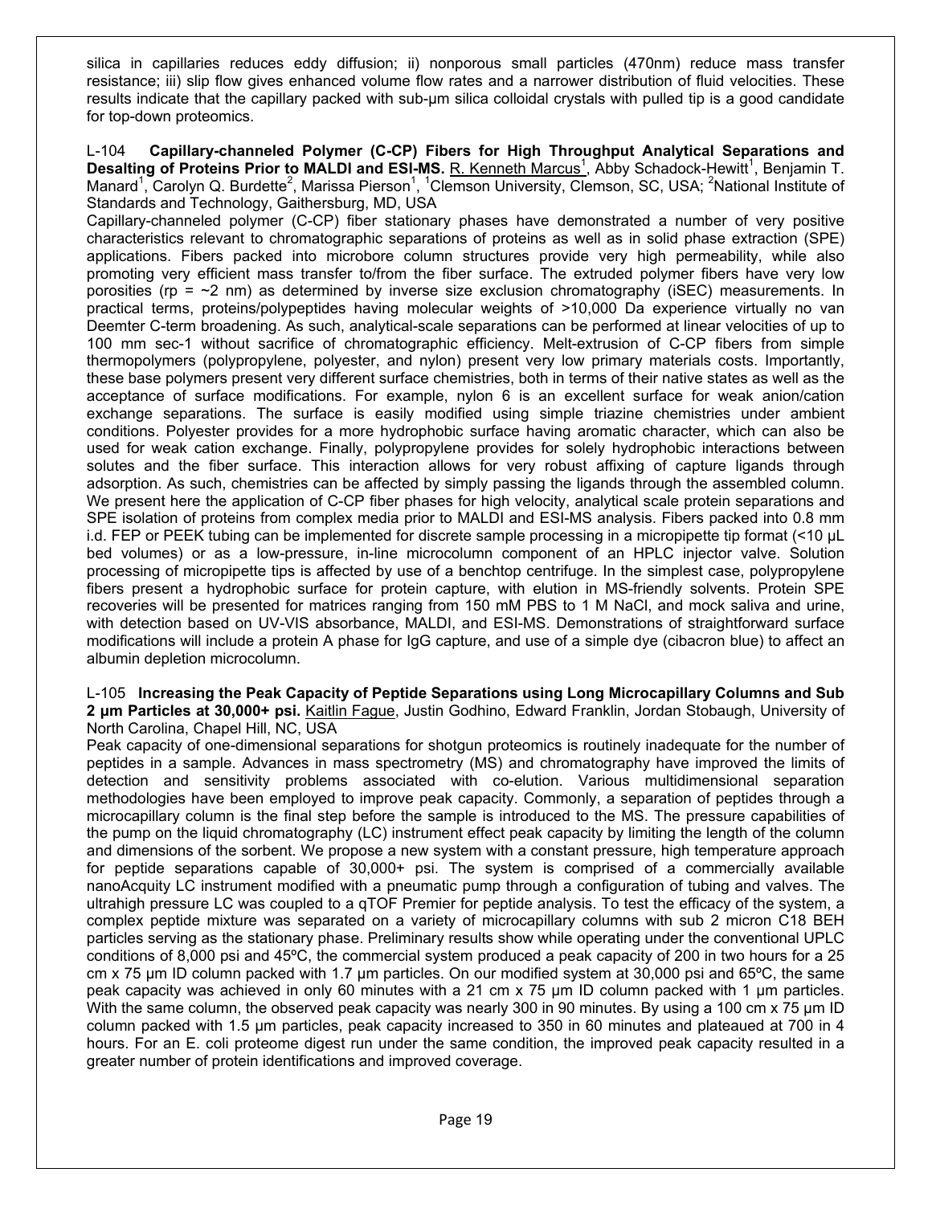silica in capillaries reduces eddy diffusion; ii) nonporous small particles (470nm) reduce mass transfer resistance; iii) slip flow gives enhanced volume flow rates and a narrower distribution of fluid velocities. These results indicate that the capillary packed with sub-µm silica colloidal crystals with pulled tip is a good candidate for top-down proteomics.

L-104 **Capillary-channeled Polymer (C-CP) Fibers for High Throughput Analytical Separations and Desalting of Proteins Prior to MALDI and ESI-MS.** R. Kenneth Marcus[1], Abby Schadock-Hewitt[1], Benjamin T. Manard[1], Carolyn Q. Burdette[2], Marissa Pierson[1], [1]Clemson University, Clemson, SC, USA; [2]National Institute of Standards and Technology, Gaithersburg, MD, USA

Capillary-channeled polymer (C-CP) fiber stationary phases have demonstrated a number of very positive characteristics relevant to chromatographic separations of proteins as well as in solid phase extraction (SPE) applications. Fibers packed into microbore column structures provide very high permeability, while also promoting very efficient mass transfer to/from the fiber surface. The extruded polymer fibers have very low porosities (rp = ~2 nm) as determined by inverse size exclusion chromatography (iSEC) measurements. In practical terms, proteins/polypeptides having molecular weights of >10,000 Da experience virtually no van Deemter C-term broadening. As such, analytical-scale separations can be performed at linear velocities of up to 100 mm sec-1 without sacrifice of chromatographic efficiency. Melt-extrusion of C-CP fibers from simple thermopolymers (polypropylene, polyester, and nylon) present very low primary materials costs. Importantly, these base polymers present very different surface chemistries, both in terms of their native states as well as the acceptance of surface modifications. For example, nylon 6 is an excellent surface for weak anion/cation exchange separations. The surface is easily modified using simple triazine chemistries under ambient conditions. Polyester provides for a more hydrophobic surface having aromatic character, which can also be used for weak cation exchange. Finally, polypropylene provides for solely hydrophobic interactions between solutes and the fiber surface. This interaction allows for very robust affixing of capture ligands through adsorption. As such, chemistries can be affected by simply passing the ligands through the assembled column. We present here the application of C-CP fiber phases for high velocity, analytical scale protein separations and SPE isolation of proteins from complex media prior to MALDI and ESI-MS analysis. Fibers packed into 0.8 mm i.d. FEP or PEEK tubing can be implemented for discrete sample processing in a micropipette tip format (<10 µL bed volumes) or as a low-pressure, in-line microcolumn component of an HPLC injector valve. Solution processing of micropipette tips is affected by use of a benchtop centrifuge. In the simplest case, polypropylene fibers present a hydrophobic surface for protein capture, with elution in MS-friendly solvents. Protein SPE recoveries will be presented for matrices ranging from 150 mM PBS to 1 M NaCl, and mock saliva and urine, with detection based on UV-VIS absorbance, MALDI, and ESI-MS. Demonstrations of straightforward surface modifications will include a protein A phase for IgG capture, and use of a simple dye (cibacron blue) to affect an albumin depletion microcolumn.

L-105 **Increasing the Peak Capacity of Peptide Separations using Long Microcapillary Columns and Sub 2 µm Particles at 30,000+ psi.** Kaitlin Fague, Justin Godhino, Edward Franklin, Jordan Stobaugh, University of North Carolina, Chapel Hill, NC, USA

Peak capacity of one-dimensional separations for shotgun proteomics is routinely inadequate for the number of peptides in a sample. Advances in mass spectrometry (MS) and chromatography have improved the limits of detection and sensitivity problems associated with co-elution. Various multidimensional separation methodologies have been employed to improve peak capacity. Commonly, a separation of peptides through a microcapillary column is the final step before the sample is introduced to the MS. The pressure capabilities of the pump on the liquid chromatography (LC) instrument effect peak capacity by limiting the length of the column and dimensions of the sorbent. We propose a new system with a constant pressure, high temperature approach for peptide separations capable of 30,000+ psi. The system is comprised of a commercially available nanoAcquity LC instrument modified with a pneumatic pump through a configuration of tubing and valves. The ultrahigh pressure LC was coupled to a qTOF Premier for peptide analysis. To test the efficacy of the system, a complex peptide mixture was separated on a variety of microcapillary columns with sub 2 micron C18 BEH particles serving as the stationary phase. Preliminary results show while operating under the conventional UPLC conditions of 8,000 psi and 45ºC, the commercial system produced a peak capacity of 200 in two hours for a 25 cm x 75 µm ID column packed with 1.7 µm particles. On our modified system at 30,000 psi and 65ºC, the same peak capacity was achieved in only 60 minutes with a 21 cm x 75 µm ID column packed with 1 µm particles. With the same column, the observed peak capacity was nearly 300 in 90 minutes. By using a 100 cm x 75 µm ID column packed with 1.5 µm particles, peak capacity increased to 350 in 60 minutes and plateaued at 700 in 4 hours. For an E. coli proteome digest run under the same condition, the improved peak capacity resulted in a greater number of protein identifications and improved coverage.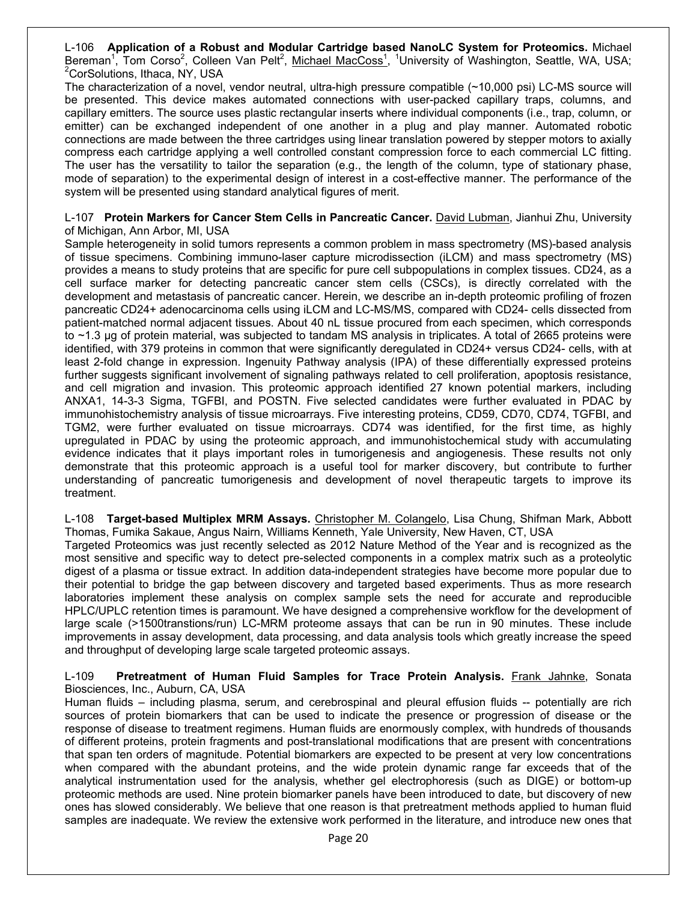L-106 **Application of a Robust and Modular Cartridge based NanoLC System for Proteomics.** Michael Bereman[1], Tom Corso[2], Colleen Van Pelt[2], Michael MacCoss[1], [1]University of Washington, Seattle, WA, USA; [2]CorSolutions, Ithaca, NY, USA

The characterization of a novel, vendor neutral, ultra-high pressure compatible (~10,000 psi) LC-MS source will be presented. This device makes automated connections with user-packed capillary traps, columns, and capillary emitters. The source uses plastic rectangular inserts where individual components (i.e., trap, column, or emitter) can be exchanged independent of one another in a plug and play manner. Automated robotic connections are made between the three cartridges using linear translation powered by stepper motors to axially compress each cartridge applying a well controlled constant compression force to each commercial LC fitting. The user has the versatility to tailor the separation (e.g., the length of the column, type of stationary phase, mode of separation) to the experimental design of interest in a cost-effective manner. The performance of the system will be presented using standard analytical figures of merit.

L-107 **Protein Markers for Cancer Stem Cells in Pancreatic Cancer.** David Lubman, Jianhui Zhu, University of Michigan, Ann Arbor, MI, USA

Sample heterogeneity in solid tumors represents a common problem in mass spectrometry (MS)-based analysis of tissue specimens. Combining immuno-laser capture microdissection (iLCM) and mass spectrometry (MS) provides a means to study proteins that are specific for pure cell subpopulations in complex tissues. CD24, as a cell surface marker for detecting pancreatic cancer stem cells (CSCs), is directly correlated with the development and metastasis of pancreatic cancer. Herein, we describe an in-depth proteomic profiling of frozen pancreatic CD24+ adenocarcinoma cells using iLCM and LC-MS/MS, compared with CD24- cells dissected from patient-matched normal adjacent tissues. About 40 nL tissue procured from each specimen, which corresponds to ~1.3 µg of protein material, was subjected to tandem MS analysis in triplicates. A total of 2665 proteins were identified, with 379 proteins in common that were significantly deregulated in CD24+ versus CD24- cells, with at least 2-fold change in expression. Ingenuity Pathway analysis (IPA) of these differentially expressed proteins further suggests significant involvement of signaling pathways related to cell proliferation, apoptosis resistance, and cell migration and invasion. This proteomic approach identified 27 known potential markers, including ANXA1, 14-3-3 Sigma, TGFBI, and POSTN. Five selected candidates were further evaluated in PDAC by immunohistochemistry analysis of tissue microarrays. Five interesting proteins, CD59, CD70, CD74, TGFBI, and TGM2, were further evaluated on tissue microarrays. CD74 was identified, for the first time, as highly upregulated in PDAC by using the proteomic approach, and immunohistochemical study with accumulating evidence indicates that it plays important roles in tumorigenesis and angiogenesis. These results not only demonstrate that this proteomic approach is a useful tool for marker discovery, but contribute to further understanding of pancreatic tumorigenesis and development of novel therapeutic targets to improve its treatment.

L-108 **Target-based Multiplex MRM Assays.** Christopher M. Colangelo, Lisa Chung, Shifman Mark, Abbott Thomas, Fumika Sakaue, Angus Nairn, Williams Kenneth, Yale University, New Haven, CT, USA

Targeted Proteomics was just recently selected as 2012 Nature Method of the Year and is recognized as the most sensitive and specific way to detect pre-selected components in a complex matrix such as a proteolytic digest of a plasma or tissue extract. In addition data-independent strategies have become more popular due to their potential to bridge the gap between discovery and targeted based experiments. Thus as more research laboratories implement these analysis on complex sample sets the need for accurate and reproducible HPLC/UPLC retention times is paramount. We have designed a comprehensive workflow for the development of large scale (>1500transtions/run) LC-MRM proteome assays that can be run in 90 minutes. These include improvements in assay development, data processing, and data analysis tools which greatly increase the speed and throughput of developing large scale targeted proteomic assays.

L-109 **Pretreatment of Human Fluid Samples for Trace Protein Analysis.** Frank Jahnke, Sonata Biosciences, Inc., Auburn, CA, USA

Human fluids – including plasma, serum, and cerebrospinal and pleural effusion fluids -- potentially are rich sources of protein biomarkers that can be used to indicate the presence or progression of disease or the response of disease to treatment regimens. Human fluids are enormously complex, with hundreds of thousands of different proteins, protein fragments and post-translational modifications that are present with concentrations that span ten orders of magnitude. Potential biomarkers are expected to be present at very low concentrations when compared with the abundant proteins, and the wide protein dynamic range far exceeds that of the analytical instrumentation used for the analysis, whether gel electrophoresis (such as DIGE) or bottom-up proteomic methods are used. Nine protein biomarker panels have been introduced to date, but discovery of new ones has slowed considerably. We believe that one reason is that pretreatment methods applied to human fluid samples are inadequate. We review the extensive work performed in the literature, and introduce new ones that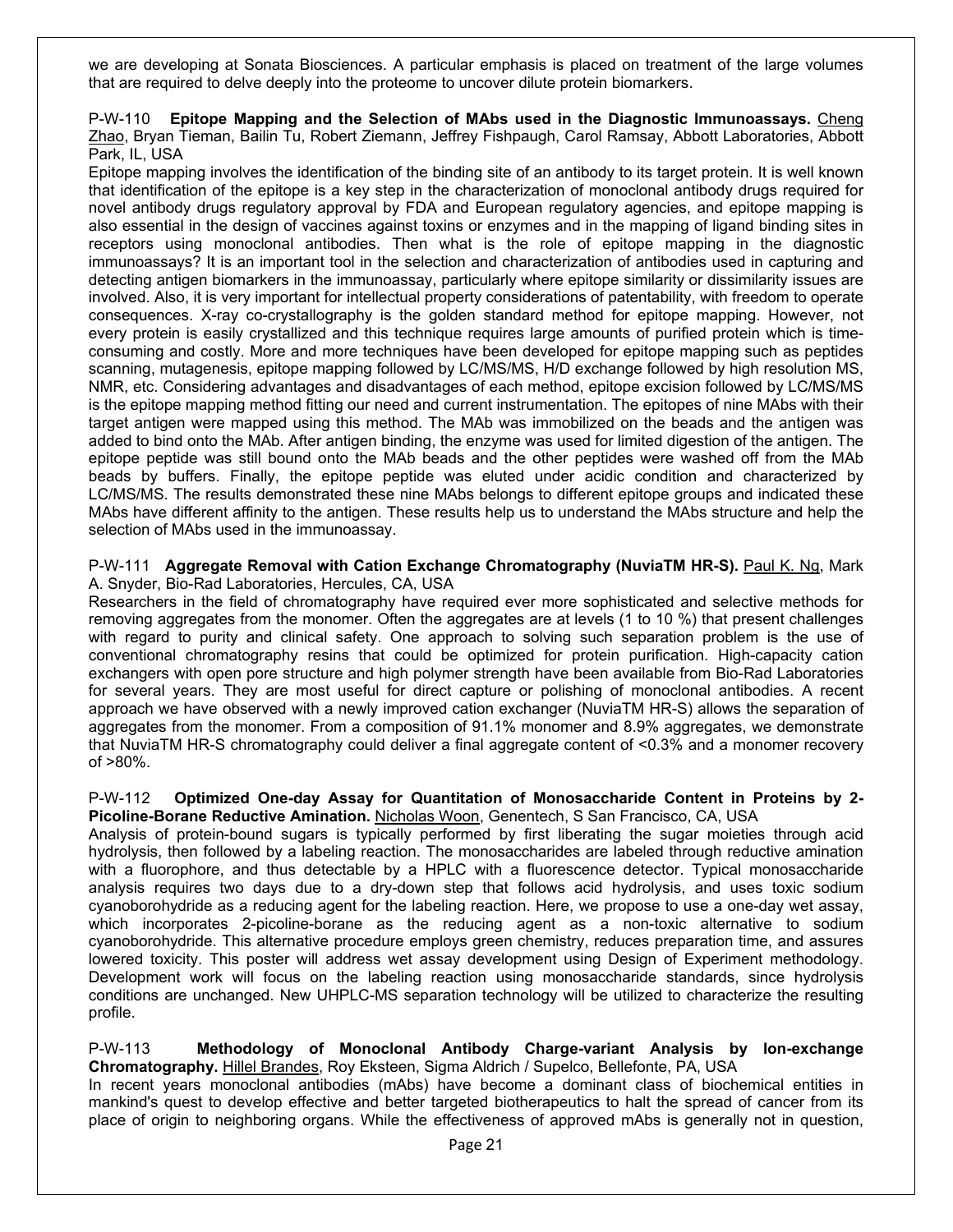we are developing at Sonata Biosciences. A particular emphasis is placed on treatment of the large volumes that are required to delve deeply into the proteome to uncover dilute protein biomarkers.

P-W-110 **Epitope Mapping and the Selection of MAbs used in the Diagnostic Immunoassays.** Cheng Zhao, Bryan Tieman, Bailin Tu, Robert Ziemann, Jeffrey Fishpaugh, Carol Ramsay, Abbott Laboratories, Abbott Park, IL, USA

Epitope mapping involves the identification of the binding site of an antibody to its target protein. It is well known that identification of the epitope is a key step in the characterization of monoclonal antibody drugs required for novel antibody drugs regulatory approval by FDA and European regulatory agencies, and epitope mapping is also essential in the design of vaccines against toxins or enzymes and in the mapping of ligand binding sites in receptors using monoclonal antibodies. Then what is the role of epitope mapping in the diagnostic immunoassays? It is an important tool in the selection and characterization of antibodies used in capturing and detecting antigen biomarkers in the immunoassay, particularly where epitope similarity or dissimilarity issues are involved. Also, it is very important for intellectual property considerations of patentability, with freedom to operate consequences. X-ray co-crystallography is the golden standard method for epitope mapping. However, not every protein is easily crystallized and this technique requires large amounts of purified protein which is time-consuming and costly. More and more techniques have been developed for epitope mapping such as peptides scanning, mutagenesis, epitope mapping followed by LC/MS/MS, H/D exchange followed by high resolution MS, NMR, etc. Considering advantages and disadvantages of each method, epitope excision followed by LC/MS/MS is the epitope mapping method fitting our need and current instrumentation. The epitopes of nine MAbs with their target antigen were mapped using this method. The MAb was immobilized on the beads and the antigen was added to bind onto the MAb. After antigen binding, the enzyme was used for limited digestion of the antigen. The epitope peptide was still bound onto the MAb beads and the other peptides were washed off from the MAb beads by buffers. Finally, the epitope peptide was eluted under acidic condition and characterized by LC/MS/MS. The results demonstrated these nine MAbs belongs to different epitope groups and indicated these MAbs have different affinity to the antigen. These results help us to understand the MAbs structure and help the selection of MAbs used in the immunoassay.

P-W-111 **Aggregate Removal with Cation Exchange Chromatography (NuviaTM HR-S).** Paul K. Ng, Mark A. Snyder, Bio-Rad Laboratories, Hercules, CA, USA

Researchers in the field of chromatography have required ever more sophisticated and selective methods for removing aggregates from the monomer. Often the aggregates are at levels (1 to 10 %) that present challenges with regard to purity and clinical safety. One approach to solving such separation problem is the use of conventional chromatography resins that could be optimized for protein purification. High-capacity cation exchangers with open pore structure and high polymer strength have been available from Bio-Rad Laboratories for several years. They are most useful for direct capture or polishing of monoclonal antibodies. A recent approach we have observed with a newly improved cation exchanger (NuviaTM HR-S) allows the separation of aggregates from the monomer. From a composition of 91.1% monomer and 8.9% aggregates, we demonstrate that NuviaTM HR-S chromatography could deliver a final aggregate content of <0.3% and a monomer recovery of >80%.

P-W-112 **Optimized One-day Assay for Quantitation of Monosaccharide Content in Proteins by 2-Picoline-Borane Reductive Amination.** Nicholas Woon, Genentech, S San Francisco, CA, USA

Analysis of protein-bound sugars is typically performed by first liberating the sugar moieties through acid hydrolysis, then followed by a labeling reaction. The monosaccharides are labeled through reductive amination with a fluorophore, and thus detectable by a HPLC with a fluorescence detector. Typical monosaccharide analysis requires two days due to a dry-down step that follows acid hydrolysis, and uses toxic sodium cyanoborohydride as a reducing agent for the labeling reaction. Here, we propose to use a one-day wet assay, which incorporates 2-picoline-borane as the reducing agent as a non-toxic alternative to sodium cyanoborohydride. This alternative procedure employs green chemistry, reduces preparation time, and assures lowered toxicity. This poster will address wet assay development using Design of Experiment methodology. Development work will focus on the labeling reaction using monosaccharide standards, since hydrolysis conditions are unchanged. New UHPLC-MS separation technology will be utilized to characterize the resulting profile.

P-W-113 **Methodology of Monoclonal Antibody Charge-variant Analysis by Ion-exchange Chromatography.** Hillel Brandes, Roy Eksteen, Sigma Aldrich / Supelco, Bellefonte, PA, USA

In recent years monoclonal antibodies (mAbs) have become a dominant class of biochemical entities in mankind's quest to develop effective and better targeted biotherapeutics to halt the spread of cancer from its place of origin to neighboring organs. While the effectiveness of approved mAbs is generally not in question,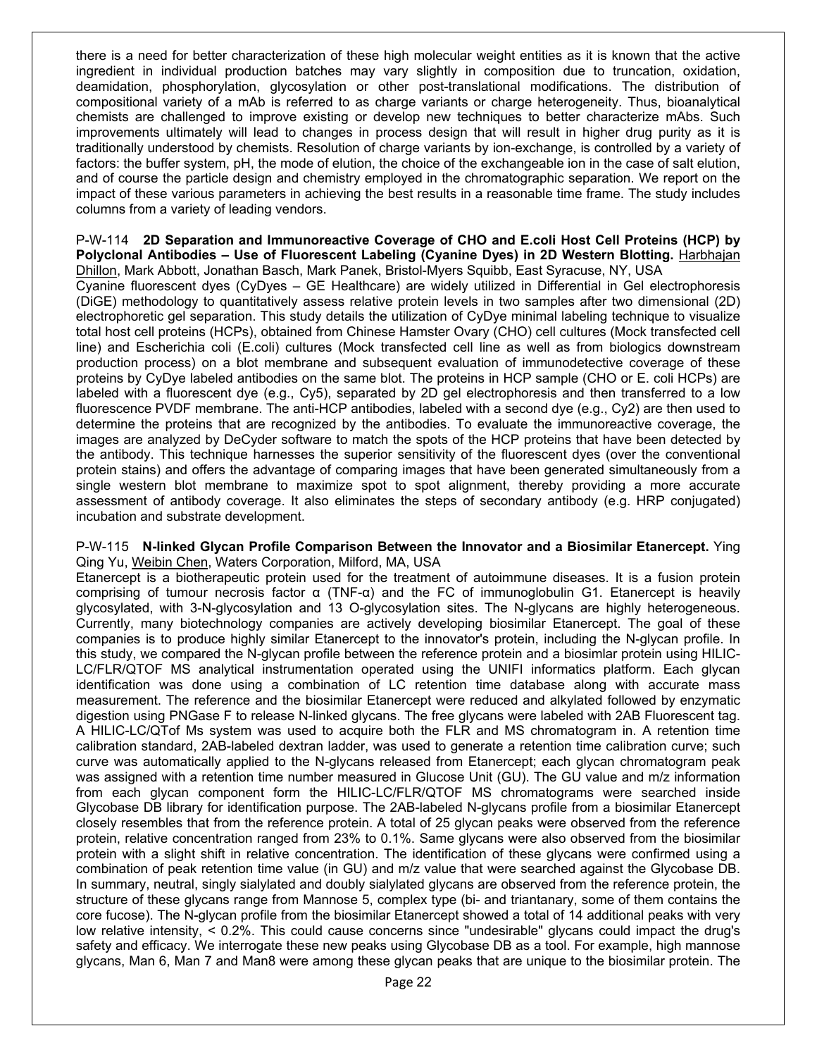there is a need for better characterization of these high molecular weight entities as it is known that the active ingredient in individual production batches may vary slightly in composition due to truncation, oxidation, deamidation, phosphorylation, glycosylation or other post-translational modifications. The distribution of compositional variety of a mAb is referred to as charge variants or charge heterogeneity. Thus, bioanalytical chemists are challenged to improve existing or develop new techniques to better characterize mAbs. Such improvements ultimately will lead to changes in process design that will result in higher drug purity as it is traditionally understood by chemists. Resolution of charge variants by ion-exchange, is controlled by a variety of factors: the buffer system, pH, the mode of elution, the choice of the exchangeable ion in the case of salt elution, and of course the particle design and chemistry employed in the chromatographic separation. We report on the impact of these various parameters in achieving the best results in a reasonable time frame. The study includes columns from a variety of leading vendors.

P-W-114 **2D Separation and Immunoreactive Coverage of CHO and E.coli Host Cell Proteins (HCP) by Polyclonal Antibodies – Use of Fluorescent Labeling (Cyanine Dyes) in 2D Western Blotting.** Harbhajan Dhillon, Mark Abbott, Jonathan Basch, Mark Panek, Bristol-Myers Squibb, East Syracuse, NY, USA

Cyanine fluorescent dyes (CyDyes – GE Healthcare) are widely utilized in Differential in Gel electrophoresis (DiGE) methodology to quantitatively assess relative protein levels in two samples after two dimensional (2D) electrophoretic gel separation. This study details the utilization of CyDye minimal labeling technique to visualize total host cell proteins (HCPs), obtained from Chinese Hamster Ovary (CHO) cell cultures (Mock transfected cell line) and Escherichia coli (E.coli) cultures (Mock transfected cell line as well as from biologics downstream production process) on a blot membrane and subsequent evaluation of immunodetective coverage of these proteins by CyDye labeled antibodies on the same blot. The proteins in HCP sample (CHO or E. coli HCPs) are labeled with a fluorescent dye (e.g., Cy5), separated by 2D gel electrophoresis and then transferred to a low fluorescence PVDF membrane. The anti-HCP antibodies, labeled with a second dye (e.g., Cy2) are then used to determine the proteins that are recognized by the antibodies. To evaluate the immunoreactive coverage, the images are analyzed by DeCyder software to match the spots of the HCP proteins that have been detected by the antibody. This technique harnesses the superior sensitivity of the fluorescent dyes (over the conventional protein stains) and offers the advantage of comparing images that have been generated simultaneously from a single western blot membrane to maximize spot to spot alignment, thereby providing a more accurate assessment of antibody coverage. It also eliminates the steps of secondary antibody (e.g. HRP conjugated) incubation and substrate development.

P-W-115 **N-linked Glycan Profile Comparison Between the Innovator and a Biosimilar Etanercept.** Ying Qing Yu, Weibin Chen, Waters Corporation, Milford, MA, USA

Etanercept is a biotherapeutic protein used for the treatment of autoimmune diseases. It is a fusion protein comprising of tumour necrosis factor α (TNF-α) and the FC of immunoglobulin G1. Etanercept is heavily glycosylated, with 3-N-glycosylation and 13 O-glycosylation sites. The N-glycans are highly heterogeneous. Currently, many biotechnology companies are actively developing biosimilar Etanercept. The goal of these companies is to produce highly similar Etanercept to the innovator's protein, including the N-glycan profile. In this study, we compared the N-glycan profile between the reference protein and a biosimlar protein using HILIC-LC/FLR/QTOF MS analytical instrumentation operated using the UNIFI informatics platform. Each glycan identification was done using a combination of LC retention time database along with accurate mass measurement. The reference and the biosimilar Etanercept were reduced and alkylated followed by enzymatic digestion using PNGase F to release N-linked glycans. The free glycans were labeled with 2AB Fluorescent tag. A HILIC-LC/QTof Ms system was used to acquire both the FLR and MS chromatogram in. A retention time calibration standard, 2AB-labeled dextran ladder, was used to generate a retention time calibration curve; such curve was automatically applied to the N-glycans released from Etanercept; each glycan chromatogram peak was assigned with a retention time number measured in Glucose Unit (GU). The GU value and m/z information from each glycan component form the HILIC-LC/FLR/QTOF MS chromatograms were searched inside Glycobase DB library for identification purpose. The 2AB-labeled N-glycans profile from a biosimilar Etanercept closely resembles that from the reference protein. A total of 25 glycan peaks were observed from the reference protein, relative concentration ranged from 23% to 0.1%. Same glycans were also observed from the biosimilar protein with a slight shift in relative concentration. The identification of these glycans were confirmed using a combination of peak retention time value (in GU) and m/z value that were searched against the Glycobase DB. In summary, neutral, singly sialylated and doubly sialylated glycans are observed from the reference protein, the structure of these glycans range from Mannose 5, complex type (bi- and triantanary, some of them contains the core fucose). The N-glycan profile from the biosimilar Etanercept showed a total of 14 additional peaks with very low relative intensity, < 0.2%. This could cause concerns since "undesirable" glycans could impact the drug's safety and efficacy. We interrogate these new peaks using Glycobase DB as a tool. For example, high mannose glycans, Man 6, Man 7 and Man8 were among these glycan peaks that are unique to the biosimilar protein. The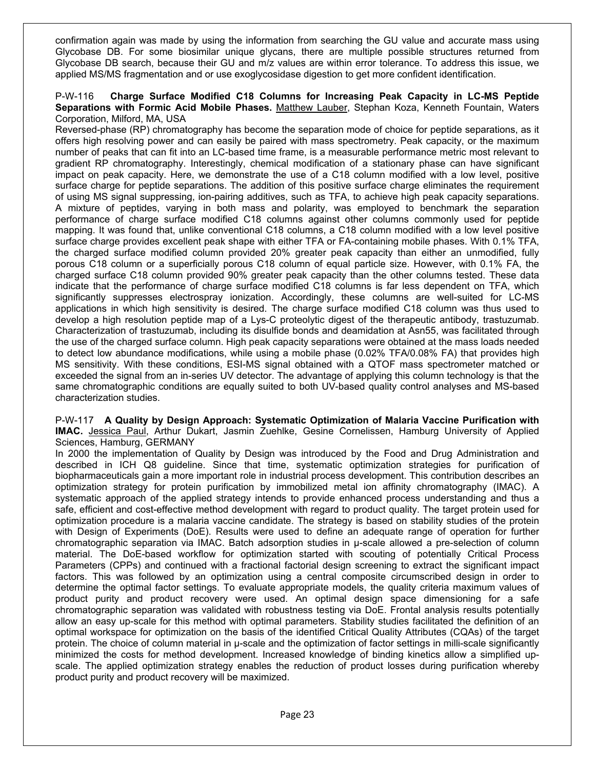confirmation again was made by using the information from searching the GU value and accurate mass using Glycobase DB. For some biosimilar unique glycans, there are multiple possible structures returned from Glycobase DB search, because their GU and m/z values are within error tolerance. To address this issue, we applied MS/MS fragmentation and or use exoglycosidase digestion to get more confident identification.

P-W-116 **Charge Surface Modified C18 Columns for Increasing Peak Capacity in LC-MS Peptide Separations with Formic Acid Mobile Phases.** Matthew Lauber, Stephan Koza, Kenneth Fountain, Waters Corporation, Milford, MA, USA

Reversed-phase (RP) chromatography has become the separation mode of choice for peptide separations, as it offers high resolving power and can easily be paired with mass spectrometry. Peak capacity, or the maximum number of peaks that can fit into an LC-based time frame, is a measurable performance metric most relevant to gradient RP chromatography. Interestingly, chemical modification of a stationary phase can have significant impact on peak capacity. Here, we demonstrate the use of a C18 column modified with a low level, positive surface charge for peptide separations. The addition of this positive surface charge eliminates the requirement of using MS signal suppressing, ion-pairing additives, such as TFA, to achieve high peak capacity separations. A mixture of peptides, varying in both mass and polarity, was employed to benchmark the separation performance of charge surface modified C18 columns against other columns commonly used for peptide mapping. It was found that, unlike conventional C18 columns, a C18 column modified with a low level positive surface charge provides excellent peak shape with either TFA or FA-containing mobile phases. With 0.1% TFA, the charged surface modified column provided 20% greater peak capacity than either an unmodified, fully porous C18 column or a superficially porous C18 column of equal particle size. However, with 0.1% FA, the charged surface C18 column provided 90% greater peak capacity than the other columns tested. These data indicate that the performance of charge surface modified C18 columns is far less dependent on TFA, which significantly suppresses electrospray ionization. Accordingly, these columns are well-suited for LC-MS applications in which high sensitivity is desired. The charge surface modified C18 column was thus used to develop a high resolution peptide map of a Lys-C proteolytic digest of the therapeutic antibody, trastuzumab. Characterization of trastuzumab, including its disulfide bonds and deamidation at Asn55, was facilitated through the use of the charged surface column. High peak capacity separations were obtained at the mass loads needed to detect low abundance modifications, while using a mobile phase (0.02% TFA/0.08% FA) that provides high MS sensitivity. With these conditions, ESI-MS signal obtained with a QTOF mass spectrometer matched or exceeded the signal from an in-series UV detector. The advantage of applying this column technology is that the same chromatographic conditions are equally suited to both UV-based quality control analyses and MS-based characterization studies.

P-W-117 **A Quality by Design Approach: Systematic Optimization of Malaria Vaccine Purification with IMAC.** Jessica Paul, Arthur Dukart, Jasmin Zuehlke, Gesine Cornelissen, Hamburg University of Applied Sciences, Hamburg, GERMANY

In 2000 the implementation of Quality by Design was introduced by the Food and Drug Administration and described in ICH Q8 guideline. Since that time, systematic optimization strategies for purification of biopharmaceuticals gain a more important role in industrial process development. This contribution describes an optimization strategy for protein purification by immobilized metal ion affinity chromatography (IMAC). A systematic approach of the applied strategy intends to provide enhanced process understanding and thus a safe, efficient and cost-effective method development with regard to product quality. The target protein used for optimization procedure is a malaria vaccine candidate. The strategy is based on stability studies of the protein with Design of Experiments (DoE). Results were used to define an adequate range of operation for further chromatographic separation via IMAC. Batch adsorption studies in µ-scale allowed a pre-selection of column material. The DoE-based workflow for optimization started with scouting of potentially Critical Process Parameters (CPPs) and continued with a fractional factorial design screening to extract the significant impact factors. This was followed by an optimization using a central composite circumscribed design in order to determine the optimal factor settings. To evaluate appropriate models, the quality criteria maximum values of product purity and product recovery were used. An optimal design space dimensioning for a safe chromatographic separation was validated with robustness testing via DoE. Frontal analysis results potentially allow an easy up-scale for this method with optimal parameters. Stability studies facilitated the definition of an optimal workspace for optimization on the basis of the identified Critical Quality Attributes (CQAs) of the target protein. The choice of column material in µ-scale and the optimization of factor settings in milli-scale significantly minimized the costs for method development. Increased knowledge of binding kinetics allow a simplified up-scale. The applied optimization strategy enables the reduction of product losses during purification whereby product purity and product recovery will be maximized.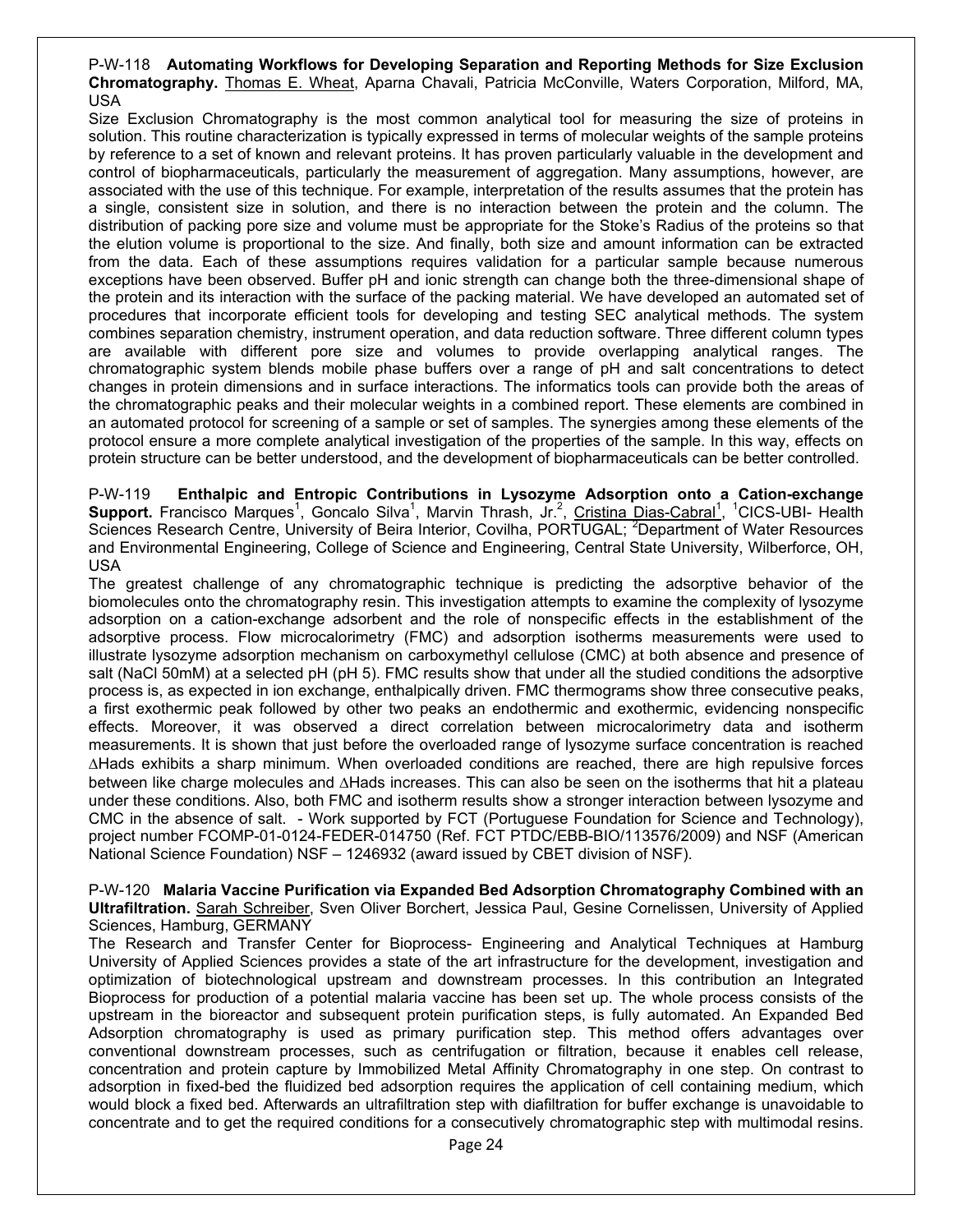P-W-118 **Automating Workflows for Developing Separation and Reporting Methods for Size Exclusion Chromatography.** Thomas E. Wheat, Aparna Chavali, Patricia McConville, Waters Corporation, Milford, MA, USA

Size Exclusion Chromatography is the most common analytical tool for measuring the size of proteins in solution. This routine characterization is typically expressed in terms of molecular weights of the sample proteins by reference to a set of known and relevant proteins. It has proven particularly valuable in the development and control of biopharmaceuticals, particularly the measurement of aggregation. Many assumptions, however, are associated with the use of this technique. For example, interpretation of the results assumes that the protein has a single, consistent size in solution, and there is no interaction between the protein and the column. The distribution of packing pore size and volume must be appropriate for the Stoke's Radius of the proteins so that the elution volume is proportional to the size. And finally, both size and amount information can be extracted from the data. Each of these assumptions requires validation for a particular sample because numerous exceptions have been observed. Buffer pH and ionic strength can change both the three-dimensional shape of the protein and its interaction with the surface of the packing material. We have developed an automated set of procedures that incorporate efficient tools for developing and testing SEC analytical methods. The system combines separation chemistry, instrument operation, and data reduction software. Three different column types are available with different pore size and volumes to provide overlapping analytical ranges. The chromatographic system blends mobile phase buffers over a range of pH and salt concentrations to detect changes in protein dimensions and in surface interactions. The informatics tools can provide both the areas of the chromatographic peaks and their molecular weights in a combined report. These elements are combined in an automated protocol for screening of a sample or set of samples. The synergies among these elements of the protocol ensure a more complete analytical investigation of the properties of the sample. In this way, effects on protein structure can be better understood, and the development of biopharmaceuticals can be better controlled.

P-W-119 **Enthalpic and Entropic Contributions in Lysozyme Adsorption onto a Cation-exchange Support.** Francisco Marques[1], Goncalo Silva[1], Marvin Thrash, Jr.[2], Cristina Dias-Cabral[1], [1]CICS-UBI- Health Sciences Research Centre, University of Beira Interior, Covilha, PORTUGAL; [2]Department of Water Resources and Environmental Engineering, College of Science and Engineering, Central State University, Wilberforce, OH, USA

The greatest challenge of any chromatographic technique is predicting the adsorptive behavior of the biomolecules onto the chromatography resin. This investigation attempts to examine the complexity of lysozyme adsorption on a cation-exchange adsorbent and the role of nonspecific effects in the establishment of the adsorptive process. Flow microcalorimetry (FMC) and adsorption isotherms measurements were used to illustrate lysozyme adsorption mechanism on carboxymethyl cellulose (CMC) at both absence and presence of salt (NaCl 50mM) at a selected pH (pH 5). FMC results show that under all the studied conditions the adsorptive process is, as expected in ion exchange, enthalpically driven. FMC thermograms show three consecutive peaks, a first exothermic peak followed by other two peaks an endothermic and exothermic, evidencing nonspecific effects. Moreover, it was observed a direct correlation between microcalorimetry data and isotherm measurements. It is shown that just before the overloaded range of lysozyme surface concentration is reached $\Delta$Hads exhibits a sharp minimum. When overloaded conditions are reached, there are high repulsive forces between like charge molecules and $\Delta$Hads increases. This can also be seen on the isotherms that hit a plateau under these conditions. Also, both FMC and isotherm results show a stronger interaction between lysozyme and CMC in the absence of salt. - Work supported by FCT (Portuguese Foundation for Science and Technology), project number FCOMP-01-0124-FEDER-014750 (Ref. FCT PTDC/EBB-BIO/113576/2009) and NSF (American National Science Foundation) NSF – 1246932 (award issued by CBET division of NSF).

P-W-120 **Malaria Vaccine Purification via Expanded Bed Adsorption Chromatography Combined with an Ultrafiltration.** Sarah Schreiber, Sven Oliver Borchert, Jessica Paul, Gesine Cornelissen, University of Applied Sciences, Hamburg, GERMANY

The Research and Transfer Center for Bioprocess- Engineering and Analytical Techniques at Hamburg University of Applied Sciences provides a state of the art infrastructure for the development, investigation and optimization of biotechnological upstream and downstream processes. In this contribution an Integrated Bioprocess for production of a potential malaria vaccine has been set up. The whole process consists of the upstream in the bioreactor and subsequent protein purification steps, is fully automated. An Expanded Bed Adsorption chromatography is used as primary purification step. This method offers advantages over conventional downstream processes, such as centrifugation or filtration, because it enables cell release, concentration and protein capture by Immobilized Metal Affinity Chromatography in one step. On contrast to adsorption in fixed-bed the fluidized bed adsorption requires the application of cell containing medium, which would block a fixed bed. Afterwards an ultrafiltration step with diafiltration for buffer exchange is unavoidable to concentrate and to get the required conditions for a consecutively chromatographic step with multimodal resins.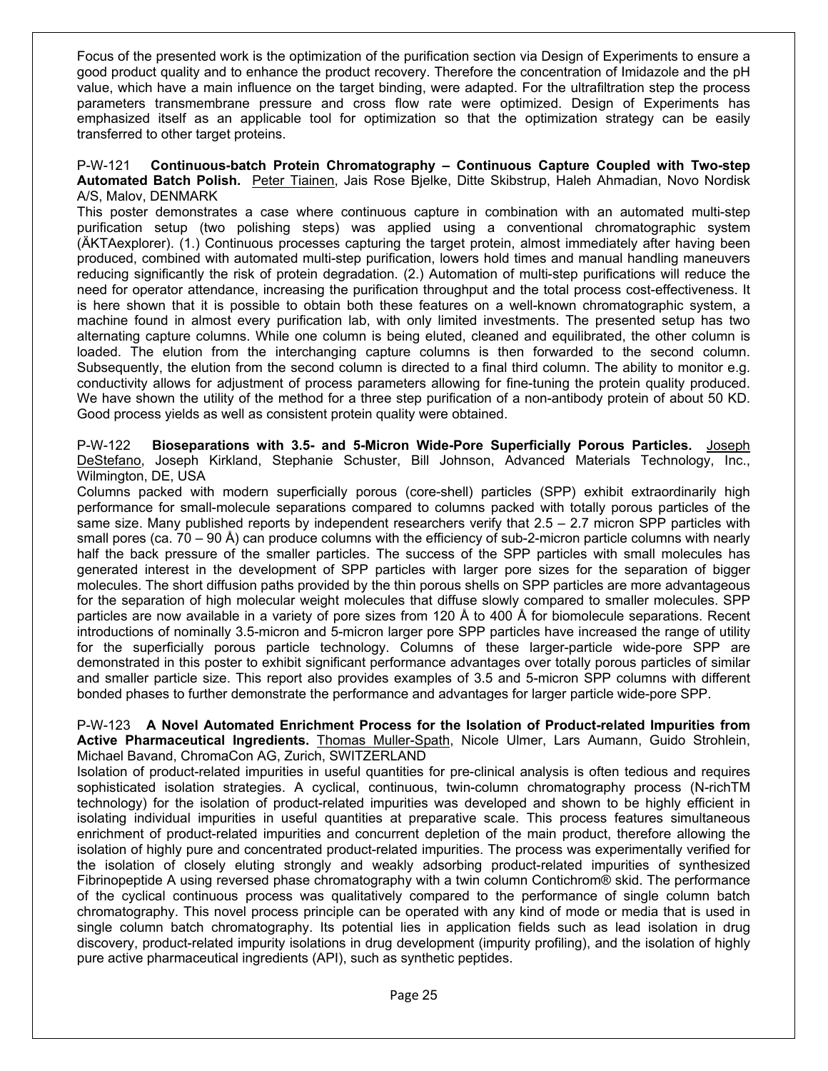Focus of the presented work is the optimization of the purification section via Design of Experiments to ensure a good product quality and to enhance the product recovery. Therefore the concentration of Imidazole and the pH value, which have a main influence on the target binding, were adapted. For the ultrafiltration step the process parameters transmembrane pressure and cross flow rate were optimized. Design of Experiments has emphasized itself as an applicable tool for optimization so that the optimization strategy can be easily transferred to other target proteins.

P-W-121 **Continuous-batch Protein Chromatography – Continuous Capture Coupled with Two-step Automated Batch Polish.** Peter Tiainen, Jais Rose Bjelke, Ditte Skibstrup, Haleh Ahmadian, Novo Nordisk A/S, Malov, DENMARK

This poster demonstrates a case where continuous capture in combination with an automated multi-step purification setup (two polishing steps) was applied using a conventional chromatographic system (ÄKTAexplorer). (1.) Continuous processes capturing the target protein, almost immediately after having been produced, combined with automated multi-step purification, lowers hold times and manual handling maneuvers reducing significantly the risk of protein degradation. (2.) Automation of multi-step purifications will reduce the need for operator attendance, increasing the purification throughput and the total process cost-effectiveness. It is here shown that it is possible to obtain both these features on a well-known chromatographic system, a machine found in almost every purification lab, with only limited investments. The presented setup has two alternating capture columns. While one column is being eluted, cleaned and equilibrated, the other column is loaded. The elution from the interchanging capture columns is then forwarded to the second column. Subsequently, the elution from the second column is directed to a final third column. The ability to monitor e.g. conductivity allows for adjustment of process parameters allowing for fine-tuning the protein quality produced. We have shown the utility of the method for a three step purification of a non-antibody protein of about 50 KD. Good process yields as well as consistent protein quality were obtained.

P-W-122 **Bioseparations with 3.5- and 5-Micron Wide-Pore Superficially Porous Particles.** Joseph DeStefano, Joseph Kirkland, Stephanie Schuster, Bill Johnson, Advanced Materials Technology, Inc., Wilmington, DE, USA

Columns packed with modern superficially porous (core-shell) particles (SPP) exhibit extraordinarily high performance for small-molecule separations compared to columns packed with totally porous particles of the same size. Many published reports by independent researchers verify that 2.5 – 2.7 micron SPP particles with small pores (ca. 70 – 90 Å) can produce columns with the efficiency of sub-2-micron particle columns with nearly half the back pressure of the smaller particles. The success of the SPP particles with small molecules has generated interest in the development of SPP particles with larger pore sizes for the separation of bigger molecules. The short diffusion paths provided by the thin porous shells on SPP particles are more advantageous for the separation of high molecular weight molecules that diffuse slowly compared to smaller molecules. SPP particles are now available in a variety of pore sizes from 120 Å to 400 Å for biomolecule separations. Recent introductions of nominally 3.5-micron and 5-micron larger pore SPP particles have increased the range of utility for the superficially porous particle technology. Columns of these larger-particle wide-pore SPP are demonstrated in this poster to exhibit significant performance advantages over totally porous particles of similar and smaller particle size. This report also provides examples of 3.5 and 5-micron SPP columns with different bonded phases to further demonstrate the performance and advantages for larger particle wide-pore SPP.

P-W-123 **A Novel Automated Enrichment Process for the Isolation of Product-related Impurities from Active Pharmaceutical Ingredients.** Thomas Muller-Spath, Nicole Ulmer, Lars Aumann, Guido Strohlein, Michael Bavand, ChromaCon AG, Zurich, SWITZERLAND

Isolation of product-related impurities in useful quantities for pre-clinical analysis is often tedious and requires sophisticated isolation strategies. A cyclical, continuous, twin-column chromatography process (N-richTM technology) for the isolation of product-related impurities was developed and shown to be highly efficient in isolating individual impurities in useful quantities at preparative scale. This process features simultaneous enrichment of product-related impurities and concurrent depletion of the main product, therefore allowing the isolation of highly pure and concentrated product-related impurities. The process was experimentally verified for the isolation of closely eluting strongly and weakly adsorbing product-related impurities of synthesized Fibrinopeptide A using reversed phase chromatography with a twin column Contichrom® skid. The performance of the cyclical continuous process was qualitatively compared to the performance of single column batch chromatography. This novel process principle can be operated with any kind of mode or media that is used in single column batch chromatography. Its potential lies in application fields such as lead isolation in drug discovery, product-related impurity isolations in drug development (impurity profiling), and the isolation of highly pure active pharmaceutical ingredients (API), such as synthetic peptides.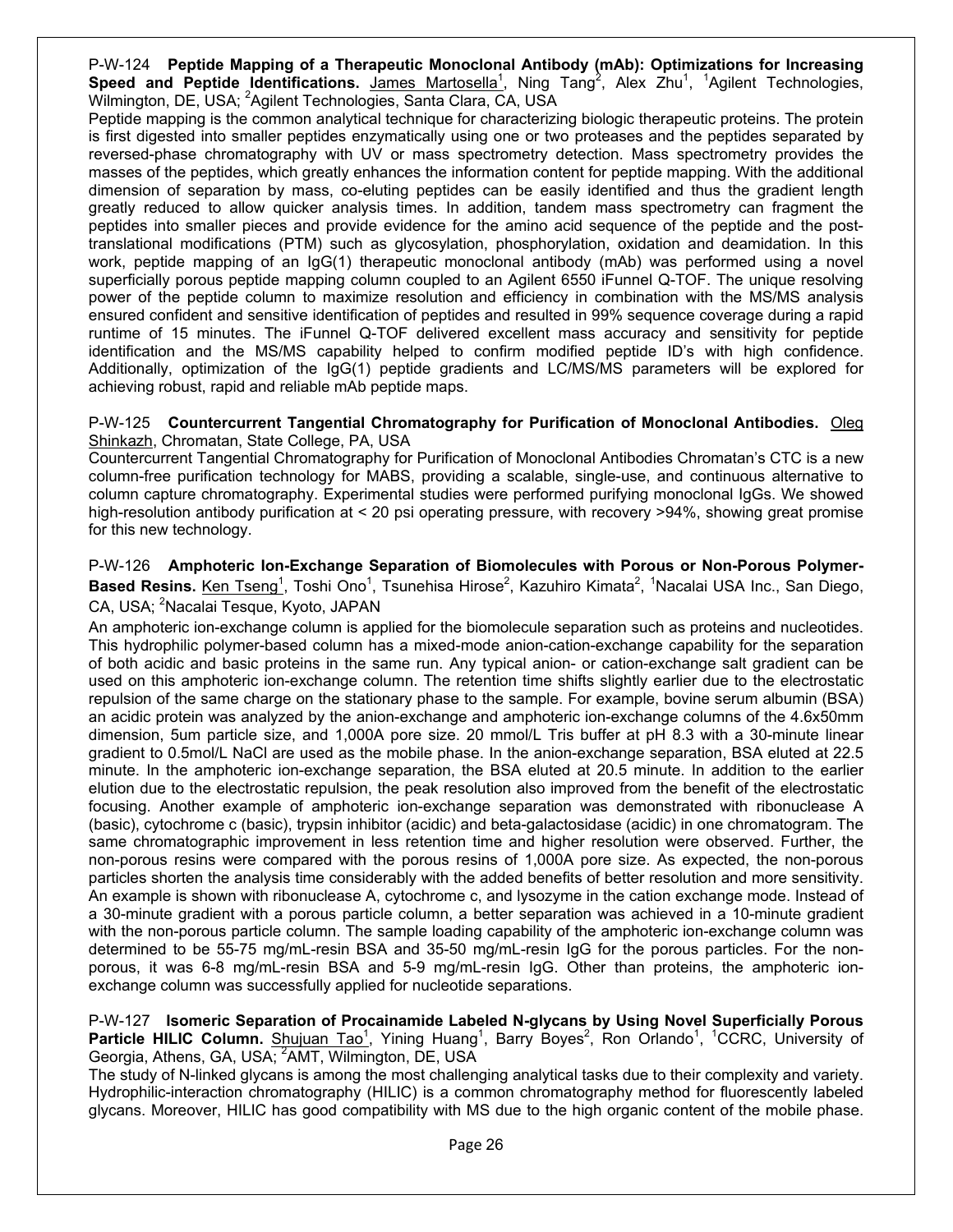P-W-124 **Peptide Mapping of a Therapeutic Monoclonal Antibody (mAb): Optimizations for Increasing Speed and Peptide Identifications.** James Martosella[1], Ning Tang[2], Alex Zhu[1], [1]Agilent Technologies, Wilmington, DE, USA; [2]Agilent Technologies, Santa Clara, CA, USA

Peptide mapping is the common analytical technique for characterizing biologic therapeutic proteins. The protein is first digested into smaller peptides enzymatically using one or two proteases and the peptides separated by reversed-phase chromatography with UV or mass spectrometry detection. Mass spectrometry provides the masses of the peptides, which greatly enhances the information content for peptide mapping. With the additional dimension of separation by mass, co-eluting peptides can be easily identified and thus the gradient length greatly reduced to allow quicker analysis times. In addition, tandem mass spectrometry can fragment the peptides into smaller pieces and provide evidence for the amino acid sequence of the peptide and the post-translational modifications (PTM) such as glycosylation, phosphorylation, oxidation and deamidation. In this work, peptide mapping of an IgG(1) therapeutic monoclonal antibody (mAb) was performed using a novel superficially porous peptide mapping column coupled to an Agilent 6550 iFunnel Q-TOF. The unique resolving power of the peptide column to maximize resolution and efficiency in combination with the MS/MS analysis ensured confident and sensitive identification of peptides and resulted in 99% sequence coverage during a rapid runtime of 15 minutes. The iFunnel Q-TOF delivered excellent mass accuracy and sensitivity for peptide identification and the MS/MS capability helped to confirm modified peptide ID's with high confidence. Additionally, optimization of the IgG(1) peptide gradients and LC/MS/MS parameters will be explored for achieving robust, rapid and reliable mAb peptide maps.

P-W-125 **Countercurrent Tangential Chromatography for Purification of Monoclonal Antibodies.** Oleg Shinkazh, Chromatan, State College, PA, USA

Countercurrent Tangential Chromatography for Purification of Monoclonal Antibodies Chromatan's CTC is a new column-free purification technology for MABS, providing a scalable, single-use, and continuous alternative to column capture chromatography. Experimental studies were performed purifying monoclonal IgGs. We showed high-resolution antibody purification at < 20 psi operating pressure, with recovery >94%, showing great promise for this new technology.

P-W-126 **Amphoteric Ion-Exchange Separation of Biomolecules with Porous or Non-Porous Polymer-Based Resins.** Ken Tseng[1], Toshi Ono[1], Tsunehisa Hirose[2], Kazuhiro Kimata[2], [1]Nacalai USA Inc., San Diego, CA, USA; [2]Nacalai Tesque, Kyoto, JAPAN

An amphoteric ion-exchange column is applied for the biomolecule separation such as proteins and nucleotides. This hydrophilic polymer-based column has a mixed-mode anion-cation-exchange capability for the separation of both acidic and basic proteins in the same run. Any typical anion- or cation-exchange salt gradient can be used on this amphoteric ion-exchange column. The retention time shifts slightly earlier due to the electrostatic repulsion of the same charge on the stationary phase to the sample. For example, bovine serum albumin (BSA) an acidic protein was analyzed by the anion-exchange and amphoteric ion-exchange columns of the 4.6x50mm dimension, 5um particle size, and 1,000A pore size. 20 mmol/L Tris buffer at pH 8.3 with a 30-minute linear gradient to 0.5mol/L NaCl are used as the mobile phase. In the anion-exchange separation, BSA eluted at 22.5 minute. In the amphoteric ion-exchange separation, the BSA eluted at 20.5 minute. In addition to the earlier elution due to the electrostatic repulsion, the peak resolution also improved from the benefit of the electrostatic focusing. Another example of amphoteric ion-exchange separation was demonstrated with ribonuclease A (basic), cytochrome c (basic), trypsin inhibitor (acidic) and beta-galactosidase (acidic) in one chromatogram. The same chromatographic improvement in less retention time and higher resolution were observed. Further, the non-porous resins were compared with the porous resins of 1,000A pore size. As expected, the non-porous particles shorten the analysis time considerably with the added benefits of better resolution and more sensitivity. An example is shown with ribonuclease A, cytochrome c, and lysozyme in the cation exchange mode. Instead of a 30-minute gradient with a porous particle column, a better separation was achieved in a 10-minute gradient with the non-porous particle column. The sample loading capability of the amphoteric ion-exchange column was determined to be 55-75 mg/mL-resin BSA and 35-50 mg/mL-resin IgG for the porous particles. For the non-porous, it was 6-8 mg/mL-resin BSA and 5-9 mg/mL-resin IgG. Other than proteins, the amphoteric ion-exchange column was successfully applied for nucleotide separations.

P-W-127 **Isomeric Separation of Procainamide Labeled N-glycans by Using Novel Superficially Porous Particle HILIC Column.** Shujuan Tao[1], Yining Huang[1], Barry Boyes[2], Ron Orlando[1], [1]CCRC, University of Georgia, Athens, GA, USA; [2]AMT, Wilmington, DE, USA

The study of N-linked glycans is among the most challenging analytical tasks due to their complexity and variety. Hydrophilic-interaction chromatography (HILIC) is a common chromatography method for fluorescently labeled glycans. Moreover, HILIC has good compatibility with MS due to the high organic content of the mobile phase.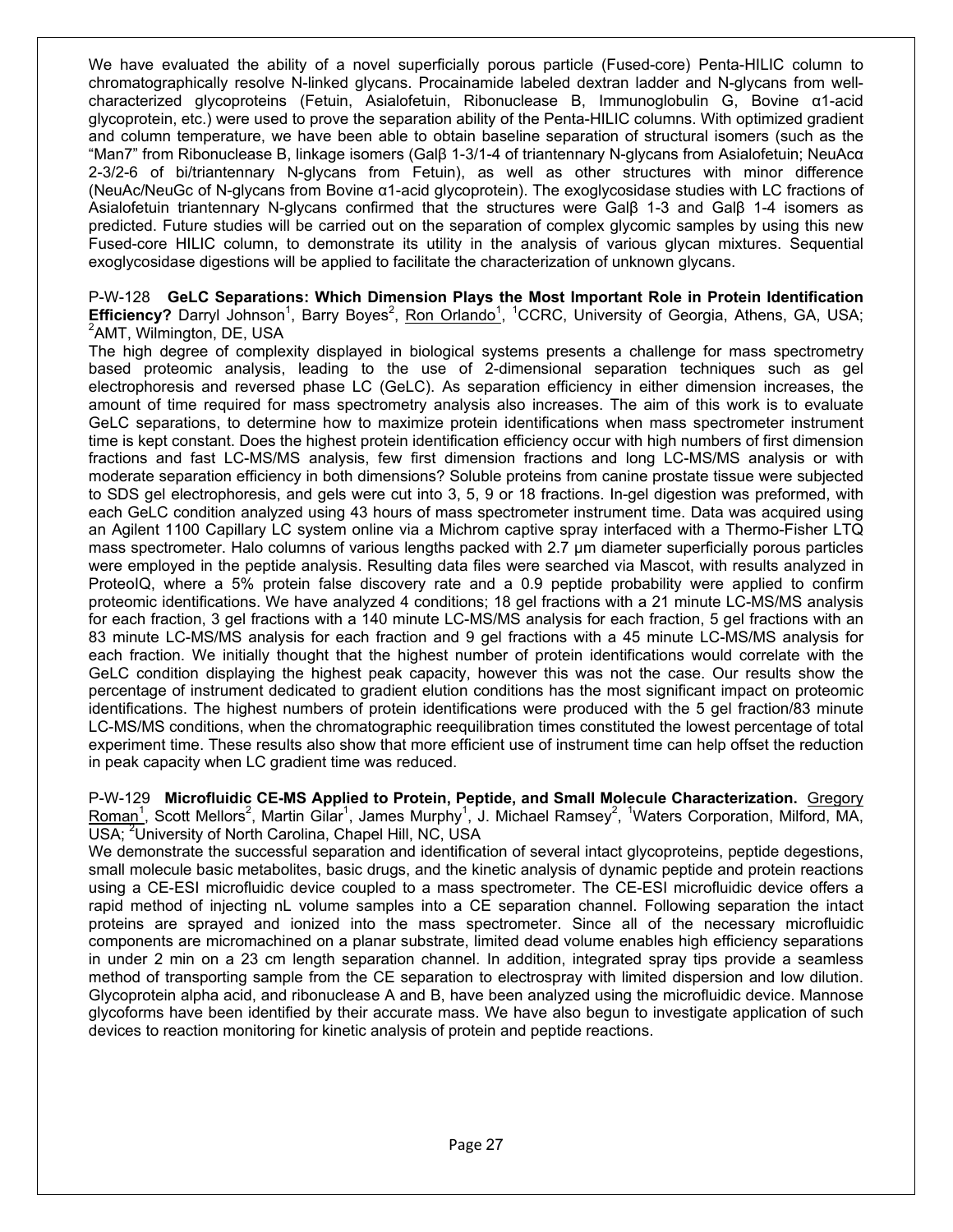We have evaluated the ability of a novel superficially porous particle (Fused-core) Penta-HILIC column to chromatographically resolve N-linked glycans. Procainamide labeled dextran ladder and N-glycans from well-characterized glycoproteins (Fetuin, Asialofetuin, Ribonuclease B, Immunoglobulin G, Bovine α1-acid glycoprotein, etc.) were used to prove the separation ability of the Penta-HILIC columns. With optimized gradient and column temperature, we have been able to obtain baseline separation of structural isomers (such as the "Man7" from Ribonuclease B, linkage isomers (Galβ 1-3/1-4 of triantennary N-glycans from Asialofetuin; NeuAcα 2-3/2-6 of bi/triantennary N-glycans from Fetuin), as well as other structures with minor difference (NeuAc/NeuGc of N-glycans from Bovine α1-acid glycoprotein). The exoglycosidase studies with LC fractions of Asialofetuin triantennary N-glycans confirmed that the structures were Galβ 1-3 and Galβ 1-4 isomers as predicted. Future studies will be carried out on the separation of complex glycomic samples by using this new Fused-core HILIC column, to demonstrate its utility in the analysis of various glycan mixtures. Sequential exoglycosidase digestions will be applied to facilitate the characterization of unknown glycans.

P-W-128 **GeLC Separations: Which Dimension Plays the Most Important Role in Protein Identification Efficiency?** Darryl Johnson[1], Barry Boyes[2], Ron Orlando[1], [1]CCRC, University of Georgia, Athens, GA, USA; [2]AMT, Wilmington, DE, USA

The high degree of complexity displayed in biological systems presents a challenge for mass spectrometry based proteomic analysis, leading to the use of 2-dimensional separation techniques such as gel electrophoresis and reversed phase LC (GeLC). As separation efficiency in either dimension increases, the amount of time required for mass spectrometry analysis also increases. The aim of this work is to evaluate GeLC separations, to determine how to maximize protein identifications when mass spectrometer instrument time is kept constant. Does the highest protein identification efficiency occur with high numbers of first dimension fractions and fast LC-MS/MS analysis, few first dimension fractions and long LC-MS/MS analysis or with moderate separation efficiency in both dimensions? Soluble proteins from canine prostate tissue were subjected to SDS gel electrophoresis, and gels were cut into 3, 5, 9 or 18 fractions. In-gel digestion was preformed, with each GeLC condition analyzed using 43 hours of mass spectrometer instrument time. Data was acquired using an Agilent 1100 Capillary LC system online via a Michrom captive spray interfaced with a Thermo-Fisher LTQ mass spectrometer. Halo columns of various lengths packed with 2.7 µm diameter superficially porous particles were employed in the peptide analysis. Resulting data files were searched via Mascot, with results analyzed in ProteoIQ, where a 5% protein false discovery rate and a 0.9 peptide probability were applied to confirm proteomic identifications. We have analyzed 4 conditions; 18 gel fractions with a 21 minute LC-MS/MS analysis for each fraction, 3 gel fractions with a 140 minute LC-MS/MS analysis for each fraction, 5 gel fractions with an 83 minute LC-MS/MS analysis for each fraction and 9 gel fractions with a 45 minute LC-MS/MS analysis for each fraction. We initially thought that the highest number of protein identifications would correlate with the GeLC condition displaying the highest peak capacity, however this was not the case. Our results show the percentage of instrument dedicated to gradient elution conditions has the most significant impact on proteomic identifications. The highest numbers of protein identifications were produced with the 5 gel fraction/83 minute LC-MS/MS conditions, when the chromatographic reequilibration times constituted the lowest percentage of total experiment time. These results also show that more efficient use of instrument time can help offset the reduction in peak capacity when LC gradient time was reduced.

P-W-129 **Microfluidic CE-MS Applied to Protein, Peptide, and Small Molecule Characterization.** Gregory Roman[1], Scott Mellors[2], Martin Gilar[1], James Murphy[1], J. Michael Ramsey[2], [1]Waters Corporation, Milford, MA, USA; [2]University of North Carolina, Chapel Hill, NC, USA

We demonstrate the successful separation and identification of several intact glycoproteins, peptide degestions, small molecule basic metabolites, basic drugs, and the kinetic analysis of dynamic peptide and protein reactions using a CE-ESI microfluidic device coupled to a mass spectrometer. The CE-ESI microfluidic device offers a rapid method of injecting nL volume samples into a CE separation channel. Following separation the intact proteins are sprayed and ionized into the mass spectrometer. Since all of the necessary microfluidic components are micromachined on a planar substrate, limited dead volume enables high efficiency separations in under 2 min on a 23 cm length separation channel. In addition, integrated spray tips provide a seamless method of transporting sample from the CE separation to electrospray with limited dispersion and low dilution. Glycoprotein alpha acid, and ribonuclease A and B, have been analyzed using the microfluidic device. Mannose glycoforms have been identified by their accurate mass. We have also begun to investigate application of such devices to reaction monitoring for kinetic analysis of protein and peptide reactions.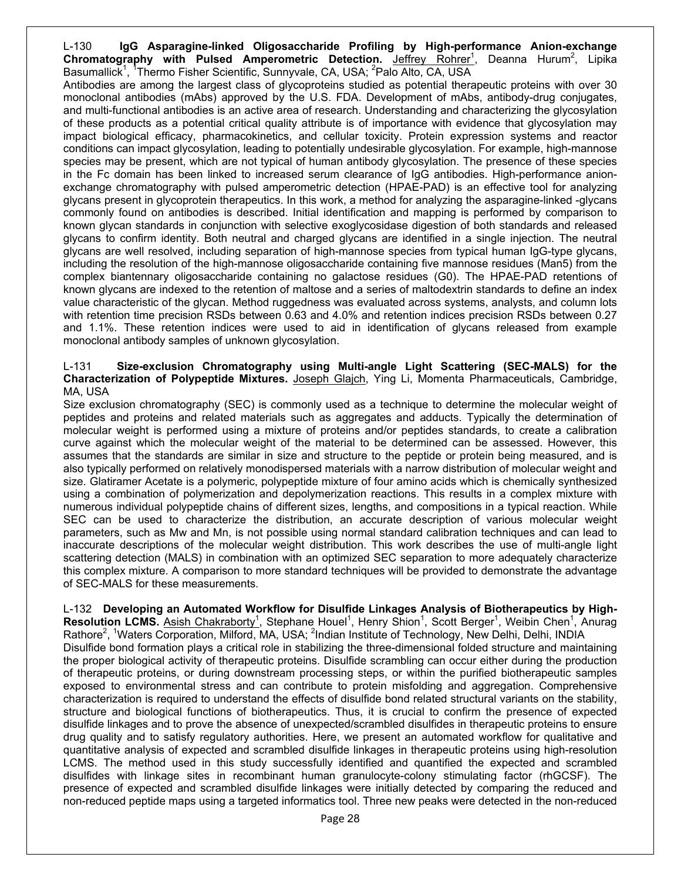L-130 **IgG Asparagine-linked Oligosaccharide Profiling by High-performance Anion-exchange Chromatography with Pulsed Amperometric Detection.** Jeffrey Rohrer[1], Deanna Hurum[2], Lipika Basumallick[1], [1]Thermo Fisher Scientific, Sunnyvale, CA, USA; [2]Palo Alto, CA, USA

Antibodies are among the largest class of glycoproteins studied as potential therapeutic proteins with over 30 monoclonal antibodies (mAbs) approved by the U.S. FDA. Development of mAbs, antibody-drug conjugates, and multi-functional antibodies is an active area of research. Understanding and characterizing the glycosylation of these products as a potential critical quality attribute is of importance with evidence that glycosylation may impact biological efficacy, pharmacokinetics, and cellular toxicity. Protein expression systems and reactor conditions can impact glycosylation, leading to potentially undesirable glycosylation. For example, high-mannose species may be present, which are not typical of human antibody glycosylation. The presence of these species in the Fc domain has been linked to increased serum clearance of IgG antibodies. High-performance anion-exchange chromatography with pulsed amperometric detection (HPAE-PAD) is an effective tool for analyzing glycans present in glycoprotein therapeutics. In this work, a method for analyzing the asparagine-linked -glycans commonly found on antibodies is described. Initial identification and mapping is performed by comparison to known glycan standards in conjunction with selective exoglycosidase digestion of both standards and released glycans to confirm identity. Both neutral and charged glycans are identified in a single injection. The neutral glycans are well resolved, including separation of high-mannose species from typical human IgG-type glycans, including the resolution of the high-mannose oligosaccharide containing five mannose residues (Man5) from the complex biantennary oligosaccharide containing no galactose residues (G0). The HPAE-PAD retentions of known glycans are indexed to the retention of maltose and a series of maltodextrin standards to define an index value characteristic of the glycan. Method ruggedness was evaluated across systems, analysts, and column lots with retention time precision RSDs between 0.63 and 4.0% and retention indices precision RSDs between 0.27 and 1.1%. These retention indices were used to aid in identification of glycans released from example monoclonal antibody samples of unknown glycosylation.

L-131 **Size-exclusion Chromatography using Multi-angle Light Scattering (SEC-MALS) for the Characterization of Polypeptide Mixtures.** Joseph Glajch, Ying Li, Momenta Pharmaceuticals, Cambridge, MA, USA

Size exclusion chromatography (SEC) is commonly used as a technique to determine the molecular weight of peptides and proteins and related materials such as aggregates and adducts. Typically the determination of molecular weight is performed using a mixture of proteins and/or peptides standards, to create a calibration curve against which the molecular weight of the material to be determined can be assessed. However, this assumes that the standards are similar in size and structure to the peptide or protein being measured, and is also typically performed on relatively monodispersed materials with a narrow distribution of molecular weight and size. Glatiramer Acetate is a polymeric, polypeptide mixture of four amino acids which is chemically synthesized using a combination of polymerization and depolymerization reactions. This results in a complex mixture with numerous individual polypeptide chains of different sizes, lengths, and compositions in a typical reaction. While SEC can be used to characterize the distribution, an accurate description of various molecular weight parameters, such as Mw and Mn, is not possible using normal standard calibration techniques and can lead to inaccurate descriptions of the molecular weight distribution. This work describes the use of multi-angle light scattering detection (MALS) in combination with an optimized SEC separation to more adequately characterize this complex mixture. A comparison to more standard techniques will be provided to demonstrate the advantage of SEC-MALS for these measurements.

L-132 **Developing an Automated Workflow for Disulfide Linkages Analysis of Biotherapeutics by High-Resolution LCMS.** Asish Chakraborty[1], Stephane Houel[1], Henry Shion[1], Scott Berger[1], Weibin Chen[1], Anurag Rathore[2], [1]Waters Corporation, Milford, MA, USA; [2]Indian Institute of Technology, New Delhi, Delhi, INDIA

Disulfide bond formation plays a critical role in stabilizing the three-dimensional folded structure and maintaining the proper biological activity of therapeutic proteins. Disulfide scrambling can occur either during the production of therapeutic proteins, or during downstream processing steps, or within the purified biotherapeutic samples exposed to environmental stress and can contribute to protein misfolding and aggregation. Comprehensive characterization is required to understand the effects of disulfide bond related structural variants on the stability, structure and biological functions of biotherapeutics. Thus, it is crucial to confirm the presence of expected disulfide linkages and to prove the absence of unexpected/scrambled disulfides in therapeutic proteins to ensure drug quality and to satisfy regulatory authorities. Here, we present an automated workflow for qualitative and quantitative analysis of expected and scrambled disulfide linkages in therapeutic proteins using high-resolution LCMS. The method used in this study successfully identified and quantified the expected and scrambled disulfides with linkage sites in recombinant human granulocyte-colony stimulating factor (rhGCSF). The presence of expected and scrambled disulfide linkages were initially detected by comparing the reduced and non-reduced peptide maps using a targeted informatics tool. Three new peaks were detected in the non-reduced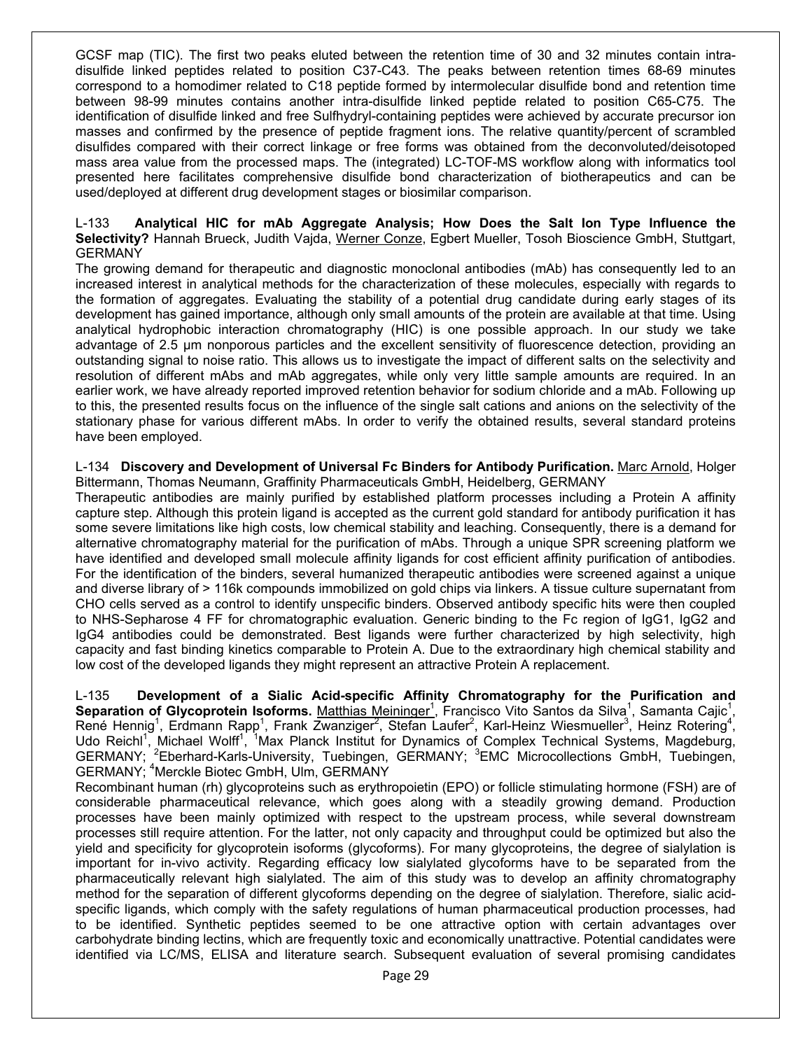GCSF map (TIC). The first two peaks eluted between the retention time of 30 and 32 minutes contain intra-disulfide linked peptides related to position C37-C43. The peaks between retention times 68-69 minutes correspond to a homodimer related to C18 peptide formed by intermolecular disulfide bond and retention time between 98-99 minutes contains another intra-disulfide linked peptide related to position C65-C75. The identification of disulfide linked and free Sulfhydryl-containing peptides were achieved by accurate precursor ion masses and confirmed by the presence of peptide fragment ions. The relative quantity/percent of scrambled disulfides compared with their correct linkage or free forms was obtained from the deconvoluted/deisotoped mass area value from the processed maps. The (integrated) LC-TOF-MS workflow along with informatics tool presented here facilitates comprehensive disulfide bond characterization of biotherapeutics and can be used/deployed at different drug development stages or biosimilar comparison.

L-133 **Analytical HIC for mAb Aggregate Analysis; How Does the Salt Ion Type Influence the Selectivity?** Hannah Brueck, Judith Vajda, Werner Conze, Egbert Mueller, Tosoh Bioscience GmbH, Stuttgart, GERMANY

The growing demand for therapeutic and diagnostic monoclonal antibodies (mAb) has consequently led to an increased interest in analytical methods for the characterization of these molecules, especially with regards to the formation of aggregates. Evaluating the stability of a potential drug candidate during early stages of its development has gained importance, although only small amounts of the protein are available at that time. Using analytical hydrophobic interaction chromatography (HIC) is one possible approach. In our study we take advantage of 2.5 µm nonporous particles and the excellent sensitivity of fluorescence detection, providing an outstanding signal to noise ratio. This allows us to investigate the impact of different salts on the selectivity and resolution of different mAbs and mAb aggregates, while only very little sample amounts are required. In an earlier work, we have already reported improved retention behavior for sodium chloride and a mAb. Following up to this, the presented results focus on the influence of the single salt cations and anions on the selectivity of the stationary phase for various different mAbs. In order to verify the obtained results, several standard proteins have been employed.

L-134 **Discovery and Development of Universal Fc Binders for Antibody Purification.** Marc Arnold, Holger Bittermann, Thomas Neumann, Graffinity Pharmaceuticals GmbH, Heidelberg, GERMANY

Therapeutic antibodies are mainly purified by established platform processes including a Protein A affinity capture step. Although this protein ligand is accepted as the current gold standard for antibody purification it has some severe limitations like high costs, low chemical stability and leaching. Consequently, there is a demand for alternative chromatography material for the purification of mAbs. Through a unique SPR screening platform we have identified and developed small molecule affinity ligands for cost efficient affinity purification of antibodies. For the identification of the binders, several humanized therapeutic antibodies were screened against a unique and diverse library of > 116k compounds immobilized on gold chips via linkers. A tissue culture supernatant from CHO cells served as a control to identify unspecific binders. Observed antibody specific hits were then coupled to NHS-Sepharose 4 FF for chromatographic evaluation. Generic binding to the Fc region of IgG1, IgG2 and IgG4 antibodies could be demonstrated. Best ligands were further characterized by high selectivity, high capacity and fast binding kinetics comparable to Protein A. Due to the extraordinary high chemical stability and low cost of the developed ligands they might represent an attractive Protein A replacement.

L-135 **Development of a Sialic Acid-specific Affinity Chromatography for the Purification and Separation of Glycoprotein Isoforms.** Matthias Meininger[1], Francisco Vito Santos da Silva[1], Samanta Cajic[1], René Hennig[1], Erdmann Rapp[1], Frank Zwanziger[2], Stefan Laufer[2], Karl-Heinz Wiesmueller[3], Heinz Rotering[4], Udo Reichl[1], Michael Wolff[1], [1]Max Planck Institut for Dynamics of Complex Technical Systems, Magdeburg, GERMANY; [2]Eberhard-Karls-University, Tuebingen, GERMANY; [3]EMC Microcollections GmbH, Tuebingen, GERMANY; [4]Merckle Biotec GmbH, Ulm, GERMANY

Recombinant human (rh) glycoproteins such as erythropoietin (EPO) or follicle stimulating hormone (FSH) are of considerable pharmaceutical relevance, which goes along with a steadily growing demand. Production processes have been mainly optimized with respect to the upstream process, while several downstream processes still require attention. For the latter, not only capacity and throughput could be optimized but also the yield and specificity for glycoprotein isoforms (glycoforms). For many glycoproteins, the degree of sialylation is important for in-vivo activity. Regarding efficacy low sialylated glycoforms have to be separated from the pharmaceutically relevant high sialylated. The aim of this study was to develop an affinity chromatography method for the separation of different glycoforms depending on the degree of sialylation. Therefore, sialic acid-specific ligands, which comply with the safety regulations of human pharmaceutical production processes, had to be identified. Synthetic peptides seemed to be one attractive option with certain advantages over carbohydrate binding lectins, which are frequently toxic and economically unattractive. Potential candidates were identified via LC/MS, ELISA and literature search. Subsequent evaluation of several promising candidates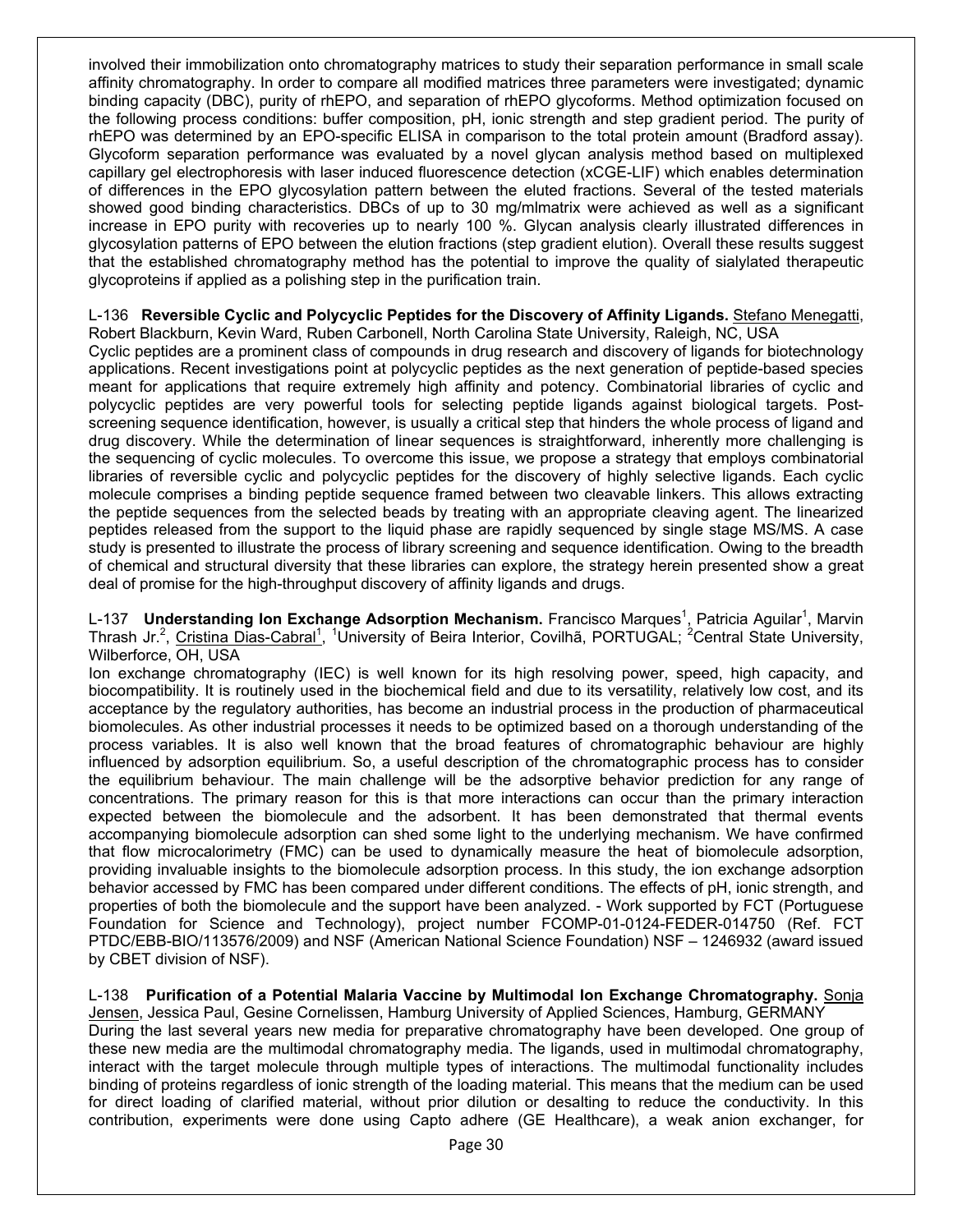involved their immobilization onto chromatography matrices to study their separation performance in small scale affinity chromatography. In order to compare all modified matrices three parameters were investigated; dynamic binding capacity (DBC), purity of rhEPO, and separation of rhEPO glycoforms. Method optimization focused on the following process conditions: buffer composition, pH, ionic strength and step gradient period. The purity of rhEPO was determined by an EPO-specific ELISA in comparison to the total protein amount (Bradford assay). Glycoform separation performance was evaluated by a novel glycan analysis method based on multiplexed capillary gel electrophoresis with laser induced fluorescence detection (xCGE-LIF) which enables determination of differences in the EPO glycosylation pattern between the eluted fractions. Several of the tested materials showed good binding characteristics. DBCs of up to 30 mg/mlmatrix were achieved as well as a significant increase in EPO purity with recoveries up to nearly 100 %. Glycan analysis clearly illustrated differences in glycosylation patterns of EPO between the elution fractions (step gradient elution). Overall these results suggest that the established chromatography method has the potential to improve the quality of sialylated therapeutic glycoproteins if applied as a polishing step in the purification train.

L-136 **Reversible Cyclic and Polycyclic Peptides for the Discovery of Affinity Ligands.** Stefano Menegatti, Robert Blackburn, Kevin Ward, Ruben Carbonell, North Carolina State University, Raleigh, NC, USA

Cyclic peptides are a prominent class of compounds in drug research and discovery of ligands for biotechnology applications. Recent investigations point at polycyclic peptides as the next generation of peptide-based species meant for applications that require extremely high affinity and potency. Combinatorial libraries of cyclic and polycyclic peptides are very powerful tools for selecting peptide ligands against biological targets. Post-screening sequence identification, however, is usually a critical step that hinders the whole process of ligand and drug discovery. While the determination of linear sequences is straightforward, inherently more challenging is the sequencing of cyclic molecules. To overcome this issue, we propose a strategy that employs combinatorial libraries of reversible cyclic and polycyclic peptides for the discovery of highly selective ligands. Each cyclic molecule comprises a binding peptide sequence framed between two cleavable linkers. This allows extracting the peptide sequences from the selected beads by treating with an appropriate cleaving agent. The linearized peptides released from the support to the liquid phase are rapidly sequenced by single stage MS/MS. A case study is presented to illustrate the process of library screening and sequence identification. Owing to the breadth of chemical and structural diversity that these libraries can explore, the strategy herein presented show a great deal of promise for the high-throughput discovery of affinity ligands and drugs.

L-137 **Understanding Ion Exchange Adsorption Mechanism.** Francisco Marques[1], Patricia Aguilar[1], Marvin Thrash Jr.[2], Cristina Dias-Cabral[1], [1]University of Beira Interior, Covilhã, PORTUGAL; [2]Central State University, Wilberforce, OH, USA

Ion exchange chromatography (IEC) is well known for its high resolving power, speed, high capacity, and biocompatibility. It is routinely used in the biochemical field and due to its versatility, relatively low cost, and its acceptance by the regulatory authorities, has become an industrial process in the production of pharmaceutical biomolecules. As other industrial processes it needs to be optimized based on a thorough understanding of the process variables. It is also well known that the broad features of chromatographic behaviour are highly influenced by adsorption equilibrium. So, a useful description of the chromatographic process has to consider the equilibrium behaviour. The main challenge will be the adsorptive behavior prediction for any range of concentrations. The primary reason for this is that more interactions can occur than the primary interaction expected between the biomolecule and the adsorbent. It has been demonstrated that thermal events accompanying biomolecule adsorption can shed some light to the underlying mechanism. We have confirmed that flow microcalorimetry (FMC) can be used to dynamically measure the heat of biomolecule adsorption, providing invaluable insights to the biomolecule adsorption process. In this study, the ion exchange adsorption behavior accessed by FMC has been compared under different conditions. The effects of pH, ionic strength, and properties of both the biomolecule and the support have been analyzed. - Work supported by FCT (Portuguese Foundation for Science and Technology), project number FCOMP-01-0124-FEDER-014750 (Ref. FCT PTDC/EBB-BIO/113576/2009) and NSF (American National Science Foundation) NSF – 1246932 (award issued by CBET division of NSF).

L-138 **Purification of a Potential Malaria Vaccine by Multimodal Ion Exchange Chromatography.** Sonja Jensen, Jessica Paul, Gesine Cornelissen, Hamburg University of Applied Sciences, Hamburg, GERMANY

During the last several years new media for preparative chromatography have been developed. One group of these new media are the multimodal chromatography media. The ligands, used in multimodal chromatography, interact with the target molecule through multiple types of interactions. The multimodal functionality includes binding of proteins regardless of ionic strength of the loading material. This means that the medium can be used for direct loading of clarified material, without prior dilution or desalting to reduce the conductivity. In this contribution, experiments were done using Capto adhere (GE Healthcare), a weak anion exchanger, for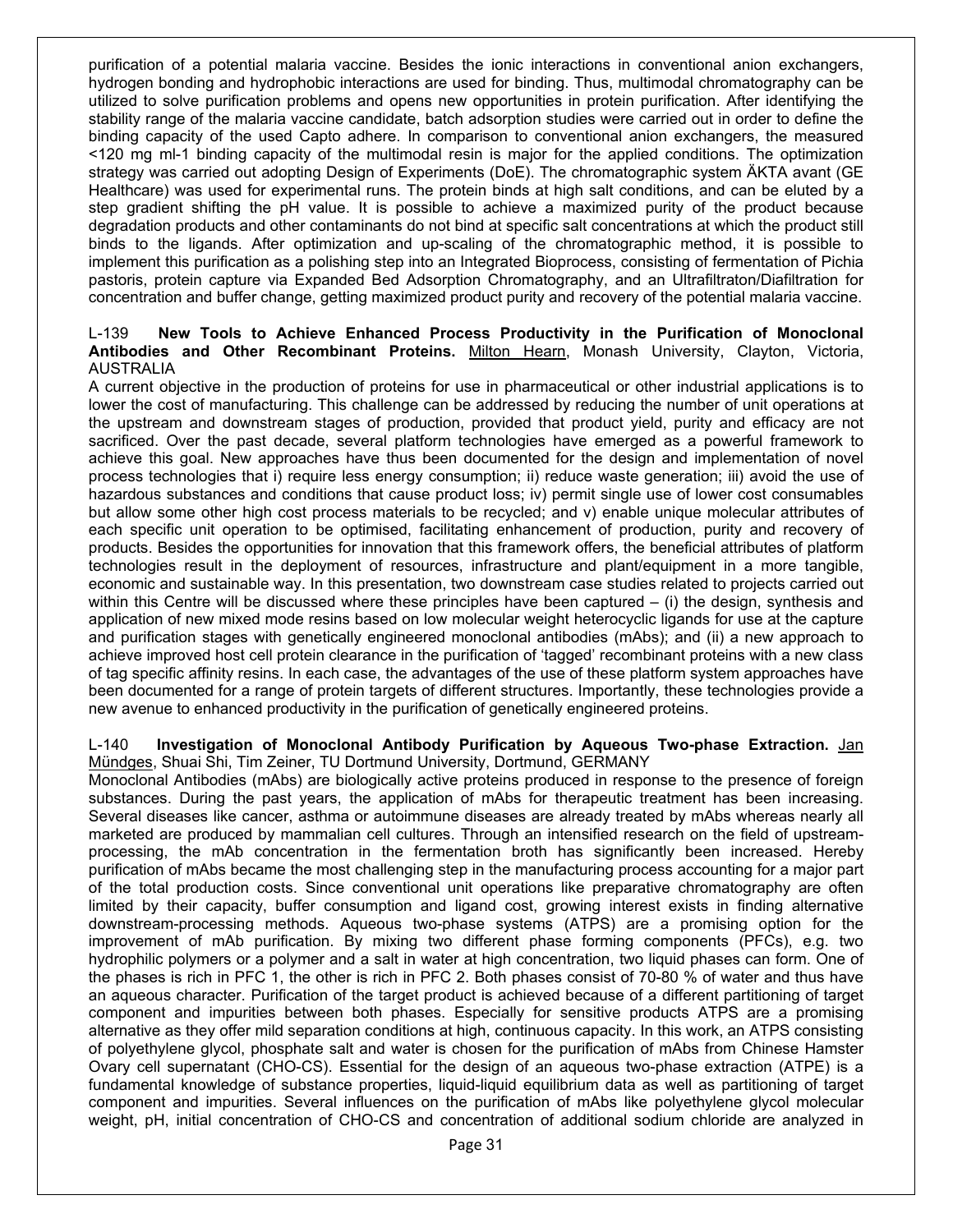purification of a potential malaria vaccine. Besides the ionic interactions in conventional anion exchangers, hydrogen bonding and hydrophobic interactions are used for binding. Thus, multimodal chromatography can be utilized to solve purification problems and opens new opportunities in protein purification. After identifying the stability range of the malaria vaccine candidate, batch adsorption studies were carried out in order to define the binding capacity of the used Capto adhere. In comparison to conventional anion exchangers, the measured <120 mg ml-1 binding capacity of the multimodal resin is major for the applied conditions. The optimization strategy was carried out adopting Design of Experiments (DoE). The chromatographic system ÄKTA avant (GE Healthcare) was used for experimental runs. The protein binds at high salt conditions, and can be eluted by a step gradient shifting the pH value. It is possible to achieve a maximized purity of the product because degradation products and other contaminants do not bind at specific salt concentrations at which the product still binds to the ligands. After optimization and up-scaling of the chromatographic method, it is possible to implement this purification as a polishing step into an Integrated Bioprocess, consisting of fermentation of Pichia pastoris, protein capture via Expanded Bed Adsorption Chromatography, and an Ultrafiltraton/Diafiltration for concentration and buffer change, getting maximized product purity and recovery of the potential malaria vaccine.

L-139 **New Tools to Achieve Enhanced Process Productivity in the Purification of Monoclonal Antibodies and Other Recombinant Proteins.** Milton Hearn, Monash University, Clayton, Victoria, AUSTRALIA

A current objective in the production of proteins for use in pharmaceutical or other industrial applications is to lower the cost of manufacturing. This challenge can be addressed by reducing the number of unit operations at the upstream and downstream stages of production, provided that product yield, purity and efficacy are not sacrificed. Over the past decade, several platform technologies have emerged as a powerful framework to achieve this goal. New approaches have thus been documented for the design and implementation of novel process technologies that i) require less energy consumption; ii) reduce waste generation; iii) avoid the use of hazardous substances and conditions that cause product loss; iv) permit single use of lower cost consumables but allow some other high cost process materials to be recycled; and v) enable unique molecular attributes of each specific unit operation to be optimised, facilitating enhancement of production, purity and recovery of products. Besides the opportunities for innovation that this framework offers, the beneficial attributes of platform technologies result in the deployment of resources, infrastructure and plant/equipment in a more tangible, economic and sustainable way. In this presentation, two downstream case studies related to projects carried out within this Centre will be discussed where these principles have been captured – (i) the design, synthesis and application of new mixed mode resins based on low molecular weight heterocyclic ligands for use at the capture and purification stages with genetically engineered monoclonal antibodies (mAbs); and (ii) a new approach to achieve improved host cell protein clearance in the purification of 'tagged' recombinant proteins with a new class of tag specific affinity resins. In each case, the advantages of the use of these platform system approaches have been documented for a range of protein targets of different structures. Importantly, these technologies provide a new avenue to enhanced productivity in the purification of genetically engineered proteins.

L-140 **Investigation of Monoclonal Antibody Purification by Aqueous Two-phase Extraction.** Jan Mündges, Shuai Shi, Tim Zeiner, TU Dortmund University, Dortmund, GERMANY

Monoclonal Antibodies (mAbs) are biologically active proteins produced in response to the presence of foreign substances. During the past years, the application of mAbs for therapeutic treatment has been increasing. Several diseases like cancer, asthma or autoimmune diseases are already treated by mAbs whereas nearly all marketed are produced by mammalian cell cultures. Through an intensified research on the field of upstream-processing, the mAb concentration in the fermentation broth has significantly been increased. Hereby purification of mAbs became the most challenging step in the manufacturing process accounting for a major part of the total production costs. Since conventional unit operations like preparative chromatography are often limited by their capacity, buffer consumption and ligand cost, growing interest exists in finding alternative downstream-processing methods. Aqueous two-phase systems (ATPS) are a promising option for the improvement of mAb purification. By mixing two different phase forming components (PFCs), e.g. two hydrophilic polymers or a polymer and a salt in water at high concentration, two liquid phases can form. One of the phases is rich in PFC 1, the other is rich in PFC 2. Both phases consist of 70-80 % of water and thus have an aqueous character. Purification of the target product is achieved because of a different partitioning of target component and impurities between both phases. Especially for sensitive products ATPS are a promising alternative as they offer mild separation conditions at high, continuous capacity. In this work, an ATPS consisting of polyethylene glycol, phosphate salt and water is chosen for the purification of mAbs from Chinese Hamster Ovary cell supernatant (CHO-CS). Essential for the design of an aqueous two-phase extraction (ATPE) is a fundamental knowledge of substance properties, liquid-liquid equilibrium data as well as partitioning of target component and impurities. Several influences on the purification of mAbs like polyethylene glycol molecular weight, pH, initial concentration of CHO-CS and concentration of additional sodium chloride are analyzed in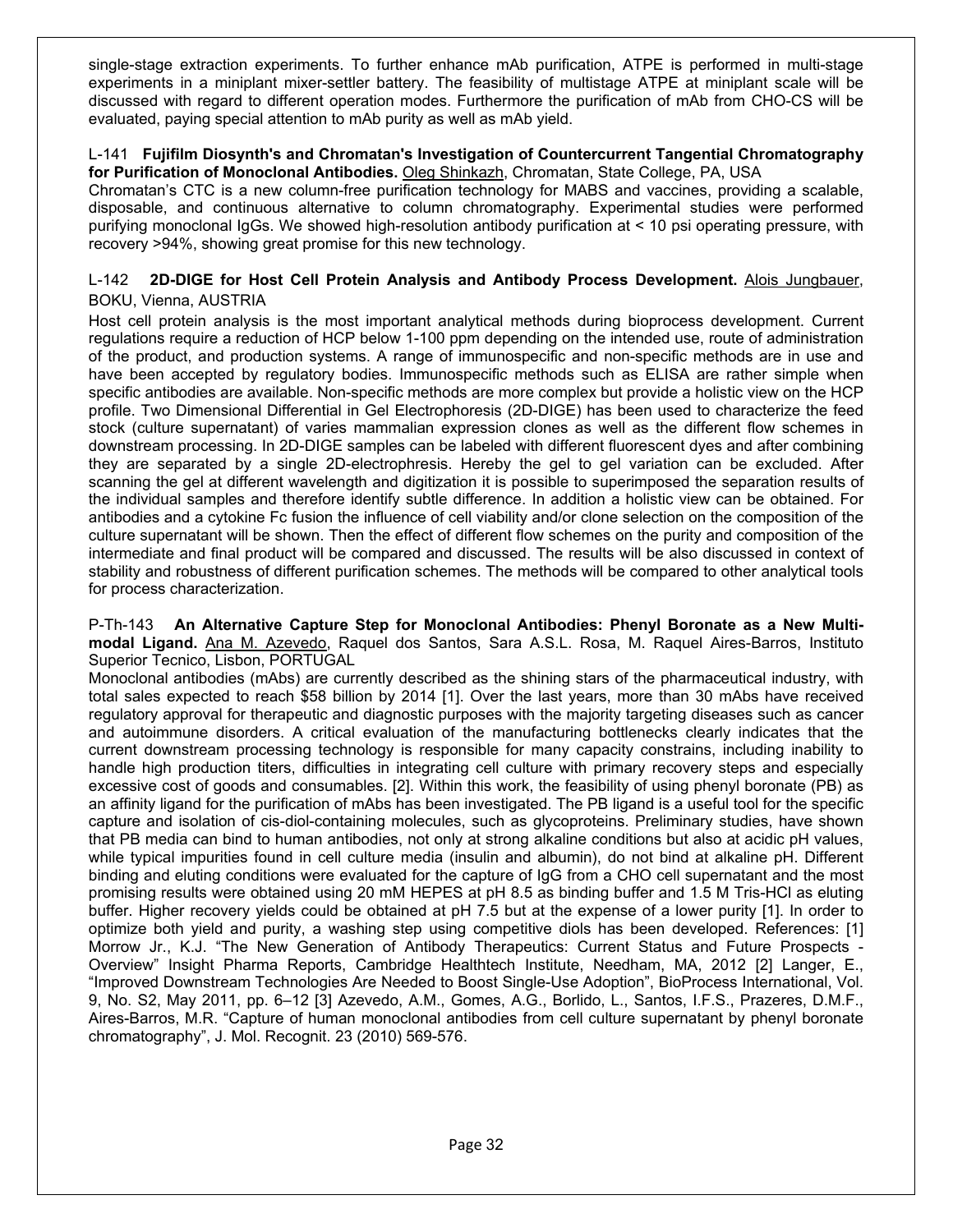single-stage extraction experiments. To further enhance mAb purification, ATPE is performed in multi-stage experiments in a miniplant mixer-settler battery. The feasibility of multistage ATPE at miniplant scale will be discussed with regard to different operation modes. Furthermore the purification of mAb from CHO-CS will be evaluated, paying special attention to mAb purity as well as mAb yield.

L-141 **Fujifilm Diosynth's and Chromatan's Investigation of Countercurrent Tangential Chromatography for Purification of Monoclonal Antibodies.** Oleg Shinkazh, Chromatan, State College, PA, USA

Chromatan's CTC is a new column-free purification technology for MABS and vaccines, providing a scalable, disposable, and continuous alternative to column chromatography. Experimental studies were performed purifying monoclonal IgGs. We showed high-resolution antibody purification at < 10 psi operating pressure, with recovery >94%, showing great promise for this new technology.

L-142 **2D-DIGE for Host Cell Protein Analysis and Antibody Process Development.** Alois Jungbauer, BOKU, Vienna, AUSTRIA

Host cell protein analysis is the most important analytical methods during bioprocess development. Current regulations require a reduction of HCP below 1-100 ppm depending on the intended use, route of administration of the product, and production systems. A range of immunospecific and non-specific methods are in use and have been accepted by regulatory bodies. Immunospecific methods such as ELISA are rather simple when specific antibodies are available. Non-specific methods are more complex but provide a holistic view on the HCP profile. Two Dimensional Differential in Gel Electrophoresis (2D-DIGE) has been used to characterize the feed stock (culture supernatant) of varies mammalian expression clones as well as the different flow schemes in downstream processing. In 2D-DIGE samples can be labeled with different fluorescent dyes and after combining they are separated by a single 2D-electrophresis. Hereby the gel to gel variation can be excluded. After scanning the gel at different wavelength and digitization it is possible to superimposed the separation results of the individual samples and therefore identify subtle difference. In addition a holistic view can be obtained. For antibodies and a cytokine Fc fusion the influence of cell viability and/or clone selection on the composition of the culture supernatant will be shown. Then the effect of different flow schemes on the purity and composition of the intermediate and final product will be compared and discussed. The results will be also discussed in context of stability and robustness of different purification schemes. The methods will be compared to other analytical tools for process characterization.

P-Th-143 **An Alternative Capture Step for Monoclonal Antibodies: Phenyl Boronate as a New Multi-modal Ligand.** Ana M. Azevedo, Raquel dos Santos, Sara A.S.L. Rosa, M. Raquel Aires-Barros, Instituto Superior Tecnico, Lisbon, PORTUGAL

Monoclonal antibodies (mAbs) are currently described as the shining stars of the pharmaceutical industry, with total sales expected to reach $58 billion by 2014 [1]. Over the last years, more than 30 mAbs have received regulatory approval for therapeutic and diagnostic purposes with the majority targeting diseases such as cancer and autoimmune disorders. A critical evaluation of the manufacturing bottlenecks clearly indicates that the current downstream processing technology is responsible for many capacity constrains, including inability to handle high production titers, difficulties in integrating cell culture with primary recovery steps and especially excessive cost of goods and consumables. [2]. Within this work, the feasibility of using phenyl boronate (PB) as an affinity ligand for the purification of mAbs has been investigated. The PB ligand is a useful tool for the specific capture and isolation of cis-diol-containing molecules, such as glycoproteins. Preliminary studies, have shown that PB media can bind to human antibodies, not only at strong alkaline conditions but also at acidic pH values, while typical impurities found in cell culture media (insulin and albumin), do not bind at alkaline pH. Different binding and eluting conditions were evaluated for the capture of IgG from a CHO cell supernatant and the most promising results were obtained using 20 mM HEPES at pH 8.5 as binding buffer and 1.5 M Tris-HCl as eluting buffer. Higher recovery yields could be obtained at pH 7.5 but at the expense of a lower purity [1]. In order to optimize both yield and purity, a washing step using competitive diols has been developed. References: [1] Morrow Jr., K.J. "The New Generation of Antibody Therapeutics: Current Status and Future Prospects - Overview" Insight Pharma Reports, Cambridge Healthtech Institute, Needham, MA, 2012 [2] Langer, E., "Improved Downstream Technologies Are Needed to Boost Single-Use Adoption", BioProcess International, Vol. 9, No. S2, May 2011, pp. 6–12 [3] Azevedo, A.M., Gomes, A.G., Borlido, L., Santos, I.F.S., Prazeres, D.M.F., Aires-Barros, M.R. "Capture of human monoclonal antibodies from cell culture supernatant by phenyl boronate chromatography", J. Mol. Recognit. 23 (2010) 569-576.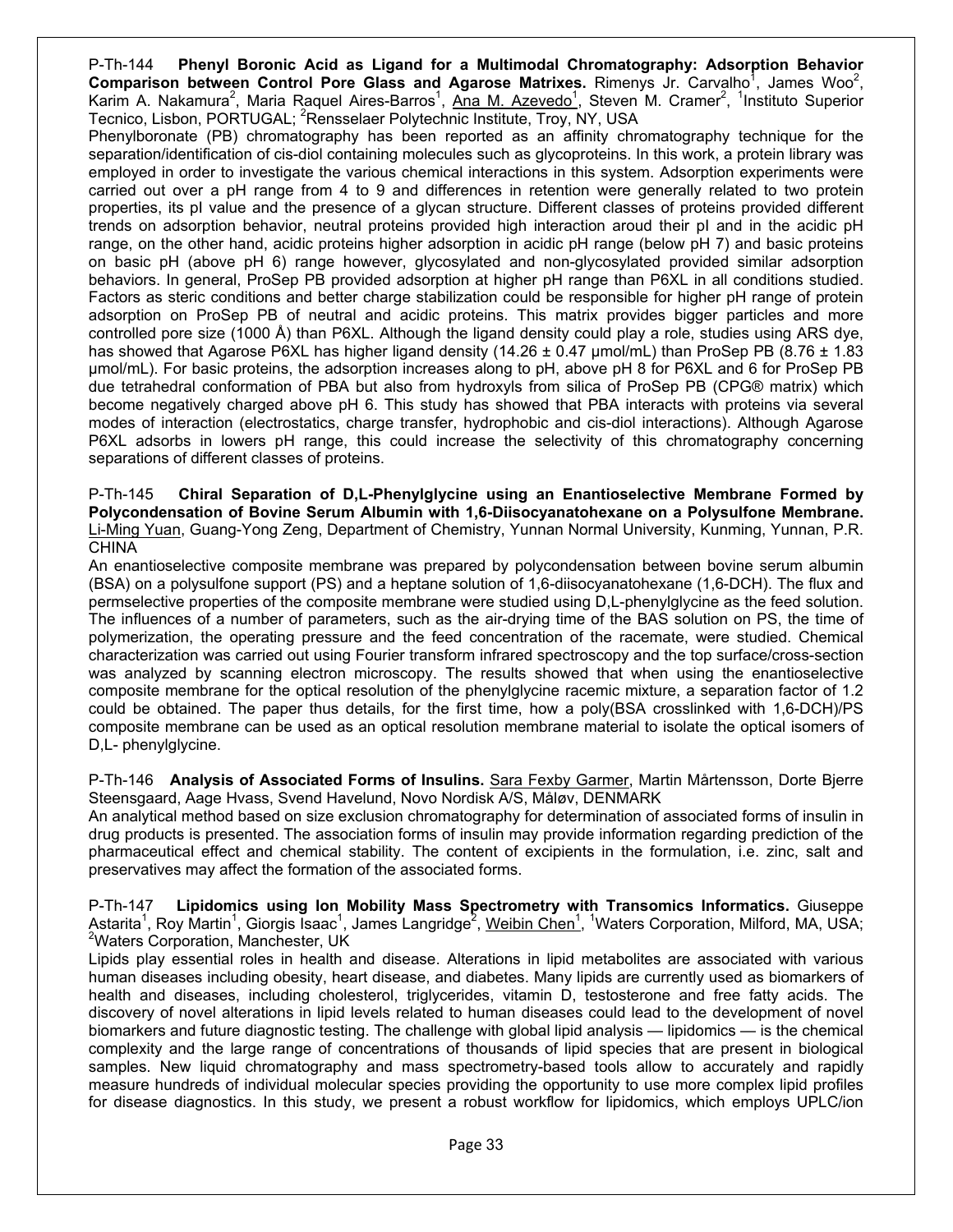P-Th-144 **Phenyl Boronic Acid as Ligand for a Multimodal Chromatography: Adsorption Behavior Comparison between Control Pore Glass and Agarose Matrixes.** Rimenys Jr. Carvalho[1], James Woo[2], Karim A. Nakamura[2], Maria Raquel Aires-Barros[1], Ana M. Azevedo[1], Steven M. Cramer[2], [1]Instituto Superior Tecnico, Lisbon, PORTUGAL; [2]Rensselaer Polytechnic Institute, Troy, NY, USA

Phenylboronate (PB) chromatography has been reported as an affinity chromatography technique for the separation/identification of cis-diol containing molecules such as glycoproteins. In this work, a protein library was employed in order to investigate the various chemical interactions in this system. Adsorption experiments were carried out over a pH range from 4 to 9 and differences in retention were generally related to two protein properties, its pI value and the presence of a glycan structure. Different classes of proteins provided different trends on adsorption behavior, neutral proteins provided high interaction aroud their pI and in the acidic pH range, on the other hand, acidic proteins higher adsorption in acidic pH range (below pH 7) and basic proteins on basic pH (above pH 6) range however, glycosylated and non-glycosylated provided similar adsorption behaviors. In general, ProSep PB provided adsorption at higher pH range than P6XL in all conditions studied. Factors as steric conditions and better charge stabilization could be responsible for higher pH range of protein adsorption on ProSep PB of neutral and acidic proteins. This matrix provides bigger particles and more controlled pore size (1000 Å) than P6XL. Although the ligand density could play a role, studies using ARS dye, has showed that Agarose P6XL has higher ligand density (14.26 ± 0.47 μmol/mL) than ProSep PB (8.76 ± 1.83 μmol/mL). For basic proteins, the adsorption increases along to pH, above pH 8 for P6XL and 6 for ProSep PB due tetrahedral conformation of PBA but also from hydroxyls from silica of ProSep PB (CPG® matrix) which become negatively charged above pH 6. This study has showed that PBA interacts with proteins via several modes of interaction (electrostatics, charge transfer, hydrophobic and cis-diol interactions). Although Agarose P6XL adsorbs in lowers pH range, this could increase the selectivity of this chromatography concerning separations of different classes of proteins.

P-Th-145 **Chiral Separation of D,L-Phenylglycine using an Enantioselective Membrane Formed by Polycondensation of Bovine Serum Albumin with 1,6-Diisocyanatohexane on a Polysulfone Membrane.** Li-Ming Yuan, Guang-Yong Zeng, Department of Chemistry, Yunnan Normal University, Kunming, Yunnan, P.R. CHINA

An enantioselective composite membrane was prepared by polycondensation between bovine serum albumin (BSA) on a polysulfone support (PS) and a heptane solution of 1,6-diisocyanatohexane (1,6-DCH). The flux and permselective properties of the composite membrane were studied using D,L-phenylglycine as the feed solution. The influences of a number of parameters, such as the air-drying time of the BAS solution on PS, the time of polymerization, the operating pressure and the feed concentration of the racemate, were studied. Chemical characterization was carried out using Fourier transform infrared spectroscopy and the top surface/cross-section was analyzed by scanning electron microscopy. The results showed that when using the enantioselective composite membrane for the optical resolution of the phenylglycine racemic mixture, a separation factor of 1.2 could be obtained. The paper thus details, for the first time, how a poly(BSA crosslinked with 1,6-DCH)/PS composite membrane can be used as an optical resolution membrane material to isolate the optical isomers of D,L- phenylglycine.

P-Th-146 **Analysis of Associated Forms of Insulins.** Sara Fexby Garmer, Martin Mårtensson, Dorte Bjerre Steensgaard, Aage Hvass, Svend Havelund, Novo Nordisk A/S, Måløv, DENMARK

An analytical method based on size exclusion chromatography for determination of associated forms of insulin in drug products is presented. The association forms of insulin may provide information regarding prediction of the pharmaceutical effect and chemical stability. The content of excipients in the formulation, i.e. zinc, salt and preservatives may affect the formation of the associated forms.

P-Th-147 **Lipidomics using Ion Mobility Mass Spectrometry with Transomics Informatics.** Giuseppe Astarita[1], Roy Martin[1], Giorgis Isaac[1], James Langridge[2], Weibin Chen[1], [1]Waters Corporation, Milford, MA, USA; [2]Waters Corporation, Manchester, UK

Lipids play essential roles in health and disease. Alterations in lipid metabolites are associated with various human diseases including obesity, heart disease, and diabetes. Many lipids are currently used as biomarkers of health and diseases, including cholesterol, triglycerides, vitamin D, testosterone and free fatty acids. The discovery of novel alterations in lipid levels related to human diseases could lead to the development of novel biomarkers and future diagnostic testing. The challenge with global lipid analysis — lipidomics — is the chemical complexity and the large range of concentrations of thousands of lipid species that are present in biological samples. New liquid chromatography and mass spectrometry-based tools allow to accurately and rapidly measure hundreds of individual molecular species providing the opportunity to use more complex lipid profiles for disease diagnostics. In this study, we present a robust workflow for lipidomics, which employs UPLC/ion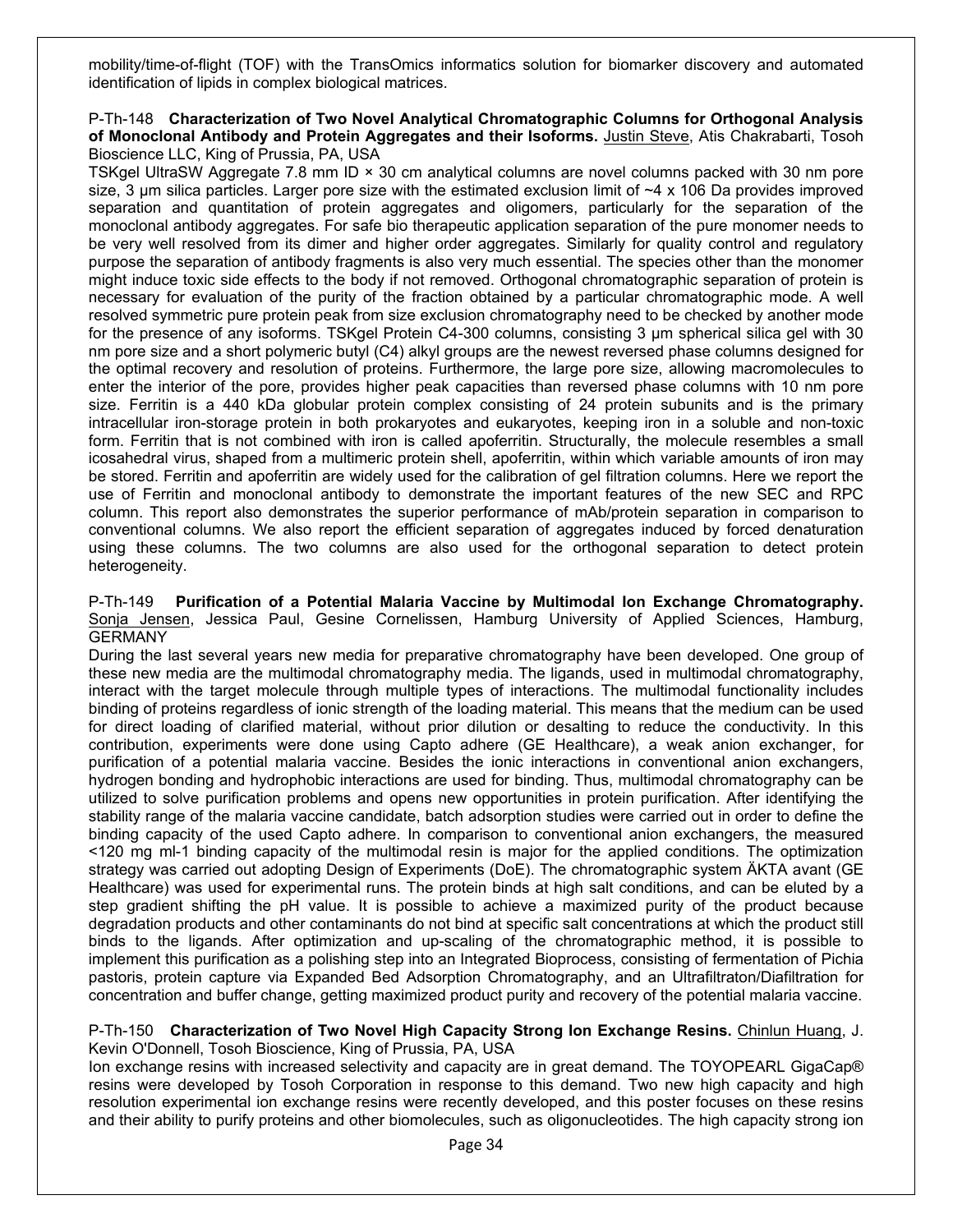mobility/time-of-flight (TOF) with the TransOmics informatics solution for biomarker discovery and automated identification of lipids in complex biological matrices.

P-Th-148 **Characterization of Two Novel Analytical Chromatographic Columns for Orthogonal Analysis of Monoclonal Antibody and Protein Aggregates and their Isoforms.** Justin Steve, Atis Chakrabarti, Tosoh Bioscience LLC, King of Prussia, PA, USA

TSKgel UltraSW Aggregate 7.8 mm ID × 30 cm analytical columns are novel columns packed with 30 nm pore size, 3 μm silica particles. Larger pore size with the estimated exclusion limit of ~4 x 106 Da provides improved separation and quantitation of protein aggregates and oligomers, particularly for the separation of the monoclonal antibody aggregates. For safe bio therapeutic application separation of the pure monomer needs to be very well resolved from its dimer and higher order aggregates. Similarly for quality control and regulatory purpose the separation of antibody fragments is also very much essential. The species other than the monomer might induce toxic side effects to the body if not removed. Orthogonal chromatographic separation of protein is necessary for evaluation of the purity of the fraction obtained by a particular chromatographic mode. A well resolved symmetric pure protein peak from size exclusion chromatography need to be checked by another mode for the presence of any isoforms. TSKgel Protein C4-300 columns, consisting 3 μm spherical silica gel with 30 nm pore size and a short polymeric butyl (C4) alkyl groups are the newest reversed phase columns designed for the optimal recovery and resolution of proteins. Furthermore, the large pore size, allowing macromolecules to enter the interior of the pore, provides higher peak capacities than reversed phase columns with 10 nm pore size. Ferritin is a 440 kDa globular protein complex consisting of 24 protein subunits and is the primary intracellular iron-storage protein in both prokaryotes and eukaryotes, keeping iron in a soluble and non-toxic form. Ferritin that is not combined with iron is called apoferritin. Structurally, the molecule resembles a small icosahedral virus, shaped from a multimeric protein shell, apoferritin, within which variable amounts of iron may be stored. Ferritin and apoferritin are widely used for the calibration of gel filtration columns. Here we report the use of Ferritin and monoclonal antibody to demonstrate the important features of the new SEC and RPC column. This report also demonstrates the superior performance of mAb/protein separation in comparison to conventional columns. We also report the efficient separation of aggregates induced by forced denaturation using these columns. The two columns are also used for the orthogonal separation to detect protein heterogeneity.

P-Th-149 **Purification of a Potential Malaria Vaccine by Multimodal Ion Exchange Chromatography.** Sonja Jensen, Jessica Paul, Gesine Cornelissen, Hamburg University of Applied Sciences, Hamburg, GERMANY

During the last several years new media for preparative chromatography have been developed. One group of these new media are the multimodal chromatography media. The ligands, used in multimodal chromatography, interact with the target molecule through multiple types of interactions. The multimodal functionality includes binding of proteins regardless of ionic strength of the loading material. This means that the medium can be used for direct loading of clarified material, without prior dilution or desalting to reduce the conductivity. In this contribution, experiments were done using Capto adhere (GE Healthcare), a weak anion exchanger, for purification of a potential malaria vaccine. Besides the ionic interactions in conventional anion exchangers, hydrogen bonding and hydrophobic interactions are used for binding. Thus, multimodal chromatography can be utilized to solve purification problems and opens new opportunities in protein purification. After identifying the stability range of the malaria vaccine candidate, batch adsorption studies were carried out in order to define the binding capacity of the used Capto adhere. In comparison to conventional anion exchangers, the measured <120 mg ml-1 binding capacity of the multimodal resin is major for the applied conditions. The optimization strategy was carried out adopting Design of Experiments (DoE). The chromatographic system ÄKTA avant (GE Healthcare) was used for experimental runs. The protein binds at high salt conditions, and can be eluted by a step gradient shifting the pH value. It is possible to achieve a maximized purity of the product because degradation products and other contaminants do not bind at specific salt concentrations at which the product still binds to the ligands. After optimization and up-scaling of the chromatographic method, it is possible to implement this purification as a polishing step into an Integrated Bioprocess, consisting of fermentation of Pichia pastoris, protein capture via Expanded Bed Adsorption Chromatography, and an Ultrafiltraton/Diafiltration for concentration and buffer change, getting maximized product purity and recovery of the potential malaria vaccine.

P-Th-150 **Characterization of Two Novel High Capacity Strong Ion Exchange Resins.** Chinlun Huang, J. Kevin O'Donnell, Tosoh Bioscience, King of Prussia, PA, USA

Ion exchange resins with increased selectivity and capacity are in great demand. The TOYOPEARL GigaCap® resins were developed by Tosoh Corporation in response to this demand. Two new high capacity and high resolution experimental ion exchange resins were recently developed, and this poster focuses on these resins and their ability to purify proteins and other biomolecules, such as oligonucleotides. The high capacity strong ion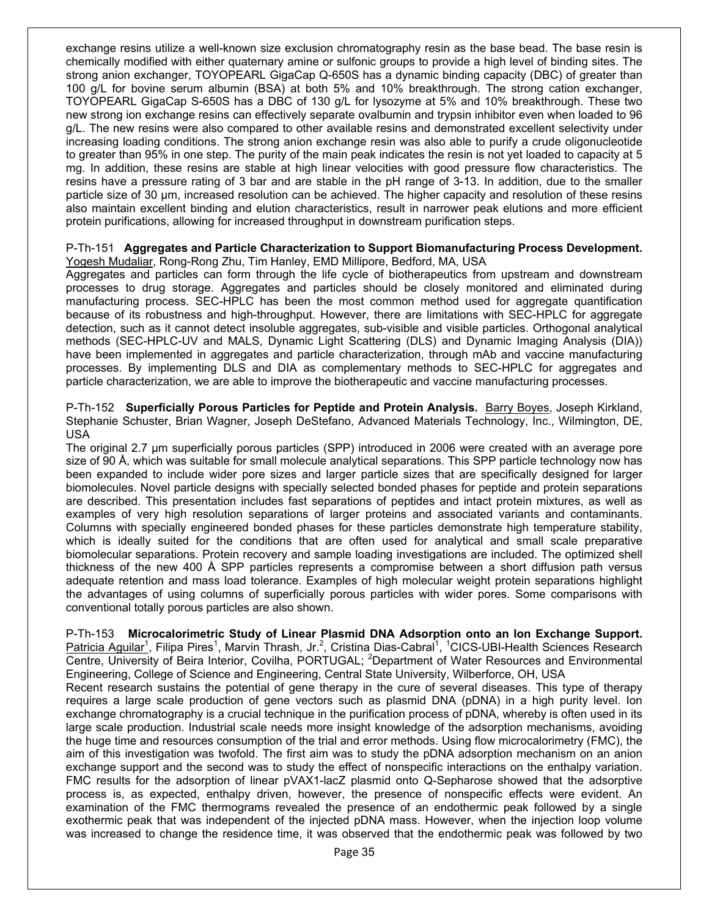exchange resins utilize a well-known size exclusion chromatography resin as the base bead. The base resin is chemically modified with either quaternary amine or sulfonic groups to provide a high level of binding sites. The strong anion exchanger, TOYOPEARL GigaCap Q-650S has a dynamic binding capacity (DBC) of greater than 100 g/L for bovine serum albumin (BSA) at both 5% and 10% breakthrough. The strong cation exchanger, TOYOPEARL GigaCap S-650S has a DBC of 130 g/L for lysozyme at 5% and 10% breakthrough. These two new strong ion exchange resins can effectively separate ovalbumin and trypsin inhibitor even when loaded to 96 g/L. The new resins were also compared to other available resins and demonstrated excellent selectivity under increasing loading conditions. The strong anion exchange resin was also able to purify a crude oligonucleotide to greater than 95% in one step. The purity of the main peak indicates the resin is not yet loaded to capacity at 5 mg. In addition, these resins are stable at high linear velocities with good pressure flow characteristics. The resins have a pressure rating of 3 bar and are stable in the pH range of 3-13. In addition, due to the smaller particle size of 30 µm, increased resolution can be achieved. The higher capacity and resolution of these resins also maintain excellent binding and elution characteristics, result in narrower peak elutions and more efficient protein purifications, allowing for increased throughput in downstream purification steps.

P-Th-151 **Aggregates and Particle Characterization to Support Biomanufacturing Process Development.** Yogesh Mudaliar, Rong-Rong Zhu, Tim Hanley, EMD Millipore, Bedford, MA, USA

Aggregates and particles can form through the life cycle of biotherapeutics from upstream and downstream processes to drug storage. Aggregates and particles should be closely monitored and eliminated during manufacturing process. SEC-HPLC has been the most common method used for aggregate quantification because of its robustness and high-throughput. However, there are limitations with SEC-HPLC for aggregate detection, such as it cannot detect insoluble aggregates, sub-visible and visible particles. Orthogonal analytical methods (SEC-HPLC-UV and MALS, Dynamic Light Scattering (DLS) and Dynamic Imaging Analysis (DIA)) have been implemented in aggregates and particle characterization, through mAb and vaccine manufacturing processes. By implementing DLS and DIA as complementary methods to SEC-HPLC for aggregates and particle characterization, we are able to improve the biotherapeutic and vaccine manufacturing processes.

P-Th-152 **Superficially Porous Particles for Peptide and Protein Analysis.** Barry Boyes, Joseph Kirkland, Stephanie Schuster, Brian Wagner, Joseph DeStefano, Advanced Materials Technology, Inc., Wilmington, DE, USA

The original 2.7 µm superficially porous particles (SPP) introduced in 2006 were created with an average pore size of 90 Å, which was suitable for small molecule analytical separations. This SPP particle technology now has been expanded to include wider pore sizes and larger particle sizes that are specifically designed for larger biomolecules. Novel particle designs with specially selected bonded phases for peptide and protein separations are described. This presentation includes fast separations of peptides and intact protein mixtures, as well as examples of very high resolution separations of larger proteins and associated variants and contaminants. Columns with specially engineered bonded phases for these particles demonstrate high temperature stability, which is ideally suited for the conditions that are often used for analytical and small scale preparative biomolecular separations. Protein recovery and sample loading investigations are included. The optimized shell thickness of the new 400 Å SPP particles represents a compromise between a short diffusion path versus adequate retention and mass load tolerance. Examples of high molecular weight protein separations highlight the advantages of using columns of superficially porous particles with wider pores. Some comparisons with conventional totally porous particles are also shown.

P-Th-153 **Microcalorimetric Study of Linear Plasmid DNA Adsorption onto an Ion Exchange Support.** Patricia Aguilar[1], Filipa Pires[1], Marvin Thrash, Jr.[2], Cristina Dias-Cabral[1], [1]CICS-UBI-Health Sciences Research Centre, University of Beira Interior, Covilha, PORTUGAL; [2]Department of Water Resources and Environmental Engineering, College of Science and Engineering, Central State University, Wilberforce, OH, USA

Recent research sustains the potential of gene therapy in the cure of several diseases. This type of therapy requires a large scale production of gene vectors such as plasmid DNA (pDNA) in a high purity level. Ion exchange chromatography is a crucial technique in the purification process of pDNA, whereby is often used in its large scale production. Industrial scale needs more insight knowledge of the adsorption mechanisms, avoiding the huge time and resources consumption of the trial and error methods. Using flow microcalorimetry (FMC), the aim of this investigation was twofold. The first aim was to study the pDNA adsorption mechanism on an anion exchange support and the second was to study the effect of nonspecific interactions on the enthalpy variation. FMC results for the adsorption of linear pVAX1-lacZ plasmid onto Q-Sepharose showed that the adsorptive process is, as expected, enthalpy driven, however, the presence of nonspecific effects were evident. An examination of the FMC thermograms revealed the presence of an endothermic peak followed by a single exothermic peak that was independent of the injected pDNA mass. However, when the injection loop volume was increased to change the residence time, it was observed that the endothermic peak was followed by two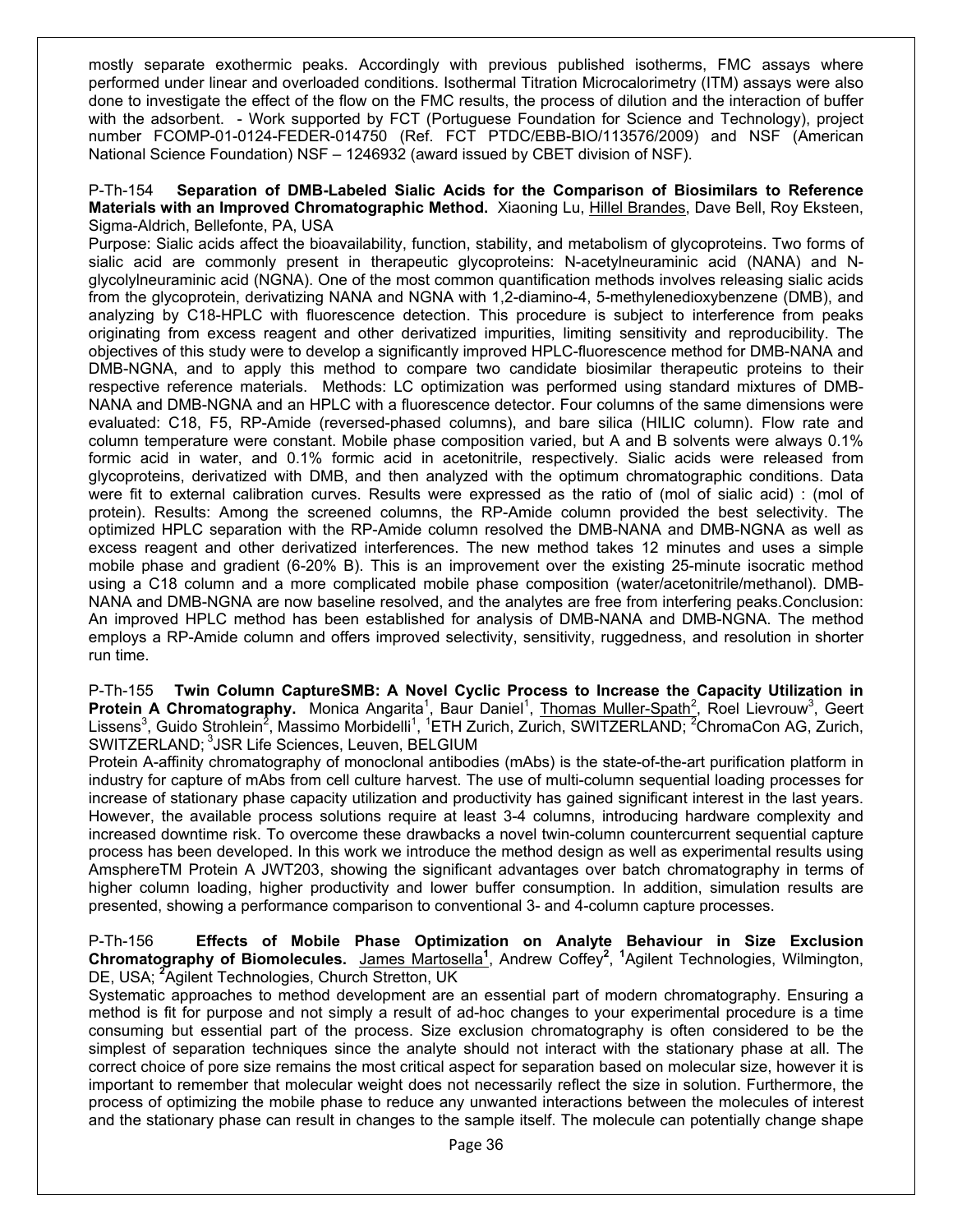mostly separate exothermic peaks. Accordingly with previous published isotherms, FMC assays where performed under linear and overloaded conditions. Isothermal Titration Microcalorimetry (ITM) assays were also done to investigate the effect of the flow on the FMC results, the process of dilution and the interaction of buffer with the adsorbent. - Work supported by FCT (Portuguese Foundation for Science and Technology), project number FCOMP-01-0124-FEDER-014750 (Ref. FCT PTDC/EBB-BIO/113576/2009) and NSF (American National Science Foundation) NSF – 1246932 (award issued by CBET division of NSF).

P-Th-154 **Separation of DMB-Labeled Sialic Acids for the Comparison of Biosimilars to Reference Materials with an Improved Chromatographic Method.** Xiaoning Lu, Hillel Brandes, Dave Bell, Roy Eksteen, Sigma-Aldrich, Bellefonte, PA, USA

Purpose: Sialic acids affect the bioavailability, function, stability, and metabolism of glycoproteins. Two forms of sialic acid are commonly present in therapeutic glycoproteins: N-acetylneuraminic acid (NANA) and N-glycolylneuraminic acid (NGNA). One of the most common quantification methods involves releasing sialic acids from the glycoprotein, derivatizing NANA and NGNA with 1,2-diamino-4, 5-methylenedioxybenzene (DMB), and analyzing by C18-HPLC with fluorescence detection. This procedure is subject to interference from peaks originating from excess reagent and other derivatized impurities, limiting sensitivity and reproducibility. The objectives of this study were to develop a significantly improved HPLC-fluorescence method for DMB-NANA and DMB-NGNA, and to apply this method to compare two candidate biosimilar therapeutic proteins to their respective reference materials. Methods: LC optimization was performed using standard mixtures of DMB-NANA and DMB-NGNA and an HPLC with a fluorescence detector. Four columns of the same dimensions were evaluated: C18, F5, RP-Amide (reversed-phased columns), and bare silica (HILIC column). Flow rate and column temperature were constant. Mobile phase composition varied, but A and B solvents were always 0.1% formic acid in water, and 0.1% formic acid in acetonitrile, respectively. Sialic acids were released from glycoproteins, derivatized with DMB, and then analyzed with the optimum chromatographic conditions. Data were fit to external calibration curves. Results were expressed as the ratio of (mol of sialic acid) : (mol of protein). Results: Among the screened columns, the RP-Amide column provided the best selectivity. The optimized HPLC separation with the RP-Amide column resolved the DMB-NANA and DMB-NGNA as well as excess reagent and other derivatized interferences. The new method takes 12 minutes and uses a simple mobile phase and gradient (6-20% B). This is an improvement over the existing 25-minute isocratic method using a C18 column and a more complicated mobile phase composition (water/acetonitrile/methanol). DMB-NANA and DMB-NGNA are now baseline resolved, and the analytes are free from interfering peaks.Conclusion: An improved HPLC method has been established for analysis of DMB-NANA and DMB-NGNA. The method employs a RP-Amide column and offers improved selectivity, sensitivity, ruggedness, and resolution in shorter run time.

P-Th-155 **Twin Column CaptureSMB: A Novel Cyclic Process to Increase the Capacity Utilization in Protein A Chromatography.** Monica Angarita[1], Baur Daniel[1], Thomas Muller-Spath[2], Roel Lievrouw[3], Geert Lissens[3], Guido Strohlein[2], Massimo Morbidelli[1], [1]ETH Zurich, Zurich, SWITZERLAND; [2]ChromaCon AG, Zurich, SWITZERLAND; [3]JSR Life Sciences, Leuven, BELGIUM

Protein A-affinity chromatography of monoclonal antibodies (mAbs) is the state-of-the-art purification platform in industry for capture of mAbs from cell culture harvest. The use of multi-column sequential loading processes for increase of stationary phase capacity utilization and productivity has gained significant interest in the last years. However, the available process solutions require at least 3-4 columns, introducing hardware complexity and increased downtime risk. To overcome these drawbacks a novel twin-column countercurrent sequential capture process has been developed. In this work we introduce the method design as well as experimental results using AmsphereTM Protein A JWT203, showing the significant advantages over batch chromatography in terms of higher column loading, higher productivity and lower buffer consumption. In addition, simulation results are presented, showing a performance comparison to conventional 3- and 4-column capture processes.

P-Th-156 **Effects of Mobile Phase Optimization on Analyte Behaviour in Size Exclusion Chromatography of Biomolecules.** James Martosella[1], Andrew Coffey[2], [1]Agilent Technologies, Wilmington, DE, USA; [2]Agilent Technologies, Church Stretton, UK

Systematic approaches to method development are an essential part of modern chromatography. Ensuring a method is fit for purpose and not simply a result of ad-hoc changes to your experimental procedure is a time consuming but essential part of the process. Size exclusion chromatography is often considered to be the simplest of separation techniques since the analyte should not interact with the stationary phase at all. The correct choice of pore size remains the most critical aspect for separation based on molecular size, however it is important to remember that molecular weight does not necessarily reflect the size in solution. Furthermore, the process of optimizing the mobile phase to reduce any unwanted interactions between the molecules of interest and the stationary phase can result in changes to the sample itself. The molecule can potentially change shape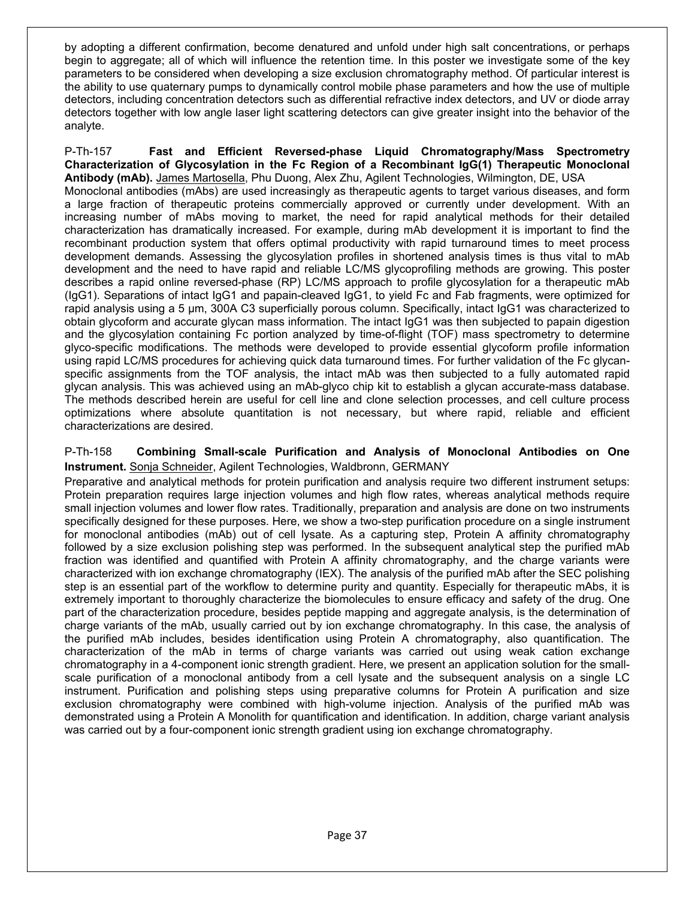by adopting a different confirmation, become denatured and unfold under high salt concentrations, or perhaps begin to aggregate; all of which will influence the retention time. In this poster we investigate some of the key parameters to be considered when developing a size exclusion chromatography method. Of particular interest is the ability to use quaternary pumps to dynamically control mobile phase parameters and how the use of multiple detectors, including concentration detectors such as differential refractive index detectors, and UV or diode array detectors together with low angle laser light scattering detectors can give greater insight into the behavior of the analyte.

P-Th-157 **Fast and Efficient Reversed-phase Liquid Chromatography/Mass Spectrometry Characterization of Glycosylation in the Fc Region of a Recombinant IgG(1) Therapeutic Monoclonal Antibody (mAb).** James Martosella, Phu Duong, Alex Zhu, Agilent Technologies, Wilmington, DE, USA

Monoclonal antibodies (mAbs) are used increasingly as therapeutic agents to target various diseases, and form a large fraction of therapeutic proteins commercially approved or currently under development. With an increasing number of mAbs moving to market, the need for rapid analytical methods for their detailed characterization has dramatically increased. For example, during mAb development it is important to find the recombinant production system that offers optimal productivity with rapid turnaround times to meet process development demands. Assessing the glycosylation profiles in shortened analysis times is thus vital to mAb development and the need to have rapid and reliable LC/MS glycoprofiling methods are growing. This poster describes a rapid online reversed-phase (RP) LC/MS approach to profile glycosylation for a therapeutic mAb (IgG1). Separations of intact IgG1 and papain-cleaved IgG1, to yield Fc and Fab fragments, were optimized for rapid analysis using a 5 µm, 300A C3 superficially porous column. Specifically, intact IgG1 was characterized to obtain glycoform and accurate glycan mass information. The intact IgG1 was then subjected to papain digestion and the glycosylation containing Fc portion analyzed by time-of-flight (TOF) mass spectrometry to determine glyco-specific modifications. The methods were developed to provide essential glycoform profile information using rapid LC/MS procedures for achieving quick data turnaround times. For further validation of the Fc glycan-specific assignments from the TOF analysis, the intact mAb was then subjected to a fully automated rapid glycan analysis. This was achieved using an mAb-glyco chip kit to establish a glycan accurate-mass database. The methods described herein are useful for cell line and clone selection processes, and cell culture process optimizations where absolute quantitation is not necessary, but where rapid, reliable and efficient characterizations are desired.

P-Th-158 **Combining Small-scale Purification and Analysis of Monoclonal Antibodies on One Instrument.** Sonja Schneider, Agilent Technologies, Waldbronn, GERMANY

Preparative and analytical methods for protein purification and analysis require two different instrument setups: Protein preparation requires large injection volumes and high flow rates, whereas analytical methods require small injection volumes and lower flow rates. Traditionally, preparation and analysis are done on two instruments specifically designed for these purposes. Here, we show a two-step purification procedure on a single instrument for monoclonal antibodies (mAb) out of cell lysate. As a capturing step, Protein A affinity chromatography followed by a size exclusion polishing step was performed. In the subsequent analytical step the purified mAb fraction was identified and quantified with Protein A affinity chromatography, and the charge variants were characterized with ion exchange chromatography (IEX). The analysis of the purified mAb after the SEC polishing step is an essential part of the workflow to determine purity and quantity. Especially for therapeutic mAbs, it is extremely important to thoroughly characterize the biomolecules to ensure efficacy and safety of the drug. One part of the characterization procedure, besides peptide mapping and aggregate analysis, is the determination of charge variants of the mAb, usually carried out by ion exchange chromatography. In this case, the analysis of the purified mAb includes, besides identification using Protein A chromatography, also quantification. The characterization of the mAb in terms of charge variants was carried out using weak cation exchange chromatography in a 4-component ionic strength gradient. Here, we present an application solution for the small-scale purification of a monoclonal antibody from a cell lysate and the subsequent analysis on a single LC instrument. Purification and polishing steps using preparative columns for Protein A purification and size exclusion chromatography were combined with high-volume injection. Analysis of the purified mAb was demonstrated using a Protein A Monolith for quantification and identification. In addition, charge variant analysis was carried out by a four-component ionic strength gradient using ion exchange chromatography.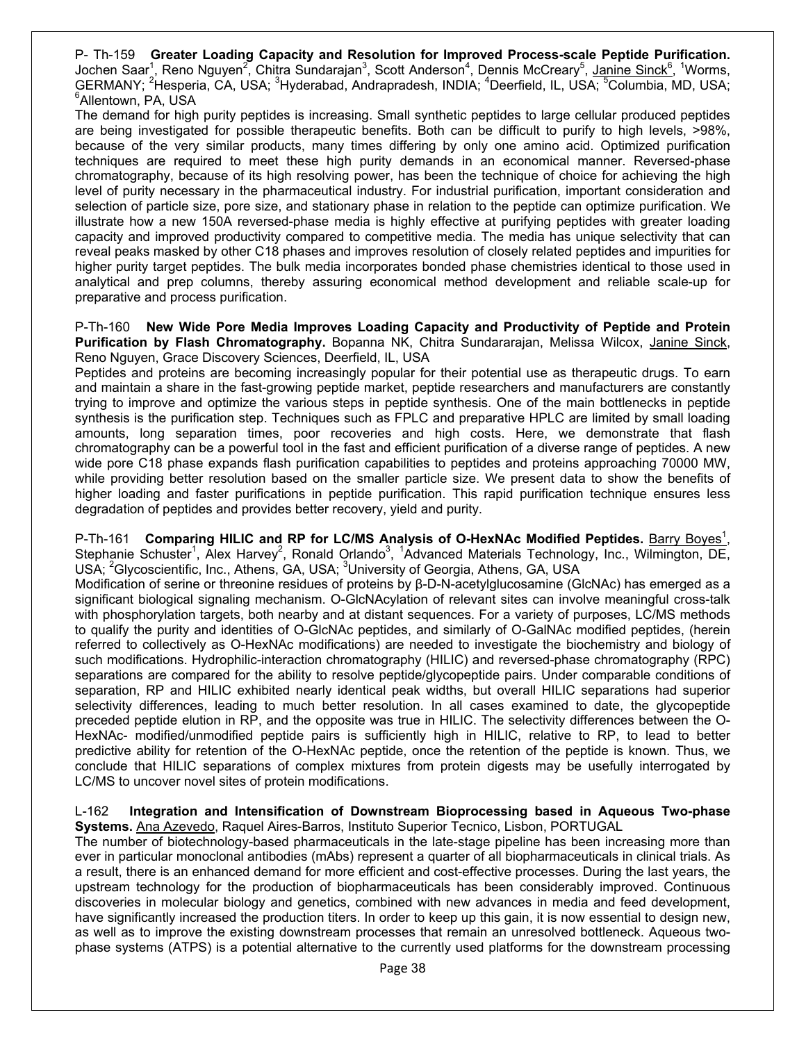P- Th-159 **Greater Loading Capacity and Resolution for Improved Process-scale Peptide Purification.** Jochen Saar[1], Reno Nguyen[2], Chitra Sundarajan[3], Scott Anderson[4], Dennis McCreary[5], Janine Sinck[6], [1]Worms, GERMANY; [2]Hesperia, CA, USA; [3]Hyderabad, Andrapradesh, INDIA; [4]Deerfield, IL, USA; [5]Columbia, MD, USA; [6]Allentown, PA, USA

The demand for high purity peptides is increasing. Small synthetic peptides to large cellular produced peptides are being investigated for possible therapeutic benefits. Both can be difficult to purify to high levels, >98%, because of the very similar products, many times differing by only one amino acid. Optimized purification techniques are required to meet these high purity demands in an economical manner. Reversed-phase chromatography, because of its high resolving power, has been the technique of choice for achieving the high level of purity necessary in the pharmaceutical industry. For industrial purification, important consideration and selection of particle size, pore size, and stationary phase in relation to the peptide can optimize purification. We illustrate how a new 150A reversed-phase media is highly effective at purifying peptides with greater loading capacity and improved productivity compared to competitive media. The media has unique selectivity that can reveal peaks masked by other C18 phases and improves resolution of closely related peptides and impurities for higher purity target peptides. The bulk media incorporates bonded phase chemistries identical to those used in analytical and prep columns, thereby assuring economical method development and reliable scale-up for preparative and process purification.

P-Th-160 **New Wide Pore Media Improves Loading Capacity and Productivity of Peptide and Protein Purification by Flash Chromatography.** Bopanna NK, Chitra Sundararajan, Melissa Wilcox, Janine Sinck, Reno Nguyen, Grace Discovery Sciences, Deerfield, IL, USA

Peptides and proteins are becoming increasingly popular for their potential use as therapeutic drugs. To earn and maintain a share in the fast-growing peptide market, peptide researchers and manufacturers are constantly trying to improve and optimize the various steps in peptide synthesis. One of the main bottlenecks in peptide synthesis is the purification step. Techniques such as FPLC and preparative HPLC are limited by small loading amounts, long separation times, poor recoveries and high costs. Here, we demonstrate that flash chromatography can be a powerful tool in the fast and efficient purification of a diverse range of peptides. A new wide pore C18 phase expands flash purification capabilities to peptides and proteins approaching 70000 MW, while providing better resolution based on the smaller particle size. We present data to show the benefits of higher loading and faster purifications in peptide purification. This rapid purification technique ensures less degradation of peptides and provides better recovery, yield and purity.

P-Th-161 **Comparing HILIC and RP for LC/MS Analysis of O-HexNAc Modified Peptides.** Barry Boyes[1], Stephanie Schuster[1], Alex Harvey[2], Ronald Orlando[3], [1]Advanced Materials Technology, Inc., Wilmington, DE, USA; [2]Glycoscientific, Inc., Athens, GA, USA; [3]University of Georgia, Athens, GA, USA

Modification of serine or threonine residues of proteins by β-D-N-acetylglucosamine (GlcNAc) has emerged as a significant biological signaling mechanism. O-GlcNAcylation of relevant sites can involve meaningful cross-talk with phosphorylation targets, both nearby and at distant sequences. For a variety of purposes, LC/MS methods to qualify the purity and identities of O-GlcNAc peptides, and similarly of O-GalNAc modified peptides, (herein referred to collectively as O-HexNAc modifications) are needed to investigate the biochemistry and biology of such modifications. Hydrophilic-interaction chromatography (HILIC) and reversed-phase chromatography (RPC) separations are compared for the ability to resolve peptide/glycopeptide pairs. Under comparable conditions of separation, RP and HILIC exhibited nearly identical peak widths, but overall HILIC separations had superior selectivity differences, leading to much better resolution. In all cases examined to date, the glycopeptide preceded peptide elution in RP, and the opposite was true in HILIC. The selectivity differences between the O-HexNAc- modified/unmodified peptide pairs is sufficiently high in HILIC, relative to RP, to lead to better predictive ability for retention of the O-HexNAc peptide, once the retention of the peptide is known. Thus, we conclude that HILIC separations of complex mixtures from protein digests may be usefully interrogated by LC/MS to uncover novel sites of protein modifications.

L-162 **Integration and Intensification of Downstream Bioprocessing based in Aqueous Two-phase Systems.** Ana Azevedo, Raquel Aires-Barros, Instituto Superior Tecnico, Lisbon, PORTUGAL

The number of biotechnology-based pharmaceuticals in the late-stage pipeline has been increasing more than ever in particular monoclonal antibodies (mAbs) represent a quarter of all biopharmaceuticals in clinical trials. As a result, there is an enhanced demand for more efficient and cost-effective processes. During the last years, the upstream technology for the production of biopharmaceuticals has been considerably improved. Continuous discoveries in molecular biology and genetics, combined with new advances in media and feed development, have significantly increased the production titers. In order to keep up this gain, it is now essential to design new, as well as to improve the existing downstream processes that remain an unresolved bottleneck. Aqueous two-phase systems (ATPS) is a potential alternative to the currently used platforms for the downstream processing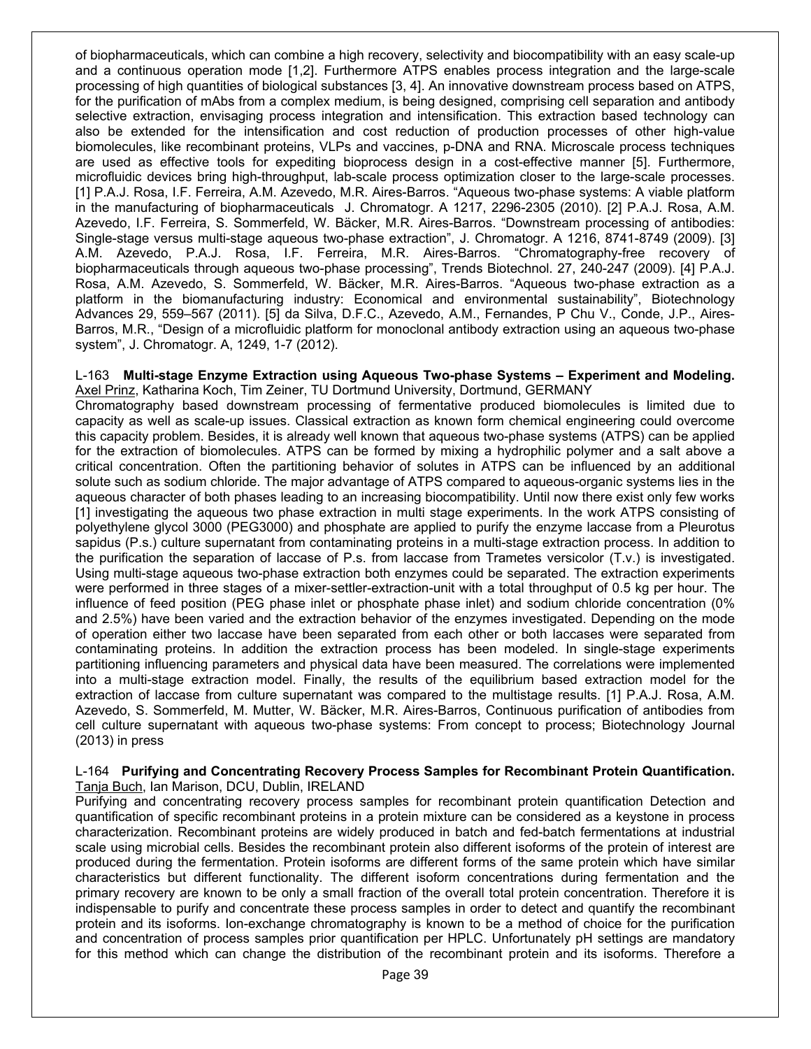of biopharmaceuticals, which can combine a high recovery, selectivity and biocompatibility with an easy scale-up and a continuous operation mode [1,2]. Furthermore ATPS enables process integration and the large-scale processing of high quantities of biological substances [3, 4]. An innovative downstream process based on ATPS, for the purification of mAbs from a complex medium, is being designed, comprising cell separation and antibody selective extraction, envisaging process integration and intensification. This extraction based technology can also be extended for the intensification and cost reduction of production processes of other high-value biomolecules, like recombinant proteins, VLPs and vaccines, p-DNA and RNA. Microscale process techniques are used as effective tools for expediting bioprocess design in a cost-effective manner [5]. Furthermore, microfluidic devices bring high-throughput, lab-scale process optimization closer to the large-scale processes. [1] P.A.J. Rosa, I.F. Ferreira, A.M. Azevedo, M.R. Aires-Barros. "Aqueous two-phase systems: A viable platform in the manufacturing of biopharmaceuticals J. Chromatogr. A 1217, 2296-2305 (2010). [2] P.A.J. Rosa, A.M. Azevedo, I.F. Ferreira, S. Sommerfeld, W. Bäcker, M.R. Aires-Barros. "Downstream processing of antibodies: Single-stage versus multi-stage aqueous two-phase extraction", J. Chromatogr. A 1216, 8741-8749 (2009). [3] A.M. Azevedo, P.A.J. Rosa, I.F. Ferreira, M.R. Aires-Barros. "Chromatography-free recovery of biopharmaceuticals through aqueous two-phase processing", Trends Biotechnol. 27, 240-247 (2009). [4] P.A.J. Rosa, A.M. Azevedo, S. Sommerfeld, W. Bäcker, M.R. Aires-Barros. "Aqueous two-phase extraction as a platform in the biomanufacturing industry: Economical and environmental sustainability", Biotechnology Advances 29, 559–567 (2011). [5] da Silva, D.F.C., Azevedo, A.M., Fernandes, P Chu V., Conde, J.P., Aires-Barros, M.R., "Design of a microfluidic platform for monoclonal antibody extraction using an aqueous two-phase system", J. Chromatogr. A, 1249, 1-7 (2012).

L-163 **Multi-stage Enzyme Extraction using Aqueous Two-phase Systems – Experiment and Modeling.**
Axel Prinz, Katharina Koch, Tim Zeiner, TU Dortmund University, Dortmund, GERMANY

Chromatography based downstream processing of fermentative produced biomolecules is limited due to capacity as well as scale-up issues. Classical extraction as known form chemical engineering could overcome this capacity problem. Besides, it is already well known that aqueous two-phase systems (ATPS) can be applied for the extraction of biomolecules. ATPS can be formed by mixing a hydrophilic polymer and a salt above a critical concentration. Often the partitioning behavior of solutes in ATPS can be influenced by an additional solute such as sodium chloride. The major advantage of ATPS compared to aqueous-organic systems lies in the aqueous character of both phases leading to an increasing biocompatibility. Until now there exist only few works [1] investigating the aqueous two phase extraction in multi stage experiments. In the work ATPS consisting of polyethylene glycol 3000 (PEG3000) and phosphate are applied to purify the enzyme laccase from a Pleurotus sapidus (P.s.) culture supernatant from contaminating proteins in a multi-stage extraction process. In addition to the purification the separation of laccase of P.s. from laccase from Trametes versicolor (T.v.) is investigated. Using multi-stage aqueous two-phase extraction both enzymes could be separated. The extraction experiments were performed in three stages of a mixer-settler-extraction-unit with a total throughput of 0.5 kg per hour. The influence of feed position (PEG phase inlet or phosphate phase inlet) and sodium chloride concentration (0% and 2.5%) have been varied and the extraction behavior of the enzymes investigated. Depending on the mode of operation either two laccase have been separated from each other or both laccases were separated from contaminating proteins. In addition the extraction process has been modeled. In single-stage experiments partitioning influencing parameters and physical data have been measured. The correlations were implemented into a multi-stage extraction model. Finally, the results of the equilibrium based extraction model for the extraction of laccase from culture supernatant was compared to the multistage results. [1] P.A.J. Rosa, A.M. Azevedo, S. Sommerfeld, M. Mutter, W. Bäcker, M.R. Aires-Barros, Continuous purification of antibodies from cell culture supernatant with aqueous two-phase systems: From concept to process; Biotechnology Journal (2013) in press

L-164 **Purifying and Concentrating Recovery Process Samples for Recombinant Protein Quantification.**
Tanja Buch, Ian Marison, DCU, Dublin, IRELAND

Purifying and concentrating recovery process samples for recombinant protein quantification Detection and quantification of specific recombinant proteins in a protein mixture can be considered as a keystone in process characterization. Recombinant proteins are widely produced in batch and fed-batch fermentations at industrial scale using microbial cells. Besides the recombinant protein also different isoforms of the protein of interest are produced during the fermentation. Protein isoforms are different forms of the same protein which have similar characteristics but different functionality. The different isoform concentrations during fermentation and the primary recovery are known to be only a small fraction of the overall total protein concentration. Therefore it is indispensable to purify and concentrate these process samples in order to detect and quantify the recombinant protein and its isoforms. Ion-exchange chromatography is known to be a method of choice for the purification and concentration of process samples prior quantification per HPLC. Unfortunately pH settings are mandatory for this method which can change the distribution of the recombinant protein and its isoforms. Therefore a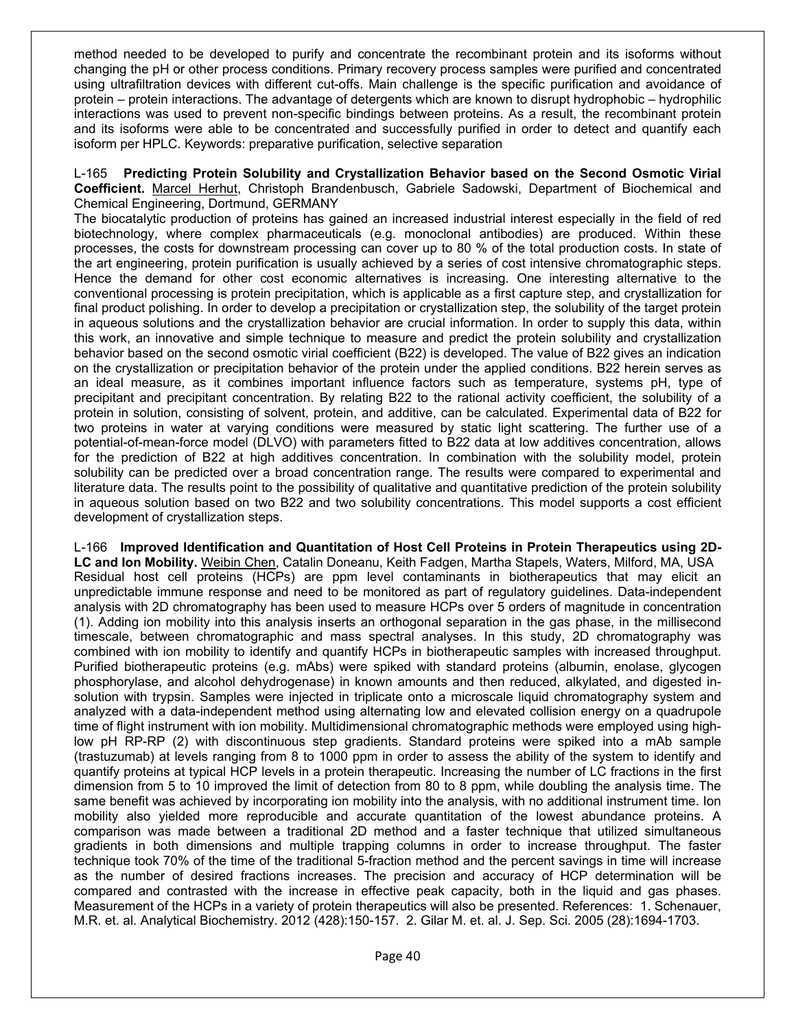method needed to be developed to purify and concentrate the recombinant protein and its isoforms without changing the pH or other process conditions. Primary recovery process samples were purified and concentrated using ultrafiltration devices with different cut-offs. Main challenge is the specific purification and avoidance of protein – protein interactions. The advantage of detergents which are known to disrupt hydrophobic – hydrophilic interactions was used to prevent non-specific bindings between proteins. As a result, the recombinant protein and its isoforms were able to be concentrated and successfully purified in order to detect and quantify each isoform per HPLC. Keywords: preparative purification, selective separation

L-165 **Predicting Protein Solubility and Crystallization Behavior based on the Second Osmotic Virial Coefficient.** Marcel Herhut, Christoph Brandenbusch, Gabriele Sadowski, Department of Biochemical and Chemical Engineering, Dortmund, GERMANY

The biocatalytic production of proteins has gained an increased industrial interest especially in the field of red biotechnology, where complex pharmaceuticals (e.g. monoclonal antibodies) are produced. Within these processes, the costs for downstream processing can cover up to 80 % of the total production costs. In state of the art engineering, protein purification is usually achieved by a series of cost intensive chromatographic steps. Hence the demand for other cost economic alternatives is increasing. One interesting alternative to the conventional processing is protein precipitation, which is applicable as a first capture step, and crystallization for final product polishing. In order to develop a precipitation or crystallization step, the solubility of the target protein in aqueous solutions and the crystallization behavior are crucial information. In order to supply this data, within this work, an innovative and simple technique to measure and predict the protein solubility and crystallization behavior based on the second osmotic virial coefficient (B22) is developed. The value of B22 gives an indication on the crystallization or precipitation behavior of the protein under the applied conditions. B22 herein serves as an ideal measure, as it combines important influence factors such as temperature, systems pH, type of precipitant and precipitant concentration. By relating B22 to the rational activity coefficient, the solubility of a protein in solution, consisting of solvent, protein, and additive, can be calculated. Experimental data of B22 for two proteins in water at varying conditions were measured by static light scattering. The further use of a potential-of-mean-force model (DLVO) with parameters fitted to B22 data at low additives concentration, allows for the prediction of B22 at high additives concentration. In combination with the solubility model, protein solubility can be predicted over a broad concentration range. The results were compared to experimental and literature data. The results point to the possibility of qualitative and quantitative prediction of the protein solubility in aqueous solution based on two B22 and two solubility concentrations. This model supports a cost efficient development of crystallization steps.

L-166 **Improved Identification and Quantitation of Host Cell Proteins in Protein Therapeutics using 2D-LC and Ion Mobility.** Weibin Chen, Catalin Doneanu, Keith Fadgen, Martha Stapels, Waters, Milford, MA, USA

Residual host cell proteins (HCPs) are ppm level contaminants in biotherapeutics that may elicit an unpredictable immune response and need to be monitored as part of regulatory guidelines. Data-independent analysis with 2D chromatography has been used to measure HCPs over 5 orders of magnitude in concentration (1). Adding ion mobility into this analysis inserts an orthogonal separation in the gas phase, in the millisecond timescale, between chromatographic and mass spectral analyses. In this study, 2D chromatography was combined with ion mobility to identify and quantify HCPs in biotherapeutic samples with increased throughput. Purified biotherapeutic proteins (e.g. mAbs) were spiked with standard proteins (albumin, enolase, glycogen phosphorylase, and alcohol dehydrogenase) in known amounts and then reduced, alkylated, and digested in-solution with trypsin. Samples were injected in triplicate onto a microscale liquid chromatography system and analyzed with a data-independent method using alternating low and elevated collision energy on a quadrupole time of flight instrument with ion mobility. Multidimensional chromatographic methods were employed using high-low pH RP-RP (2) with discontinuous step gradients. Standard proteins were spiked into a mAb sample (trastuzumab) at levels ranging from 8 to 1000 ppm in order to assess the ability of the system to identify and quantify proteins at typical HCP levels in a protein therapeutic. Increasing the number of LC fractions in the first dimension from 5 to 10 improved the limit of detection from 80 to 8 ppm, while doubling the analysis time. The same benefit was achieved by incorporating ion mobility into the analysis, with no additional instrument time. Ion mobility also yielded more reproducible and accurate quantitation of the lowest abundance proteins. A comparison was made between a traditional 2D method and a faster technique that utilized simultaneous gradients in both dimensions and multiple trapping columns in order to increase throughput. The faster technique took 70% of the time of the traditional 5-fraction method and the percent savings in time will increase as the number of desired fractions increases. The precision and accuracy of HCP determination will be compared and contrasted with the increase in effective peak capacity, both in the liquid and gas phases. Measurement of the HCPs in a variety of protein therapeutics will also be presented. References: 1. Schenauer, M.R. et. al. Analytical Biochemistry. 2012 (428):150-157. 2. Gilar M. et. al. J. Sep. Sci. 2005 (28):1694-1703.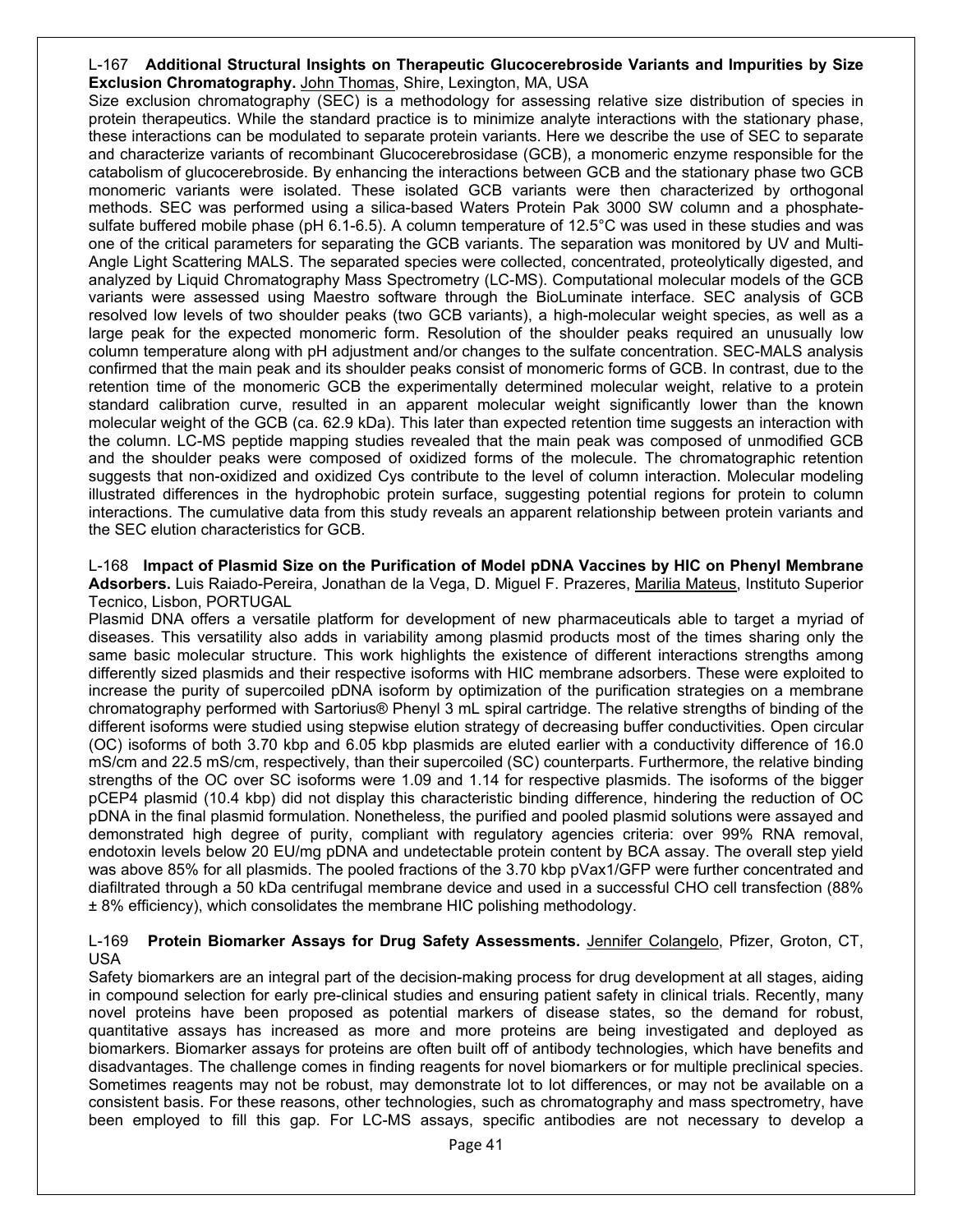L-167 **Additional Structural Insights on Therapeutic Glucocerebroside Variants and Impurities by Size Exclusion Chromatography.** John Thomas, Shire, Lexington, MA, USA

Size exclusion chromatography (SEC) is a methodology for assessing relative size distribution of species in protein therapeutics. While the standard practice is to minimize analyte interactions with the stationary phase, these interactions can be modulated to separate protein variants. Here we describe the use of SEC to separate and characterize variants of recombinant Glucocerebrosidase (GCB), a monomeric enzyme responsible for the catabolism of glucocerebroside. By enhancing the interactions between GCB and the stationary phase two GCB monomeric variants were isolated. These isolated GCB variants were then characterized by orthogonal methods. SEC was performed using a silica-based Waters Protein Pak 3000 SW column and a phosphate-sulfate buffered mobile phase (pH 6.1-6.5). A column temperature of 12.5°C was used in these studies and was one of the critical parameters for separating the GCB variants. The separation was monitored by UV and Multi-Angle Light Scattering MALS. The separated species were collected, concentrated, proteolytically digested, and analyzed by Liquid Chromatography Mass Spectrometry (LC-MS). Computational molecular models of the GCB variants were assessed using Maestro software through the BioLuminate interface. SEC analysis of GCB resolved low levels of two shoulder peaks (two GCB variants), a high-molecular weight species, as well as a large peak for the expected monomeric form. Resolution of the shoulder peaks required an unusually low column temperature along with pH adjustment and/or changes to the sulfate concentration. SEC-MALS analysis confirmed that the main peak and its shoulder peaks consist of monomeric forms of GCB. In contrast, due to the retention time of the monomeric GCB the experimentally determined molecular weight, relative to a protein standard calibration curve, resulted in an apparent molecular weight significantly lower than the known molecular weight of the GCB (ca. 62.9 kDa). This later than expected retention time suggests an interaction with the column. LC-MS peptide mapping studies revealed that the main peak was composed of unmodified GCB and the shoulder peaks were composed of oxidized forms of the molecule. The chromatographic retention suggests that non-oxidized and oxidized Cys contribute to the level of column interaction. Molecular modeling illustrated differences in the hydrophobic protein surface, suggesting potential regions for protein to column interactions. The cumulative data from this study reveals an apparent relationship between protein variants and the SEC elution characteristics for GCB.

L-168 **Impact of Plasmid Size on the Purification of Model pDNA Vaccines by HIC on Phenyl Membrane Adsorbers.** Luis Raiado-Pereira, Jonathan de la Vega, D. Miguel F. Prazeres, Marilia Mateus, Instituto Superior Tecnico, Lisbon, PORTUGAL

Plasmid DNA offers a versatile platform for development of new pharmaceuticals able to target a myriad of diseases. This versatility also adds in variability among plasmid products most of the times sharing only the same basic molecular structure. This work highlights the existence of different interactions strengths among differently sized plasmids and their respective isoforms with HIC membrane adsorbers. These were exploited to increase the purity of supercoiled pDNA isoform by optimization of the purification strategies on a membrane chromatography performed with Sartorius® Phenyl 3 mL spiral cartridge. The relative strengths of binding of the different isoforms were studied using stepwise elution strategy of decreasing buffer conductivities. Open circular (OC) isoforms of both 3.70 kbp and 6.05 kbp plasmids are eluted earlier with a conductivity difference of 16.0 mS/cm and 22.5 mS/cm, respectively, than their supercoiled (SC) counterparts. Furthermore, the relative binding strengths of the OC over SC isoforms were 1.09 and 1.14 for respective plasmids. The isoforms of the bigger pCEP4 plasmid (10.4 kbp) did not display this characteristic binding difference, hindering the reduction of OC pDNA in the final plasmid formulation. Nonetheless, the purified and pooled plasmid solutions were assayed and demonstrated high degree of purity, compliant with regulatory agencies criteria: over 99% RNA removal, endotoxin levels below 20 EU/mg pDNA and undetectable protein content by BCA assay. The overall step yield was above 85% for all plasmids. The pooled fractions of the 3.70 kbp pVax1/GFP were further concentrated and diafiltrated through a 50 kDa centrifugal membrane device and used in a successful CHO cell transfection (88% ± 8% efficiency), which consolidates the membrane HIC polishing methodology.

L-169 **Protein Biomarker Assays for Drug Safety Assessments.** Jennifer Colangelo, Pfizer, Groton, CT, USA

Safety biomarkers are an integral part of the decision-making process for drug development at all stages, aiding in compound selection for early pre-clinical studies and ensuring patient safety in clinical trials. Recently, many novel proteins have been proposed as potential markers of disease states, so the demand for robust, quantitative assays has increased as more and more proteins are being investigated and deployed as biomarkers. Biomarker assays for proteins are often built off of antibody technologies, which have benefits and disadvantages. The challenge comes in finding reagents for novel biomarkers or for multiple preclinical species. Sometimes reagents may not be robust, may demonstrate lot to lot differences, or may not be available on a consistent basis. For these reasons, other technologies, such as chromatography and mass spectrometry, have been employed to fill this gap. For LC-MS assays, specific antibodies are not necessary to develop a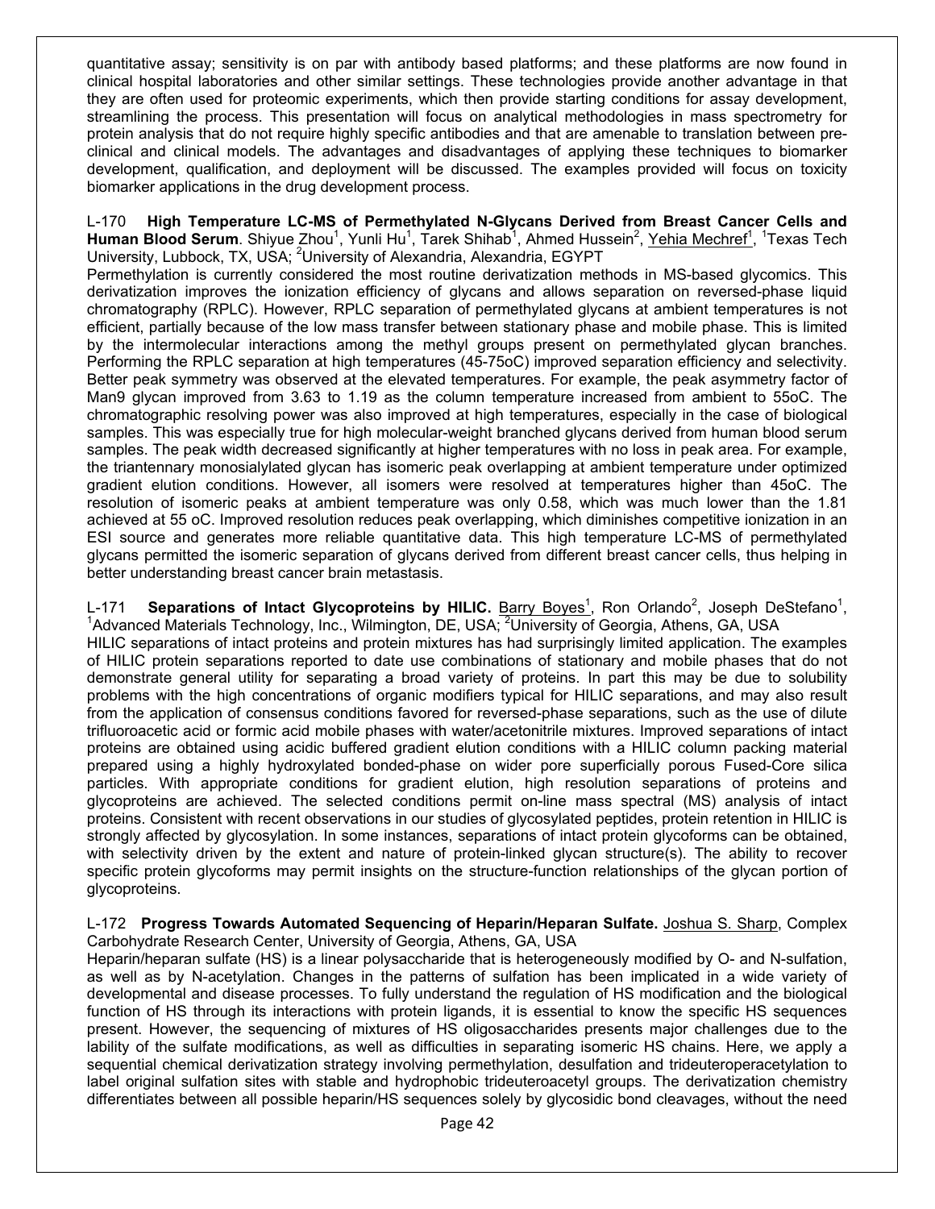quantitative assay; sensitivity is on par with antibody based platforms; and these platforms are now found in clinical hospital laboratories and other similar settings. These technologies provide another advantage in that they are often used for proteomic experiments, which then provide starting conditions for assay development, streamlining the process. This presentation will focus on analytical methodologies in mass spectrometry for protein analysis that do not require highly specific antibodies and that are amenable to translation between pre-clinical and clinical models. The advantages and disadvantages of applying these techniques to biomarker development, qualification, and deployment will be discussed. The examples provided will focus on toxicity biomarker applications in the drug development process.

L-170 **High Temperature LC-MS of Permethylated N-Glycans Derived from Breast Cancer Cells and Human Blood Serum**. Shiyue Zhou[1], Yunli Hu[1], Tarek Shihab[1], Ahmed Hussein[2], Yehia Mechref[1], [1]Texas Tech University, Lubbock, TX, USA; [2]University of Alexandria, Alexandria, EGYPT

Permethylation is currently considered the most routine derivatization methods in MS-based glycomics. This derivatization improves the ionization efficiency of glycans and allows separation on reversed-phase liquid chromatography (RPLC). However, RPLC separation of permethylated glycans at ambient temperatures is not efficient, partially because of the low mass transfer between stationary phase and mobile phase. This is limited by the intermolecular interactions among the methyl groups present on permethylated glycan branches. Performing the RPLC separation at high temperatures (45-75oC) improved separation efficiency and selectivity. Better peak symmetry was observed at the elevated temperatures. For example, the peak asymmetry factor of Man9 glycan improved from 3.63 to 1.19 as the column temperature increased from ambient to 55oC. The chromatographic resolving power was also improved at high temperatures, especially in the case of biological samples. This was especially true for high molecular-weight branched glycans derived from human blood serum samples. The peak width decreased significantly at higher temperatures with no loss in peak area. For example, the triantennary monosialylated glycan has isomeric peak overlapping at ambient temperature under optimized gradient elution conditions. However, all isomers were resolved at temperatures higher than 45oC. The resolution of isomeric peaks at ambient temperature was only 0.58, which was much lower than the 1.81 achieved at 55 oC. Improved resolution reduces peak overlapping, which diminishes competitive ionization in an ESI source and generates more reliable quantitative data. This high temperature LC-MS of permethylated glycans permitted the isomeric separation of glycans derived from different breast cancer cells, thus helping in better understanding breast cancer brain metastasis.

L-171 **Separations of Intact Glycoproteins by HILIC.** Barry Boyes[1], Ron Orlando[2], Joseph DeStefano[1], [1]Advanced Materials Technology, Inc., Wilmington, DE, USA; [2]University of Georgia, Athens, GA, USA

HILIC separations of intact proteins and protein mixtures has had surprisingly limited application. The examples of HILIC protein separations reported to date use combinations of stationary and mobile phases that do not demonstrate general utility for separating a broad variety of proteins. In part this may be due to solubility problems with the high concentrations of organic modifiers typical for HILIC separations, and may also result from the application of consensus conditions favored for reversed-phase separations, such as the use of dilute trifluoroacetic acid or formic acid mobile phases with water/acetonitrile mixtures. Improved separations of intact proteins are obtained using acidic buffered gradient elution conditions with a HILIC column packing material prepared using a highly hydroxylated bonded-phase on wider pore superficially porous Fused-Core silica particles. With appropriate conditions for gradient elution, high resolution separations of proteins and glycoproteins are achieved. The selected conditions permit on-line mass spectral (MS) analysis of intact proteins. Consistent with recent observations in our studies of glycosylated peptides, protein retention in HILIC is strongly affected by glycosylation. In some instances, separations of intact protein glycoforms can be obtained, with selectivity driven by the extent and nature of protein-linked glycan structure(s). The ability to recover specific protein glycoforms may permit insights on the structure-function relationships of the glycan portion of glycoproteins.

L-172 **Progress Towards Automated Sequencing of Heparin/Heparan Sulfate.** Joshua S. Sharp, Complex Carbohydrate Research Center, University of Georgia, Athens, GA, USA

Heparin/heparan sulfate (HS) is a linear polysaccharide that is heterogeneously modified by O- and N-sulfation, as well as by N-acetylation. Changes in the patterns of sulfation has been implicated in a wide variety of developmental and disease processes. To fully understand the regulation of HS modification and the biological function of HS through its interactions with protein ligands, it is essential to know the specific HS sequences present. However, the sequencing of mixtures of HS oligosaccharides presents major challenges due to the lability of the sulfate modifications, as well as difficulties in separating isomeric HS chains. Here, we apply a sequential chemical derivatization strategy involving permethylation, desulfation and trideuteroperacetylation to label original sulfation sites with stable and hydrophobic trideuteroacetyl groups. The derivatization chemistry differentiates between all possible heparin/HS sequences solely by glycosidic bond cleavages, without the need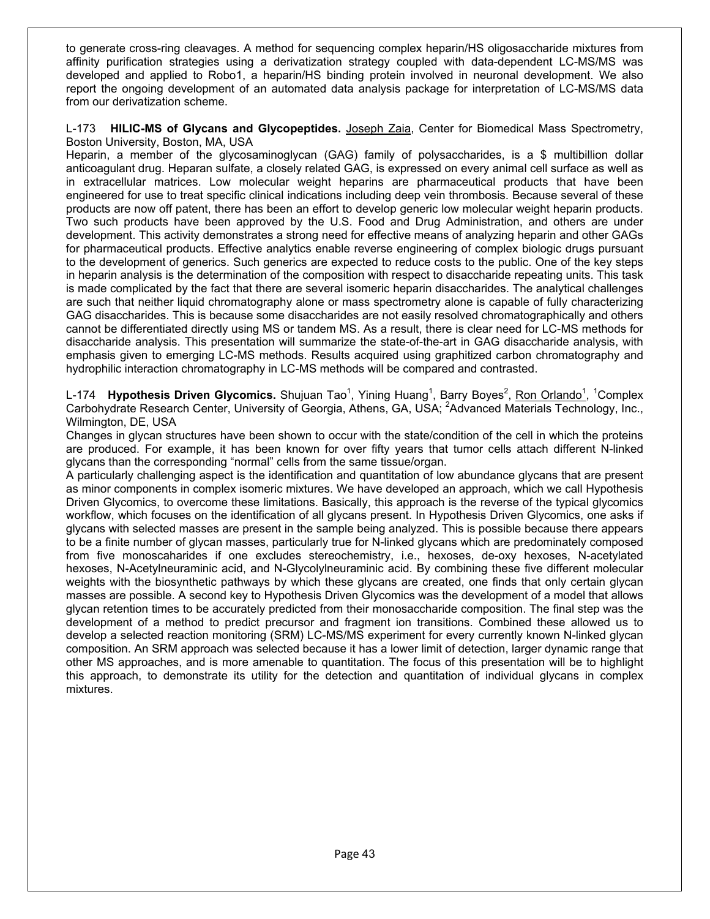to generate cross-ring cleavages. A method for sequencing complex heparin/HS oligosaccharide mixtures from affinity purification strategies using a derivatization strategy coupled with data-dependent LC-MS/MS was developed and applied to Robo1, a heparin/HS binding protein involved in neuronal development. We also report the ongoing development of an automated data analysis package for interpretation of LC-MS/MS data from our derivatization scheme.

L-173 **HILIC-MS of Glycans and Glycopeptides.** Joseph Zaia, Center for Biomedical Mass Spectrometry, Boston University, Boston, MA, USA

Heparin, a member of the glycosaminoglycan (GAG) family of polysaccharides, is a $ multibillion dollar anticoagulant drug. Heparan sulfate, a closely related GAG, is expressed on every animal cell surface as well as in extracellular matrices. Low molecular weight heparins are pharmaceutical products that have been engineered for use to treat specific clinical indications including deep vein thrombosis. Because several of these products are now off patent, there has been an effort to develop generic low molecular weight heparin products. Two such products have been approved by the U.S. Food and Drug Administration, and others are under development. This activity demonstrates a strong need for effective means of analyzing heparin and other GAGs for pharmaceutical products. Effective analytics enable reverse engineering of complex biologic drugs pursuant to the development of generics. Such generics are expected to reduce costs to the public. One of the key steps in heparin analysis is the determination of the composition with respect to disaccharide repeating units. This task is made complicated by the fact that there are several isomeric heparin disaccharides. The analytical challenges are such that neither liquid chromatography alone or mass spectrometry alone is capable of fully characterizing GAG disaccharides. This is because some disaccharides are not easily resolved chromatographically and others cannot be differentiated directly using MS or tandem MS. As a result, there is clear need for LC-MS methods for disaccharide analysis. This presentation will summarize the state-of-the-art in GAG disaccharide analysis, with emphasis given to emerging LC-MS methods. Results acquired using graphitized carbon chromatography and hydrophilic interaction chromatography in LC-MS methods will be compared and contrasted.

L-174 **Hypothesis Driven Glycomics.** Shujuan Tao[1], Yining Huang[1], Barry Boyes[2], Ron Orlando[1], [1]Complex Carbohydrate Research Center, University of Georgia, Athens, GA, USA; [2]Advanced Materials Technology, Inc., Wilmington, DE, USA

Changes in glycan structures have been shown to occur with the state/condition of the cell in which the proteins are produced. For example, it has been known for over fifty years that tumor cells attach different N-linked glycans than the corresponding "normal" cells from the same tissue/organ.

A particularly challenging aspect is the identification and quantitation of low abundance glycans that are present as minor components in complex isomeric mixtures. We have developed an approach, which we call Hypothesis Driven Glycomics, to overcome these limitations. Basically, this approach is the reverse of the typical glycomics workflow, which focuses on the identification of all glycans present. In Hypothesis Driven Glycomics, one asks if glycans with selected masses are present in the sample being analyzed. This is possible because there appears to be a finite number of glycan masses, particularly true for N-linked glycans which are predominately composed from five monoscaharides if one excludes stereochemistry, i.e., hexoses, de-oxy hexoses, N-acetylated hexoses, N-Acetylneuraminic acid, and N-Glycolylneuraminic acid. By combining these five different molecular weights with the biosynthetic pathways by which these glycans are created, one finds that only certain glycan masses are possible. A second key to Hypothesis Driven Glycomics was the development of a model that allows glycan retention times to be accurately predicted from their monosaccharide composition. The final step was the development of a method to predict precursor and fragment ion transitions. Combined these allowed us to develop a selected reaction monitoring (SRM) LC-MS/MS experiment for every currently known N-linked glycan composition. An SRM approach was selected because it has a lower limit of detection, larger dynamic range that other MS approaches, and is more amenable to quantitation. The focus of this presentation will be to highlight this approach, to demonstrate its utility for the detection and quantitation of individual glycans in complex mixtures.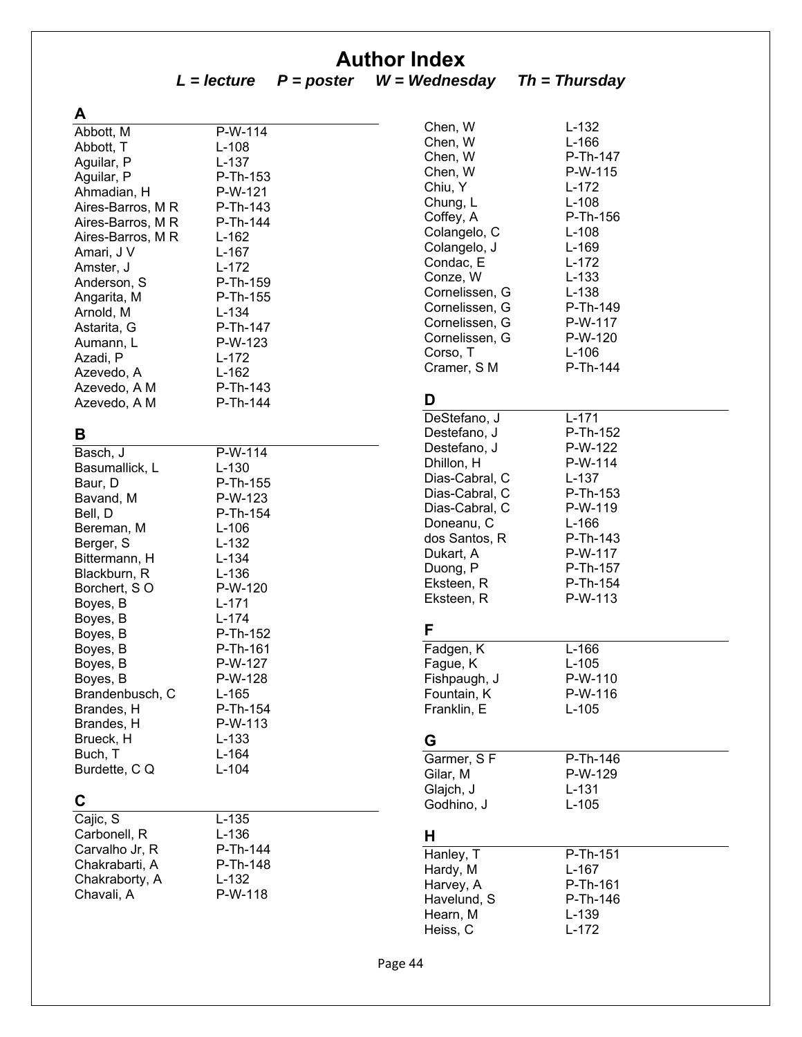# Author Index

***L = lecture   P = poster   W = Wednesday   Th = Thursday***

## A

| | |
|---|---|
| Abbott, M | P-W-114 |
| Abbott, T | L-108 |
| Aguilar, P | L-137 |
| Aguilar, P | P-Th-153 |
| Ahmadian, H | P-W-121 |
| Aires-Barros, M R | P-Th-143 |
| Aires-Barros, M R | P-Th-144 |
| Aires-Barros, M R | L-162 |
| Amari, J V | L-167 |
| Amster, J | L-172 |
| Anderson, S | P-Th-159 |
| Angarita, M | P-Th-155 |
| Arnold, M | L-134 |
| Astarita, G | P-Th-147 |
| Aumann, L | P-W-123 |
| Azadi, P | L-172 |
| Azevedo, A | L-162 |
| Azevedo, A M | P-Th-143 |
| Azevedo, A M | P-Th-144 |

## B

| | |
|---|---|
| Basch, J | P-W-114 |
| Basumallick, L | L-130 |
| Baur, D | P-Th-155 |
| Bavand, M | P-W-123 |
| Bell, D | P-Th-154 |
| Bereman, M | L-106 |
| Berger, S | L-132 |
| Bittermann, H | L-134 |
| Blackburn, R | L-136 |
| Borchert, S O | P-W-120 |
| Boyes, B | L-171 |
| Boyes, B | L-174 |
| Boyes, B | P-Th-152 |
| Boyes, B | P-Th-161 |
| Boyes, B | P-W-127 |
| Boyes, B | P-W-128 |
| Brandenbusch, C | L-165 |
| Brandes, H | P-Th-154 |
| Brandes, H | P-W-113 |
| Brueck, H | L-133 |
| Buch, T | L-164 |
| Burdette, C Q | L-104 |

## C

| | |
|---|---|
| Cajic, S | L-135 |
| Carbonell, R | L-136 |
| Carvalho Jr, R | P-Th-144 |
| Chakrabarti, A | P-Th-148 |
| Chakraborty, A | L-132 |
| Chavali, A | P-W-118 |
| Chen, W | L-132 |
| Chen, W | L-166 |
| Chen, W | P-Th-147 |
| Chen, W | P-W-115 |
| Chiu, Y | L-172 |
| Chung, L | L-108 |
| Coffey, A | P-Th-156 |
| Colangelo, C | L-108 |
| Colangelo, J | L-169 |
| Condac, E | L-172 |
| Conze, W | L-133 |
| Cornelissen, G | L-138 |
| Cornelissen, G | P-Th-149 |
| Cornelissen, G | P-W-117 |
| Cornelissen, G | P-W-120 |
| Corso, T | L-106 |
| Cramer, S M | P-Th-144 |

## D

| | |
|---|---|
| DeStefano, J | L-171 |
| Destefano, J | P-Th-152 |
| Destefano, J | P-W-122 |
| Dhillon, H | P-W-114 |
| Dias-Cabral, C | L-137 |
| Dias-Cabral, C | P-Th-153 |
| Dias-Cabral, C | P-W-119 |
| Doneanu, C | L-166 |
| dos Santos, R | P-Th-143 |
| Dukart, A | P-W-117 |
| Duong, P | P-Th-157 |
| Eksteen, R | P-Th-154 |
| Eksteen, R | P-W-113 |

## F

| | |
|---|---|
| Fadgen, K | L-166 |
| Fague, K | L-105 |
| Fishpaugh, J | P-W-110 |
| Fountain, K | P-W-116 |
| Franklin, E | L-105 |

## G

| | |
|---|---|
| Garmer, S F | P-Th-146 |
| Gilar, M | P-W-129 |
| Glajch, J | L-131 |
| Godhino, J | L-105 |

## H

| | |
|---|---|
| Hanley, T | P-Th-151 |
| Hardy, M | L-167 |
| Harvey, A | P-Th-161 |
| Havelund, S | P-Th-146 |
| Hearn, M | L-139 |
| Heiss, C | L-172 |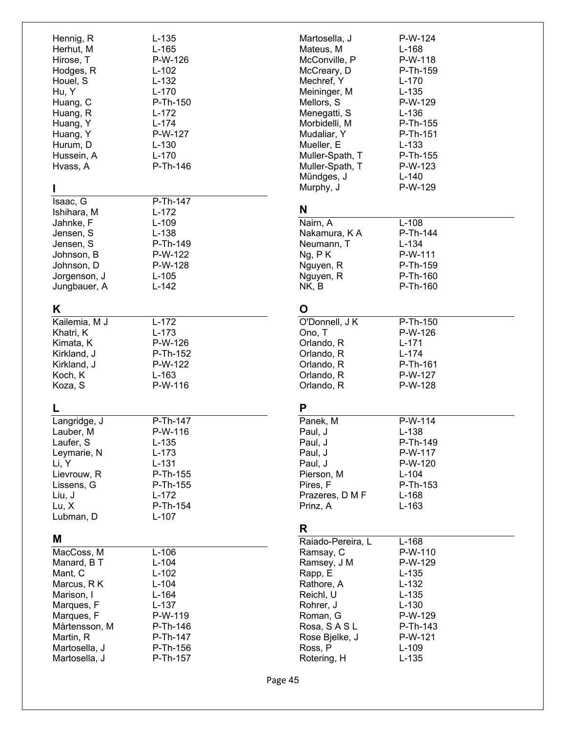| | |
|---|---|
| Hennig, R | L-135 |
| Herhut, M | L-165 |
| Hirose, T | P-W-126 |
| Hodges, R | L-102 |
| Houel, S | L-132 |
| Hu, Y | L-170 |
| Huang, C | P-Th-150 |
| Huang, R | L-172 |
| Huang, Y | L-174 |
| Huang, Y | P-W-127 |
| Hurum, D | L-130 |
| Hussein, A | L-170 |
| Hvass, A | P-Th-146 |

## I

| | |
|---|---|
| Isaac, G | P-Th-147 |
| Ishihara, M | L-172 |
| Jahnke, F | L-109 |
| Jensen, S | L-138 |
| Jensen, S | P-Th-149 |
| Johnson, B | P-W-122 |
| Johnson, D | P-W-128 |
| Jorgenson, J | L-105 |
| Jungbauer, A | L-142 |

## K

| | |
|---|---|
| Kailemia, M J | L-172 |
| Khatri, K | L-173 |
| Kimata, K | P-W-126 |
| Kirkland, J | P-Th-152 |
| Kirkland, J | P-W-122 |
| Koch, K | L-163 |
| Koza, S | P-W-116 |

## L

| | |
|---|---|
| Langridge, J | P-Th-147 |
| Lauber, M | P-W-116 |
| Laufer, S | L-135 |
| Leymarie, N | L-173 |
| Li, Y | L-131 |
| Lievrouw, R | P-Th-155 |
| Lissens, G | P-Th-155 |
| Liu, J | L-172 |
| Lu, X | P-Th-154 |
| Lubman, D | L-107 |

## M

| | |
|---|---|
| MacCoss, M | L-106 |
| Manard, B T | L-104 |
| Mant, C | L-102 |
| Marcus, R K | L-104 |
| Marison, I | L-164 |
| Marques, F | L-137 |
| Marques, F | P-W-119 |
| Mårtensson, M | P-Th-146 |
| Martin, R | P-Th-147 |
| Martosella, J | P-Th-156 |
| Martosella, J | P-Th-157 |
| Martosella, J | P-W-124 |
| Mateus, M | L-168 |
| McConville, P | P-W-118 |
| McCreary, D | P-Th-159 |
| Mechref, Y | L-170 |
| Meininger, M | L-135 |
| Mellors, S | P-W-129 |
| Menegatti, S | L-136 |
| Morbidelli, M | P-Th-155 |
| Mudaliar, Y | P-Th-151 |
| Mueller, E | L-133 |
| Muller-Spath, T | P-Th-155 |
| Muller-Spath, T | P-W-123 |
| Mündges, J | L-140 |
| Murphy, J | P-W-129 |

## N

| | |
|---|---|
| Nairn, A | L-108 |
| Nakamura, K A | P-Th-144 |
| Neumann, T | L-134 |
| Ng, P K | P-W-111 |
| Nguyen, R | P-Th-159 |
| Nguyen, R | P-Th-160 |
| NK, B | P-Th-160 |

## O

| | |
|---|---|
| O'Donnell, J K | P-Th-150 |
| Ono, T | P-W-126 |
| Orlando, R | L-171 |
| Orlando, R | L-174 |
| Orlando, R | P-Th-161 |
| Orlando, R | P-W-127 |
| Orlando, R | P-W-128 |

## P

| | |
|---|---|
| Panek, M | P-W-114 |
| Paul, J | L-138 |
| Paul, J | P-Th-149 |
| Paul, J | P-W-117 |
| Paul, J | P-W-120 |
| Pierson, M | L-104 |
| Pires, F | P-Th-153 |
| Prazeres, D M F | L-168 |
| Prinz, A | L-163 |

## R

| | |
|---|---|
| Raiado-Pereira, L | L-168 |
| Ramsay, C | P-W-110 |
| Ramsey, J M | P-W-129 |
| Rapp, E | L-135 |
| Rathore, A | L-132 |
| Reichl, U | L-135 |
| Rohrer, J | L-130 |
| Roman, G | P-W-129 |
| Rosa, S A S L | P-Th-143 |
| Rose Bjelke, J | P-W-121 |
| Ross, P | L-109 |
| Rotering, H | L-135 |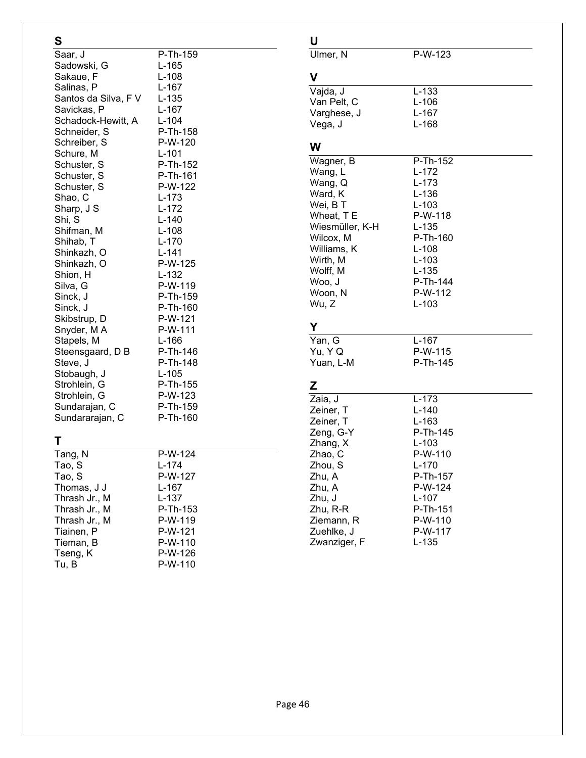## S

| | |
|---|---|
| Saar, J | P-Th-159 |
| Sadowski, G | L-165 |
| Sakaue, F | L-108 |
| Salinas, P | L-167 |
| Santos da Silva, F V | L-135 |
| Savickas, P | L-167 |
| Schadock-Hewitt, A | L-104 |
| Schneider, S | P-Th-158 |
| Schreiber, S | P-W-120 |
| Schure, M | L-101 |
| Schuster, S | P-Th-152 |
| Schuster, S | P-Th-161 |
| Schuster, S | P-W-122 |
| Shao, C | L-173 |
| Sharp, J S | L-172 |
| Shi, S | L-140 |
| Shifman, M | L-108 |
| Shihab, T | L-170 |
| Shinkazh, O | L-141 |
| Shinkazh, O | P-W-125 |
| Shion, H | L-132 |
| Silva, G | P-W-119 |
| Sinck, J | P-Th-159 |
| Sinck, J | P-Th-160 |
| Skibstrup, D | P-W-121 |
| Snyder, M A | P-W-111 |
| Stapels, M | L-166 |
| Steensgaard, D B | P-Th-146 |
| Steve, J | P-Th-148 |
| Stobaugh, J | L-105 |
| Strohlein, G | P-Th-155 |
| Strohlein, G | P-W-123 |
| Sundarajan, C | P-Th-159 |
| Sundararajan, C | P-Th-160 |

## T

| | |
|---|---|
| Tang, N | P-W-124 |
| Tao, S | L-174 |
| Tao, S | P-W-127 |
| Thomas, J J | L-167 |
| Thrash Jr., M | L-137 |
| Thrash Jr., M | P-Th-153 |
| Thrash Jr., M | P-W-119 |
| Tiainen, P | P-W-121 |
| Tieman, B | P-W-110 |
| Tseng, K | P-W-126 |
| Tu, B | P-W-110 |

## U

| | |
|---|---|
| Ulmer, N | P-W-123 |

## V

| | |
|---|---|
| Vajda, J | L-133 |
| Van Pelt, C | L-106 |
| Varghese, J | L-167 |
| Vega, J | L-168 |

## W

| | |
|---|---|
| Wagner, B | P-Th-152 |
| Wang, L | L-172 |
| Wang, Q | L-173 |
| Ward, K | L-136 |
| Wei, B T | L-103 |
| Wheat, T E | P-W-118 |
| Wiesmüller, K-H | L-135 |
| Wilcox, M | P-Th-160 |
| Williams, K | L-108 |
| Wirth, M | L-103 |
| Wolff, M | L-135 |
| Woo, J | P-Th-144 |
| Woon, N | P-W-112 |
| Wu, Z | L-103 |

## Y

| | |
|---|---|
| Yan, G | L-167 |
| Yu, Y Q | P-W-115 |
| Yuan, L-M | P-Th-145 |

## Z

| | |
|---|---|
| Zaia, J | L-173 |
| Zeiner, T | L-140 |
| Zeiner, T | L-163 |
| Zeng, G-Y | P-Th-145 |
| Zhang, X | L-103 |
| Zhao, C | P-W-110 |
| Zhou, S | L-170 |
| Zhu, A | P-Th-157 |
| Zhu, A | P-W-124 |
| Zhu, J | L-107 |
| Zhu, R-R | P-Th-151 |
| Ziemann, R | P-W-110 |
| Zuehlke, J | P-W-117 |
| Zwanziger, F | L-135 |